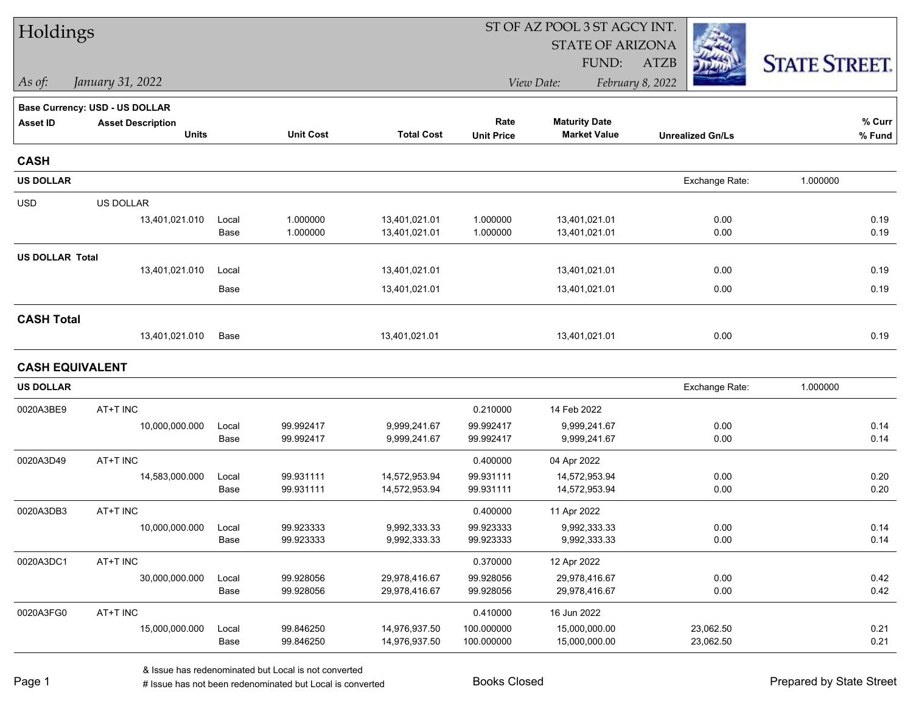# Holdings

ST OF AZ POOL 3 ST AGCY INT.
STATE OF ARIZONA
FUND: ATZB

*As of: January 31, 2022*

*View Date: February 8, 2022*

STATE STREET.

**Base Currency: USD - US DOLLAR**

| Asset ID | Asset Description / Units | | Unit Cost | Total Cost | Rate / Unit Price | Maturity Date / Market Value | Unrealized Gn/Ls | % Curr / % Fund |
|---|---|---|---|---|---|---|---|---|
| **CASH** | | | | | | | | |
| **US DOLLAR** | | | | | | | Exchange Rate: | 1.000000 |
| USD | US DOLLAR | | | | | | | |
| | 13,401,021.010 | Local | 1.000000 | 13,401,021.01 | 1.000000 | 13,401,021.01 | 0.00 | 0.19 |
| | | Base | 1.000000 | 13,401,021.01 | 1.000000 | 13,401,021.01 | 0.00 | 0.19 |
| **US DOLLAR Total** | | | | | | | | |
| | 13,401,021.010 | Local | | 13,401,021.01 | | 13,401,021.01 | 0.00 | 0.19 |
| | | Base | | 13,401,021.01 | | 13,401,021.01 | 0.00 | 0.19 |
| **CASH Total** | | | | | | | | |
| | 13,401,021.010 | Base | | 13,401,021.01 | | 13,401,021.01 | 0.00 | 0.19 |
| **CASH EQUIVALENT** | | | | | | | | |
| **US DOLLAR** | | | | | | | Exchange Rate: | 1.000000 |
| 0020A3BE9 | AT+T INC | | | | 0.210000 | 14 Feb 2022 | | |
| | 10,000,000.000 | Local | 99.992417 | 9,999,241.67 | 99.992417 | 9,999,241.67 | 0.00 | 0.14 |
| | | Base | 99.992417 | 9,999,241.67 | 99.992417 | 9,999,241.67 | 0.00 | 0.14 |
| 0020A3D49 | AT+T INC | | | | 0.400000 | 04 Apr 2022 | | |
| | 14,583,000.000 | Local | 99.931111 | 14,572,953.94 | 99.931111 | 14,572,953.94 | 0.00 | 0.20 |
| | | Base | 99.931111 | 14,572,953.94 | 99.931111 | 14,572,953.94 | 0.00 | 0.20 |
| 0020A3DB3 | AT+T INC | | | | 0.400000 | 11 Apr 2022 | | |
| | 10,000,000.000 | Local | 99.923333 | 9,992,333.33 | 99.923333 | 9,992,333.33 | 0.00 | 0.14 |
| | | Base | 99.923333 | 9,992,333.33 | 99.923333 | 9,992,333.33 | 0.00 | 0.14 |
| 0020A3DC1 | AT+T INC | | | | 0.370000 | 12 Apr 2022 | | |
| | 30,000,000.000 | Local | 99.928056 | 29,978,416.67 | 99.928056 | 29,978,416.67 | 0.00 | 0.42 |
| | | Base | 99.928056 | 29,978,416.67 | 99.928056 | 29,978,416.67 | 0.00 | 0.42 |
| 0020A3FG0 | AT+T INC | | | | 0.410000 | 16 Jun 2022 | | |
| | 15,000,000.000 | Local | 99.846250 | 14,976,937.50 | 100.000000 | 15,000,000.00 | 23,062.50 | 0.21 |
| | | Base | 99.846250 | 14,976,937.50 | 100.000000 | 15,000,000.00 | 23,062.50 | 0.21 |

& Issue has redenominated but Local is not converted
# Issue has not been redenominated but Local is converted

Books Closed

Prepared by State Street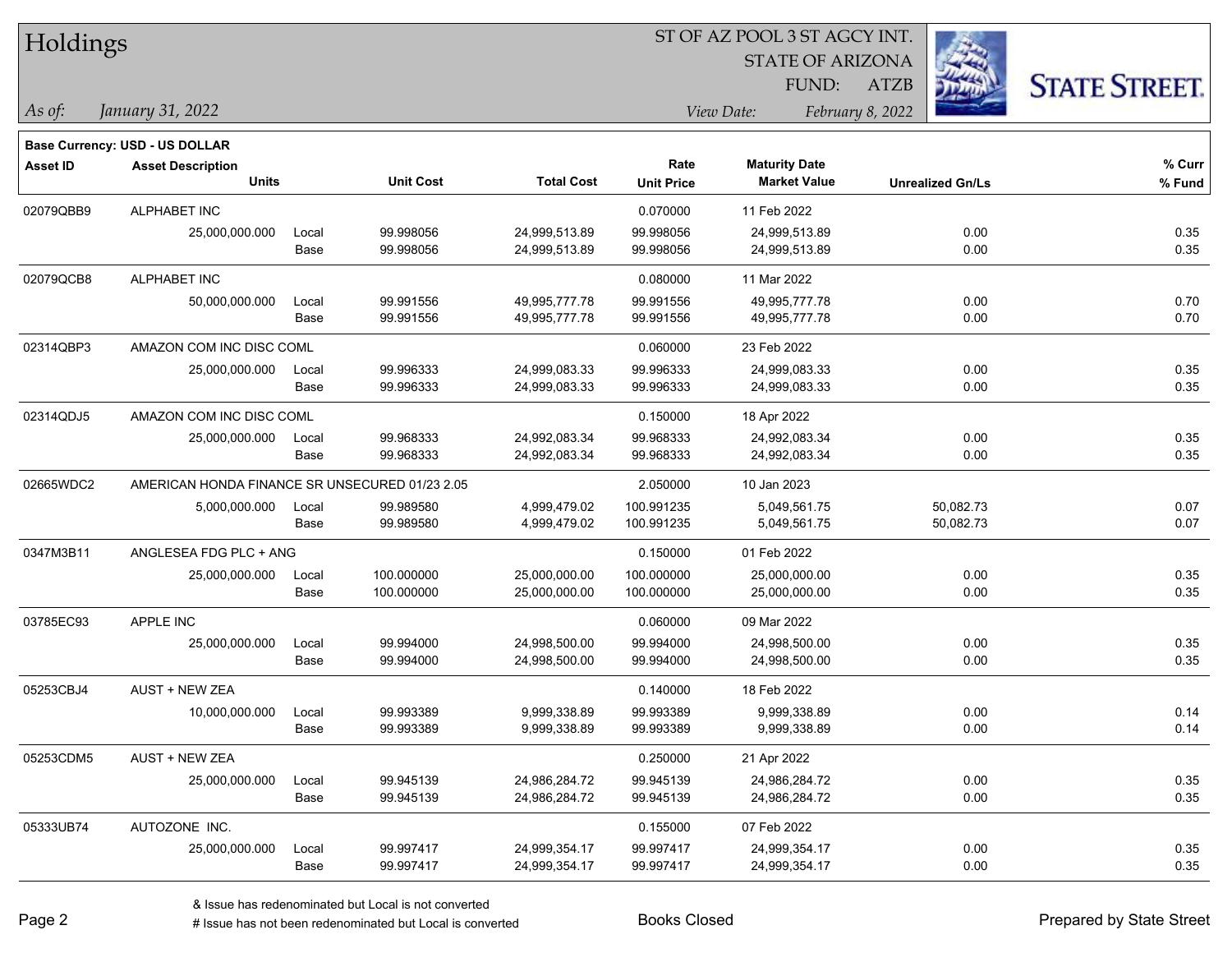# Holdings

ST OF AZ POOL 3 ST AGCY INT.
STATE OF ARIZONA
FUND: ATZB

*As of: January 31, 2022*

*View Date: February 8, 2022*

**Base Currency: USD - US DOLLAR**

| Asset ID | Asset Description / Units | | Unit Cost | Total Cost | Rate / Unit Price | Maturity Date / Market Value | Unrealized Gn/Ls | % Curr / % Fund |
|---|---|---|---|---|---|---|---|---|
| 02079QBB9 | ALPHABET INC | | | | 0.070000 | 11 Feb 2022 | | |
| | 25,000,000.000 | Local | 99.998056 | 24,999,513.89 | 99.998056 | 24,999,513.89 | 0.00 | 0.35 |
| | | Base | 99.998056 | 24,999,513.89 | 99.998056 | 24,999,513.89 | 0.00 | 0.35 |
| 02079QCB8 | ALPHABET INC | | | | 0.080000 | 11 Mar 2022 | | |
| | 50,000,000.000 | Local | 99.991556 | 49,995,777.78 | 99.991556 | 49,995,777.78 | 0.00 | 0.70 |
| | | Base | 99.991556 | 49,995,777.78 | 99.991556 | 49,995,777.78 | 0.00 | 0.70 |
| 02314QBP3 | AMAZON COM INC DISC COML | | | | 0.060000 | 23 Feb 2022 | | |
| | 25,000,000.000 | Local | 99.996333 | 24,999,083.33 | 99.996333 | 24,999,083.33 | 0.00 | 0.35 |
| | | Base | 99.996333 | 24,999,083.33 | 99.996333 | 24,999,083.33 | 0.00 | 0.35 |
| 02314QDJ5 | AMAZON COM INC DISC COML | | | | 0.150000 | 18 Apr 2022 | | |
| | 25,000,000.000 | Local | 99.968333 | 24,992,083.34 | 99.968333 | 24,992,083.34 | 0.00 | 0.35 |
| | | Base | 99.968333 | 24,992,083.34 | 99.968333 | 24,992,083.34 | 0.00 | 0.35 |
| 02665WDC2 | AMERICAN HONDA FINANCE SR UNSECURED 01/23 2.05 | | | | 2.050000 | 10 Jan 2023 | | |
| | 5,000,000.000 | Local | 99.989580 | 4,999,479.02 | 100.991235 | 5,049,561.75 | 50,082.73 | 0.07 |
| | | Base | 99.989580 | 4,999,479.02 | 100.991235 | 5,049,561.75 | 50,082.73 | 0.07 |
| 0347M3B11 | ANGLESEA FDG PLC + ANG | | | | 0.150000 | 01 Feb 2022 | | |
| | 25,000,000.000 | Local | 100.000000 | 25,000,000.00 | 100.000000 | 25,000,000.00 | 0.00 | 0.35 |
| | | Base | 100.000000 | 25,000,000.00 | 100.000000 | 25,000,000.00 | 0.00 | 0.35 |
| 03785EC93 | APPLE INC | | | | 0.060000 | 09 Mar 2022 | | |
| | 25,000,000.000 | Local | 99.994000 | 24,998,500.00 | 99.994000 | 24,998,500.00 | 0.00 | 0.35 |
| | | Base | 99.994000 | 24,998,500.00 | 99.994000 | 24,998,500.00 | 0.00 | 0.35 |
| 05253CBJ4 | AUST + NEW ZEA | | | | 0.140000 | 18 Feb 2022 | | |
| | 10,000,000.000 | Local | 99.993389 | 9,999,338.89 | 99.993389 | 9,999,338.89 | 0.00 | 0.14 |
| | | Base | 99.993389 | 9,999,338.89 | 99.993389 | 9,999,338.89 | 0.00 | 0.14 |
| 05253CDM5 | AUST + NEW ZEA | | | | 0.250000 | 21 Apr 2022 | | |
| | 25,000,000.000 | Local | 99.945139 | 24,986,284.72 | 99.945139 | 24,986,284.72 | 0.00 | 0.35 |
| | | Base | 99.945139 | 24,986,284.72 | 99.945139 | 24,986,284.72 | 0.00 | 0.35 |
| 05333UB74 | AUTOZONE INC. | | | | 0.155000 | 07 Feb 2022 | | |
| | 25,000,000.000 | Local | 99.997417 | 24,999,354.17 | 99.997417 | 24,999,354.17 | 0.00 | 0.35 |
| | | Base | 99.997417 | 24,999,354.17 | 99.997417 | 24,999,354.17 | 0.00 | 0.35 |

& Issue has redenominated but Local is not converted
# Issue has not been redenominated but Local is converted

Books Closed

Prepared by State Street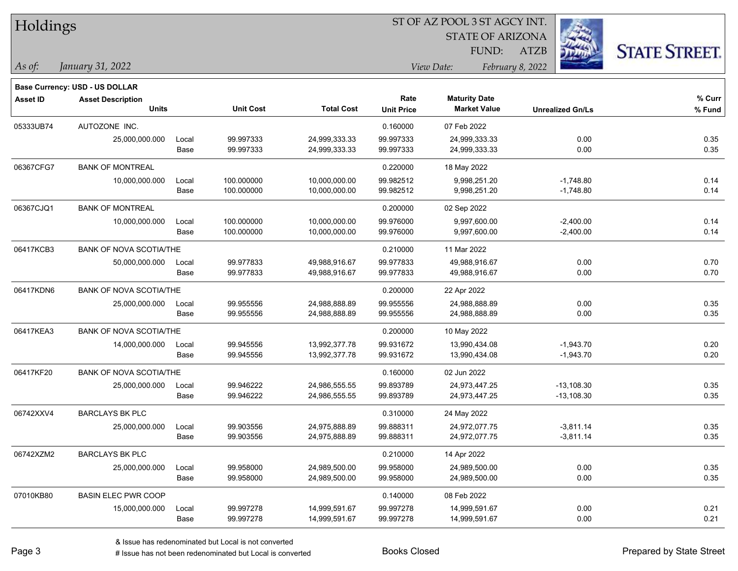# Holdings

ST OF AZ POOL 3 ST AGCY INT.
STATE OF ARIZONA
FUND: ATZB

*As of:* *January 31, 2022*
*View Date:* *February 8, 2022*

**Base Currency: USD - US DOLLAR**

| Asset ID | Asset Description / Units | | Unit Cost | Total Cost | Rate / Unit Price | Maturity Date / Market Value | Unrealized Gn/Ls | % Curr / % Fund |
|---|---|---|---|---|---|---|---|---|
| 05333UB74 | AUTOZONE INC. | | | | 0.160000 | 07 Feb 2022 | | |
| | 25,000,000.000 | Local | 99.997333 | 24,999,333.33 | 99.997333 | 24,999,333.33 | 0.00 | 0.35 |
| | | Base | 99.997333 | 24,999,333.33 | 99.997333 | 24,999,333.33 | 0.00 | 0.35 |
| 06367CFG7 | BANK OF MONTREAL | | | | 0.220000 | 18 May 2022 | | |
| | 10,000,000.000 | Local | 100.000000 | 10,000,000.00 | 99.982512 | 9,998,251.20 | -1,748.80 | 0.14 |
| | | Base | 100.000000 | 10,000,000.00 | 99.982512 | 9,998,251.20 | -1,748.80 | 0.14 |
| 06367CJQ1 | BANK OF MONTREAL | | | | 0.200000 | 02 Sep 2022 | | |
| | 10,000,000.000 | Local | 100.000000 | 10,000,000.00 | 99.976000 | 9,997,600.00 | -2,400.00 | 0.14 |
| | | Base | 100.000000 | 10,000,000.00 | 99.976000 | 9,997,600.00 | -2,400.00 | 0.14 |
| 06417KCB3 | BANK OF NOVA SCOTIA/THE | | | | 0.210000 | 11 Mar 2022 | | |
| | 50,000,000.000 | Local | 99.977833 | 49,988,916.67 | 99.977833 | 49,988,916.67 | 0.00 | 0.70 |
| | | Base | 99.977833 | 49,988,916.67 | 99.977833 | 49,988,916.67 | 0.00 | 0.70 |
| 06417KDN6 | BANK OF NOVA SCOTIA/THE | | | | 0.200000 | 22 Apr 2022 | | |
| | 25,000,000.000 | Local | 99.955556 | 24,988,888.89 | 99.955556 | 24,988,888.89 | 0.00 | 0.35 |
| | | Base | 99.955556 | 24,988,888.89 | 99.955556 | 24,988,888.89 | 0.00 | 0.35 |
| 06417KEA3 | BANK OF NOVA SCOTIA/THE | | | | 0.200000 | 10 May 2022 | | |
| | 14,000,000.000 | Local | 99.945556 | 13,992,377.78 | 99.931672 | 13,990,434.08 | -1,943.70 | 0.20 |
| | | Base | 99.945556 | 13,992,377.78 | 99.931672 | 13,990,434.08 | -1,943.70 | 0.20 |
| 06417KF20 | BANK OF NOVA SCOTIA/THE | | | | 0.160000 | 02 Jun 2022 | | |
| | 25,000,000.000 | Local | 99.946222 | 24,986,555.55 | 99.893789 | 24,973,447.25 | -13,108.30 | 0.35 |
| | | Base | 99.946222 | 24,986,555.55 | 99.893789 | 24,973,447.25 | -13,108.30 | 0.35 |
| 06742XXV4 | BARCLAYS BK PLC | | | | 0.310000 | 24 May 2022 | | |
| | 25,000,000.000 | Local | 99.903556 | 24,975,888.89 | 99.888311 | 24,972,077.75 | -3,811.14 | 0.35 |
| | | Base | 99.903556 | 24,975,888.89 | 99.888311 | 24,972,077.75 | -3,811.14 | 0.35 |
| 06742XZM2 | BARCLAYS BK PLC | | | | 0.210000 | 14 Apr 2022 | | |
| | 25,000,000.000 | Local | 99.958000 | 24,989,500.00 | 99.958000 | 24,989,500.00 | 0.00 | 0.35 |
| | | Base | 99.958000 | 24,989,500.00 | 99.958000 | 24,989,500.00 | 0.00 | 0.35 |
| 07010KB80 | BASIN ELEC PWR COOP | | | | 0.140000 | 08 Feb 2022 | | |
| | 15,000,000.000 | Local | 99.997278 | 14,999,591.67 | 99.997278 | 14,999,591.67 | 0.00 | 0.21 |
| | | Base | 99.997278 | 14,999,591.67 | 99.997278 | 14,999,591.67 | 0.00 | 0.21 |

& Issue has redenominated but Local is not converted
# Issue has not been redenominated but Local is converted

Books Closed

Prepared by State Street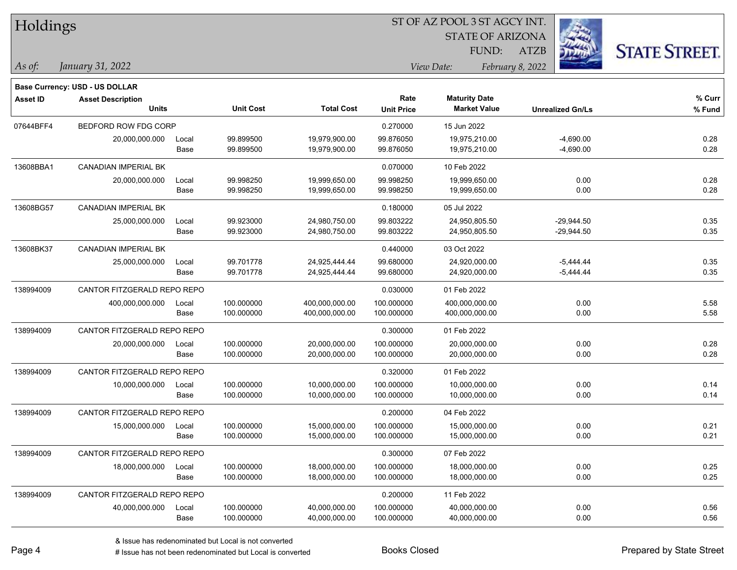# Holdings

ST OF AZ POOL 3 ST AGCY INT.
STATE OF ARIZONA
FUND: ATZB

*As of: January 31, 2022*

*View Date: February 8, 2022*

**Base Currency: USD - US DOLLAR**

| Asset ID | Asset Description / Units | | Unit Cost | Total Cost | Rate / Unit Price | Maturity Date / Market Value | Unrealized Gn/Ls | % Curr / % Fund |
|---|---|---|---|---|---|---|---|---|
| 07644BFF4 | BEDFORD ROW FDG CORP | | | | 0.270000 | 15 Jun 2022 | | |
| | 20,000,000.000 | Local | 99.899500 | 19,979,900.00 | 99.876050 | 19,975,210.00 | -4,690.00 | 0.28 |
| | | Base | 99.899500 | 19,979,900.00 | 99.876050 | 19,975,210.00 | -4,690.00 | 0.28 |
| 13608BBA1 | CANADIAN IMPERIAL BK | | | | 0.070000 | 10 Feb 2022 | | |
| | 20,000,000.000 | Local | 99.998250 | 19,999,650.00 | 99.998250 | 19,999,650.00 | 0.00 | 0.28 |
| | | Base | 99.998250 | 19,999,650.00 | 99.998250 | 19,999,650.00 | 0.00 | 0.28 |
| 13608BG57 | CANADIAN IMPERIAL BK | | | | 0.180000 | 05 Jul 2022 | | |
| | 25,000,000.000 | Local | 99.923000 | 24,980,750.00 | 99.803222 | 24,950,805.50 | -29,944.50 | 0.35 |
| | | Base | 99.923000 | 24,980,750.00 | 99.803222 | 24,950,805.50 | -29,944.50 | 0.35 |
| 13608BK37 | CANADIAN IMPERIAL BK | | | | 0.440000 | 03 Oct 2022 | | |
| | 25,000,000.000 | Local | 99.701778 | 24,925,444.44 | 99.680000 | 24,920,000.00 | -5,444.44 | 0.35 |
| | | Base | 99.701778 | 24,925,444.44 | 99.680000 | 24,920,000.00 | -5,444.44 | 0.35 |
| 138994009 | CANTOR FITZGERALD REPO REPO | | | | 0.030000 | 01 Feb 2022 | | |
| | 400,000,000.000 | Local | 100.000000 | 400,000,000.00 | 100.000000 | 400,000,000.00 | 0.00 | 5.58 |
| | | Base | 100.000000 | 400,000,000.00 | 100.000000 | 400,000,000.00 | 0.00 | 5.58 |
| 138994009 | CANTOR FITZGERALD REPO REPO | | | | 0.300000 | 01 Feb 2022 | | |
| | 20,000,000.000 | Local | 100.000000 | 20,000,000.00 | 100.000000 | 20,000,000.00 | 0.00 | 0.28 |
| | | Base | 100.000000 | 20,000,000.00 | 100.000000 | 20,000,000.00 | 0.00 | 0.28 |
| 138994009 | CANTOR FITZGERALD REPO REPO | | | | 0.320000 | 01 Feb 2022 | | |
| | 10,000,000.000 | Local | 100.000000 | 10,000,000.00 | 100.000000 | 10,000,000.00 | 0.00 | 0.14 |
| | | Base | 100.000000 | 10,000,000.00 | 100.000000 | 10,000,000.00 | 0.00 | 0.14 |
| 138994009 | CANTOR FITZGERALD REPO REPO | | | | 0.200000 | 04 Feb 2022 | | |
| | 15,000,000.000 | Local | 100.000000 | 15,000,000.00 | 100.000000 | 15,000,000.00 | 0.00 | 0.21 |
| | | Base | 100.000000 | 15,000,000.00 | 100.000000 | 15,000,000.00 | 0.00 | 0.21 |
| 138994009 | CANTOR FITZGERALD REPO REPO | | | | 0.300000 | 07 Feb 2022 | | |
| | 18,000,000.000 | Local | 100.000000 | 18,000,000.00 | 100.000000 | 18,000,000.00 | 0.00 | 0.25 |
| | | Base | 100.000000 | 18,000,000.00 | 100.000000 | 18,000,000.00 | 0.00 | 0.25 |
| 138994009 | CANTOR FITZGERALD REPO REPO | | | | 0.200000 | 11 Feb 2022 | | |
| | 40,000,000.000 | Local | 100.000000 | 40,000,000.00 | 100.000000 | 40,000,000.00 | 0.00 | 0.56 |
| | | Base | 100.000000 | 40,000,000.00 | 100.000000 | 40,000,000.00 | 0.00 | 0.56 |

& Issue has redenominated but Local is not converted
# Issue has not been redenominated but Local is converted

Books Closed

Prepared by State Street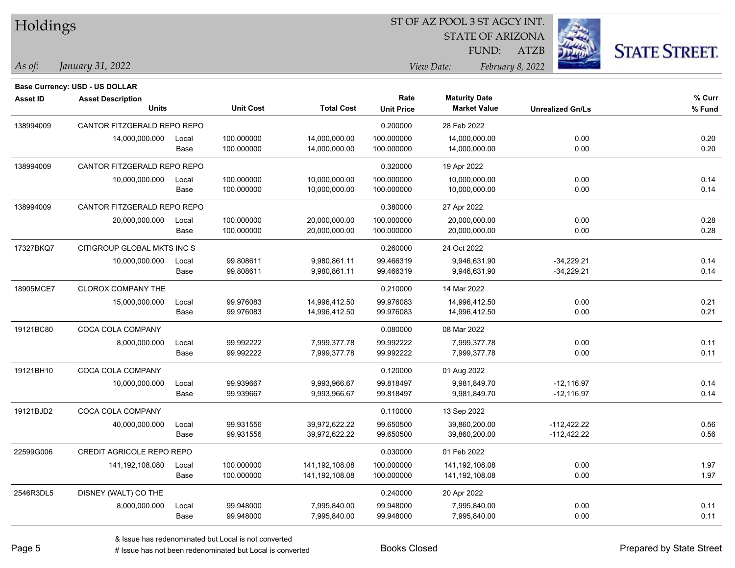# Holdings

ST OF AZ POOL 3 ST AGCY INT.
STATE OF ARIZONA
FUND: ATZB

*As of:* *January 31, 2022*
*View Date:* *February 8, 2022*

**Base Currency: USD - US DOLLAR**

| Asset ID | Asset Description / Units | | Unit Cost | Total Cost | Rate / Unit Price | Maturity Date / Market Value | Unrealized Gn/Ls | % Curr / % Fund |
|---|---|---|---|---|---|---|---|---|
| 138994009 | CANTOR FITZGERALD REPO REPO | | | | 0.200000 | 28 Feb 2022 | | |
| | 14,000,000.000 | Local | 100.000000 | 14,000,000.00 | 100.000000 | 14,000,000.00 | 0.00 | 0.20 |
| | | Base | 100.000000 | 14,000,000.00 | 100.000000 | 14,000,000.00 | 0.00 | 0.20 |
| 138994009 | CANTOR FITZGERALD REPO REPO | | | | 0.320000 | 19 Apr 2022 | | |
| | 10,000,000.000 | Local | 100.000000 | 10,000,000.00 | 100.000000 | 10,000,000.00 | 0.00 | 0.14 |
| | | Base | 100.000000 | 10,000,000.00 | 100.000000 | 10,000,000.00 | 0.00 | 0.14 |
| 138994009 | CANTOR FITZGERALD REPO REPO | | | | 0.380000 | 27 Apr 2022 | | |
| | 20,000,000.000 | Local | 100.000000 | 20,000,000.00 | 100.000000 | 20,000,000.00 | 0.00 | 0.28 |
| | | Base | 100.000000 | 20,000,000.00 | 100.000000 | 20,000,000.00 | 0.00 | 0.28 |
| 17327BKQ7 | CITIGROUP GLOBAL MKTS INC S | | | | 0.260000 | 24 Oct 2022 | | |
| | 10,000,000.000 | Local | 99.808611 | 9,980,861.11 | 99.466319 | 9,946,631.90 | -34,229.21 | 0.14 |
| | | Base | 99.808611 | 9,980,861.11 | 99.466319 | 9,946,631.90 | -34,229.21 | 0.14 |
| 18905MCE7 | CLOROX COMPANY THE | | | | 0.210000 | 14 Mar 2022 | | |
| | 15,000,000.000 | Local | 99.976083 | 14,996,412.50 | 99.976083 | 14,996,412.50 | 0.00 | 0.21 |
| | | Base | 99.976083 | 14,996,412.50 | 99.976083 | 14,996,412.50 | 0.00 | 0.21 |
| 19121BC80 | COCA COLA COMPANY | | | | 0.080000 | 08 Mar 2022 | | |
| | 8,000,000.000 | Local | 99.992222 | 7,999,377.78 | 99.992222 | 7,999,377.78 | 0.00 | 0.11 |
| | | Base | 99.992222 | 7,999,377.78 | 99.992222 | 7,999,377.78 | 0.00 | 0.11 |
| 19121BH10 | COCA COLA COMPANY | | | | 0.120000 | 01 Aug 2022 | | |
| | 10,000,000.000 | Local | 99.939667 | 9,993,966.67 | 99.818497 | 9,981,849.70 | -12,116.97 | 0.14 |
| | | Base | 99.939667 | 9,993,966.67 | 99.818497 | 9,981,849.70 | -12,116.97 | 0.14 |
| 19121BJD2 | COCA COLA COMPANY | | | | 0.110000 | 13 Sep 2022 | | |
| | 40,000,000.000 | Local | 99.931556 | 39,972,622.22 | 99.650500 | 39,860,200.00 | -112,422.22 | 0.56 |
| | | Base | 99.931556 | 39,972,622.22 | 99.650500 | 39,860,200.00 | -112,422.22 | 0.56 |
| 22599G006 | CREDIT AGRICOLE REPO REPO | | | | 0.030000 | 01 Feb 2022 | | |
| | 141,192,108.080 | Local | 100.000000 | 141,192,108.08 | 100.000000 | 141,192,108.08 | 0.00 | 1.97 |
| | | Base | 100.000000 | 141,192,108.08 | 100.000000 | 141,192,108.08 | 0.00 | 1.97 |
| 2546R3DL5 | DISNEY (WALT) CO THE | | | | 0.240000 | 20 Apr 2022 | | |
| | 8,000,000.000 | Local | 99.948000 | 7,995,840.00 | 99.948000 | 7,995,840.00 | 0.00 | 0.11 |
| | | Base | 99.948000 | 7,995,840.00 | 99.948000 | 7,995,840.00 | 0.00 | 0.11 |

& Issue has redenominated but Local is not converted
# Issue has not been redenominated but Local is converted

Books Closed

Prepared by State Street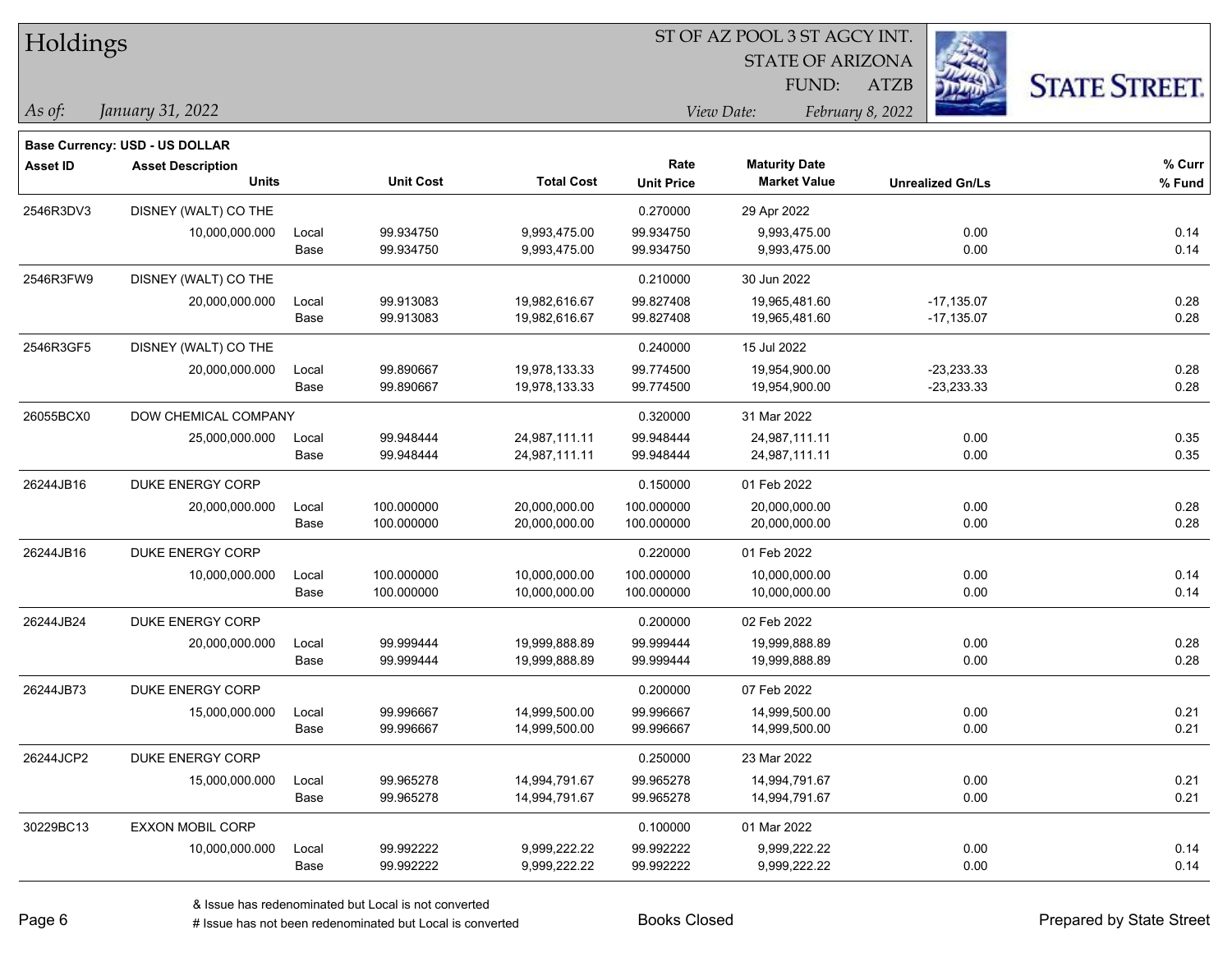# Holdings

ST OF AZ POOL 3 ST AGCY INT.
STATE OF ARIZONA
FUND: ATZB

*As of:* *January 31, 2022*

*View Date:* *February 8, 2022*

**Base Currency: USD - US DOLLAR**

| Asset ID | Asset Description / Units | | Unit Cost | Total Cost | Rate / Unit Price | Maturity Date / Market Value | Unrealized Gn/Ls | % Curr / % Fund |
|---|---|---|---|---|---|---|---|---|
| 2546R3DV3 | DISNEY (WALT) CO THE | | | | 0.270000 | 29 Apr 2022 | | |
| | 10,000,000.000 | Local | 99.934750 | 9,993,475.00 | 99.934750 | 9,993,475.00 | 0.00 | 0.14 |
| | | Base | 99.934750 | 9,993,475.00 | 99.934750 | 9,993,475.00 | 0.00 | 0.14 |
| 2546R3FW9 | DISNEY (WALT) CO THE | | | | 0.210000 | 30 Jun 2022 | | |
| | 20,000,000.000 | Local | 99.913083 | 19,982,616.67 | 99.827408 | 19,965,481.60 | -17,135.07 | 0.28 |
| | | Base | 99.913083 | 19,982,616.67 | 99.827408 | 19,965,481.60 | -17,135.07 | 0.28 |
| 2546R3GF5 | DISNEY (WALT) CO THE | | | | 0.240000 | 15 Jul 2022 | | |
| | 20,000,000.000 | Local | 99.890667 | 19,978,133.33 | 99.774500 | 19,954,900.00 | -23,233.33 | 0.28 |
| | | Base | 99.890667 | 19,978,133.33 | 99.774500 | 19,954,900.00 | -23,233.33 | 0.28 |
| 26055BCX0 | DOW CHEMICAL COMPANY | | | | 0.320000 | 31 Mar 2022 | | |
| | 25,000,000.000 | Local | 99.948444 | 24,987,111.11 | 99.948444 | 24,987,111.11 | 0.00 | 0.35 |
| | | Base | 99.948444 | 24,987,111.11 | 99.948444 | 24,987,111.11 | 0.00 | 0.35 |
| 26244JB16 | DUKE ENERGY CORP | | | | 0.150000 | 01 Feb 2022 | | |
| | 20,000,000.000 | Local | 100.000000 | 20,000,000.00 | 100.000000 | 20,000,000.00 | 0.00 | 0.28 |
| | | Base | 100.000000 | 20,000,000.00 | 100.000000 | 20,000,000.00 | 0.00 | 0.28 |
| 26244JB16 | DUKE ENERGY CORP | | | | 0.220000 | 01 Feb 2022 | | |
| | 10,000,000.000 | Local | 100.000000 | 10,000,000.00 | 100.000000 | 10,000,000.00 | 0.00 | 0.14 |
| | | Base | 100.000000 | 10,000,000.00 | 100.000000 | 10,000,000.00 | 0.00 | 0.14 |
| 26244JB24 | DUKE ENERGY CORP | | | | 0.200000 | 02 Feb 2022 | | |
| | 20,000,000.000 | Local | 99.999444 | 19,999,888.89 | 99.999444 | 19,999,888.89 | 0.00 | 0.28 |
| | | Base | 99.999444 | 19,999,888.89 | 99.999444 | 19,999,888.89 | 0.00 | 0.28 |
| 26244JB73 | DUKE ENERGY CORP | | | | 0.200000 | 07 Feb 2022 | | |
| | 15,000,000.000 | Local | 99.996667 | 14,999,500.00 | 99.996667 | 14,999,500.00 | 0.00 | 0.21 |
| | | Base | 99.996667 | 14,999,500.00 | 99.996667 | 14,999,500.00 | 0.00 | 0.21 |
| 26244JCP2 | DUKE ENERGY CORP | | | | 0.250000 | 23 Mar 2022 | | |
| | 15,000,000.000 | Local | 99.965278 | 14,994,791.67 | 99.965278 | 14,994,791.67 | 0.00 | 0.21 |
| | | Base | 99.965278 | 14,994,791.67 | 99.965278 | 14,994,791.67 | 0.00 | 0.21 |
| 30229BC13 | EXXON MOBIL CORP | | | | 0.100000 | 01 Mar 2022 | | |
| | 10,000,000.000 | Local | 99.992222 | 9,999,222.22 | 99.992222 | 9,999,222.22 | 0.00 | 0.14 |
| | | Base | 99.992222 | 9,999,222.22 | 99.992222 | 9,999,222.22 | 0.00 | 0.14 |

& Issue has redenominated but Local is not converted
# Issue has not been redenominated but Local is converted

Books Closed

Prepared by State Street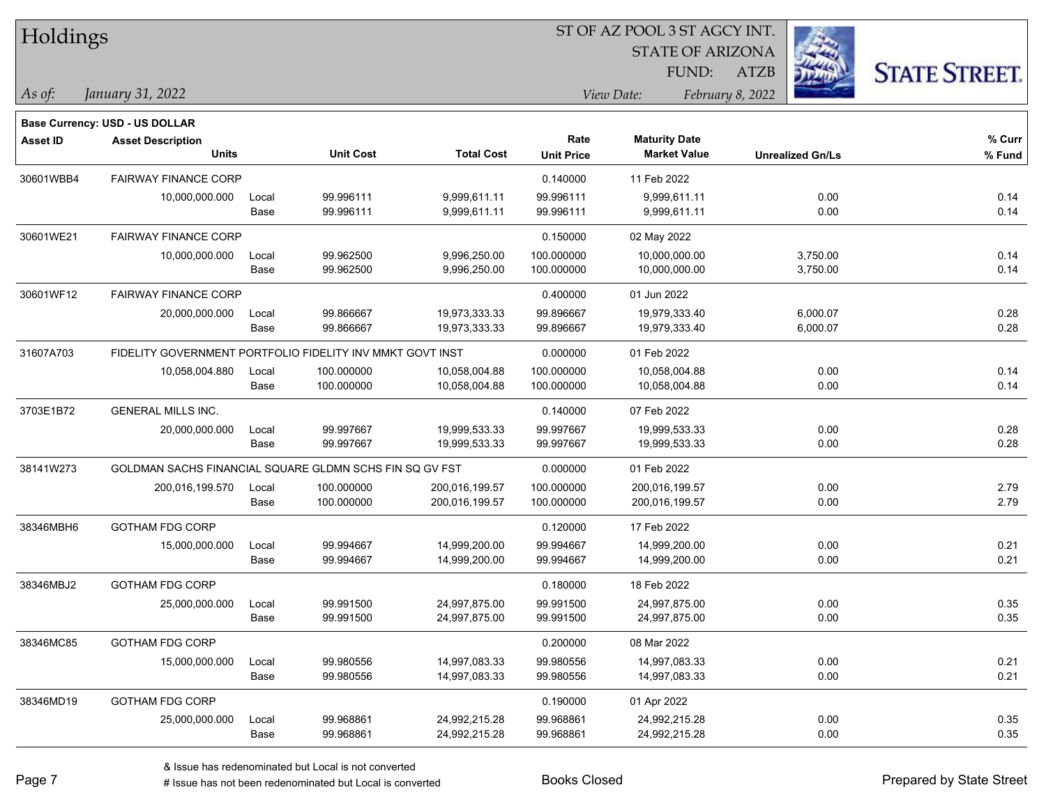# Holdings

ST OF AZ POOL 3 ST AGCY INT.
STATE OF ARIZONA
FUND: ATZB

*As of:* *January 31, 2022*

*View Date:* *February 8, 2022*

**Base Currency: USD - US DOLLAR**

| Asset ID | Asset Description / Units | | Unit Cost | Total Cost | Rate / Unit Price | Maturity Date / Market Value | Unrealized Gn/Ls | % Curr / % Fund |
|---|---|---|---|---|---|---|---|---|
| 30601WBB4 | FAIRWAY FINANCE CORP | | | | 0.140000 | 11 Feb 2022 | | |
| | 10,000,000.000 | Local | 99.996111 | 9,999,611.11 | 99.996111 | 9,999,611.11 | 0.00 | 0.14 |
| | | Base | 99.996111 | 9,999,611.11 | 99.996111 | 9,999,611.11 | 0.00 | 0.14 |
| 30601WE21 | FAIRWAY FINANCE CORP | | | | 0.150000 | 02 May 2022 | | |
| | 10,000,000.000 | Local | 99.962500 | 9,996,250.00 | 100.000000 | 10,000,000.00 | 3,750.00 | 0.14 |
| | | Base | 99.962500 | 9,996,250.00 | 100.000000 | 10,000,000.00 | 3,750.00 | 0.14 |
| 30601WF12 | FAIRWAY FINANCE CORP | | | | 0.400000 | 01 Jun 2022 | | |
| | 20,000,000.000 | Local | 99.866667 | 19,973,333.33 | 99.896667 | 19,979,333.40 | 6,000.07 | 0.28 |
| | | Base | 99.866667 | 19,973,333.33 | 99.896667 | 19,979,333.40 | 6,000.07 | 0.28 |
| 31607A703 | FIDELITY GOVERNMENT PORTFOLIO FIDELITY INV MMKT GOVT INST | | | | 0.000000 | 01 Feb 2022 | | |
| | 10,058,004.880 | Local | 100.000000 | 10,058,004.88 | 100.000000 | 10,058,004.88 | 0.00 | 0.14 |
| | | Base | 100.000000 | 10,058,004.88 | 100.000000 | 10,058,004.88 | 0.00 | 0.14 |
| 3703E1B72 | GENERAL MILLS INC. | | | | 0.140000 | 07 Feb 2022 | | |
| | 20,000,000.000 | Local | 99.997667 | 19,999,533.33 | 99.997667 | 19,999,533.33 | 0.00 | 0.28 |
| | | Base | 99.997667 | 19,999,533.33 | 99.997667 | 19,999,533.33 | 0.00 | 0.28 |
| 38141W273 | GOLDMAN SACHS FINANCIAL SQUARE GLDMN SCHS FIN SQ GV FST | | | | 0.000000 | 01 Feb 2022 | | |
| | 200,016,199.570 | Local | 100.000000 | 200,016,199.57 | 100.000000 | 200,016,199.57 | 0.00 | 2.79 |
| | | Base | 100.000000 | 200,016,199.57 | 100.000000 | 200,016,199.57 | 0.00 | 2.79 |
| 38346MBH6 | GOTHAM FDG CORP | | | | 0.120000 | 17 Feb 2022 | | |
| | 15,000,000.000 | Local | 99.994667 | 14,999,200.00 | 99.994667 | 14,999,200.00 | 0.00 | 0.21 |
| | | Base | 99.994667 | 14,999,200.00 | 99.994667 | 14,999,200.00 | 0.00 | 0.21 |
| 38346MBJ2 | GOTHAM FDG CORP | | | | 0.180000 | 18 Feb 2022 | | |
| | 25,000,000.000 | Local | 99.991500 | 24,997,875.00 | 99.991500 | 24,997,875.00 | 0.00 | 0.35 |
| | | Base | 99.991500 | 24,997,875.00 | 99.991500 | 24,997,875.00 | 0.00 | 0.35 |
| 38346MC85 | GOTHAM FDG CORP | | | | 0.200000 | 08 Mar 2022 | | |
| | 15,000,000.000 | Local | 99.980556 | 14,997,083.33 | 99.980556 | 14,997,083.33 | 0.00 | 0.21 |
| | | Base | 99.980556 | 14,997,083.33 | 99.980556 | 14,997,083.33 | 0.00 | 0.21 |
| 38346MD19 | GOTHAM FDG CORP | | | | 0.190000 | 01 Apr 2022 | | |
| | 25,000,000.000 | Local | 99.968861 | 24,992,215.28 | 99.968861 | 24,992,215.28 | 0.00 | 0.35 |
| | | Base | 99.968861 | 24,992,215.28 | 99.968861 | 24,992,215.28 | 0.00 | 0.35 |

& Issue has redenominated but Local is not converted
# Issue has not been redenominated but Local is converted

Books Closed

Prepared by State Street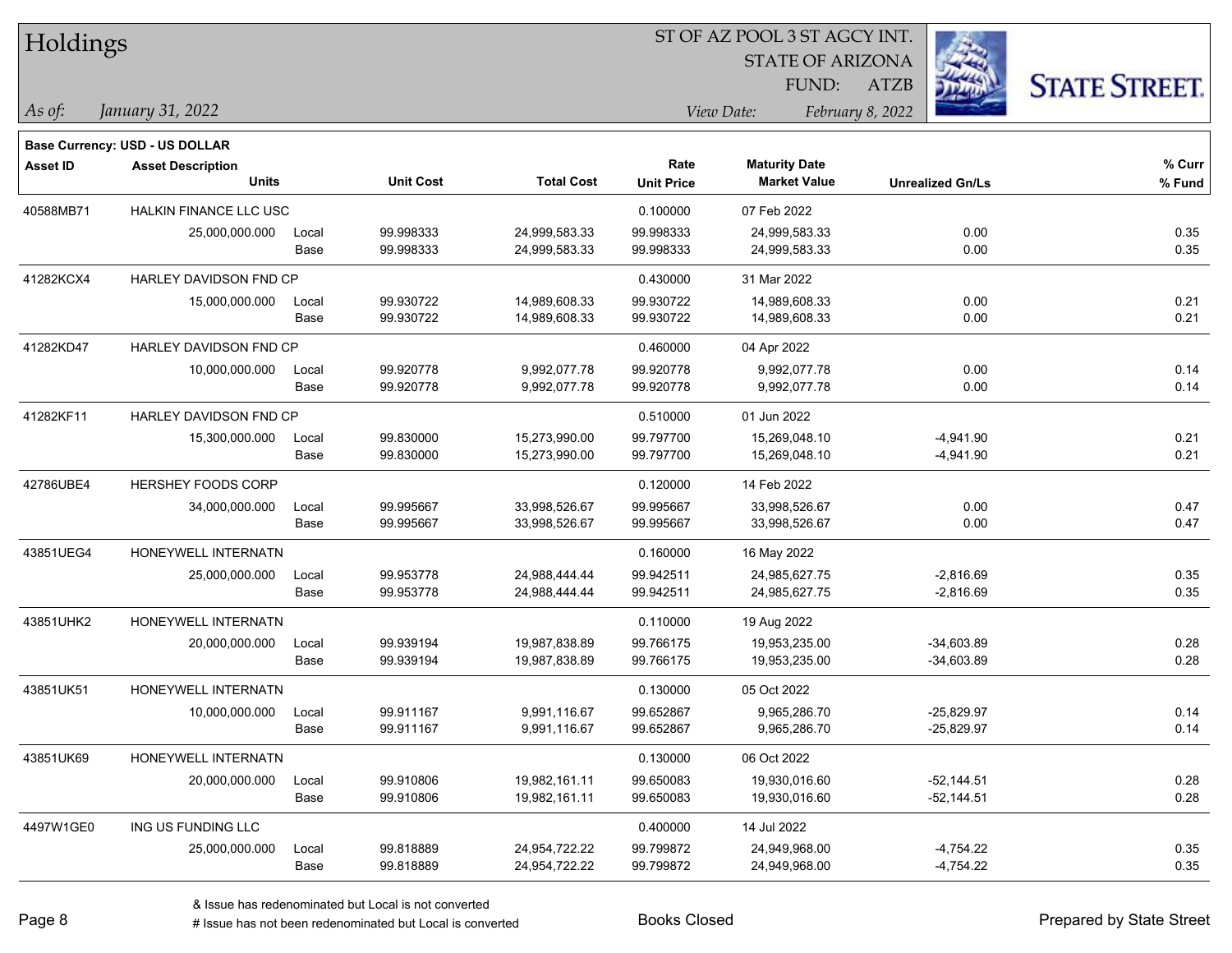# Holdings

ST OF AZ POOL 3 ST AGCY INT.
STATE OF ARIZONA
FUND: ATZB

*As of: January 31, 2022*

*View Date: February 8, 2022*

**Base Currency: USD - US DOLLAR**

| Asset ID | Asset Description / Units | | Unit Cost | Total Cost | Rate / Unit Price | Maturity Date / Market Value | Unrealized Gn/Ls | % Curr / % Fund |
|---|---|---|---|---|---|---|---|---|
| 40588MB71 | HALKIN FINANCE LLC USC | | | | 0.100000 | 07 Feb 2022 | | |
| | 25,000,000.000 | Local | 99.998333 | 24,999,583.33 | 99.998333 | 24,999,583.33 | 0.00 | 0.35 |
| | | Base | 99.998333 | 24,999,583.33 | 99.998333 | 24,999,583.33 | 0.00 | 0.35 |
| 41282KCX4 | HARLEY DAVIDSON FND CP | | | | 0.430000 | 31 Mar 2022 | | |
| | 15,000,000.000 | Local | 99.930722 | 14,989,608.33 | 99.930722 | 14,989,608.33 | 0.00 | 0.21 |
| | | Base | 99.930722 | 14,989,608.33 | 99.930722 | 14,989,608.33 | 0.00 | 0.21 |
| 41282KD47 | HARLEY DAVIDSON FND CP | | | | 0.460000 | 04 Apr 2022 | | |
| | 10,000,000.000 | Local | 99.920778 | 9,992,077.78 | 99.920778 | 9,992,077.78 | 0.00 | 0.14 |
| | | Base | 99.920778 | 9,992,077.78 | 99.920778 | 9,992,077.78 | 0.00 | 0.14 |
| 41282KF11 | HARLEY DAVIDSON FND CP | | | | 0.510000 | 01 Jun 2022 | | |
| | 15,300,000.000 | Local | 99.830000 | 15,273,990.00 | 99.797700 | 15,269,048.10 | -4,941.90 | 0.21 |
| | | Base | 99.830000 | 15,273,990.00 | 99.797700 | 15,269,048.10 | -4,941.90 | 0.21 |
| 42786UBE4 | HERSHEY FOODS CORP | | | | 0.120000 | 14 Feb 2022 | | |
| | 34,000,000.000 | Local | 99.995667 | 33,998,526.67 | 99.995667 | 33,998,526.67 | 0.00 | 0.47 |
| | | Base | 99.995667 | 33,998,526.67 | 99.995667 | 33,998,526.67 | 0.00 | 0.47 |
| 43851UEG4 | HONEYWELL INTERNATN | | | | 0.160000 | 16 May 2022 | | |
| | 25,000,000.000 | Local | 99.953778 | 24,988,444.44 | 99.942511 | 24,985,627.75 | -2,816.69 | 0.35 |
| | | Base | 99.953778 | 24,988,444.44 | 99.942511 | 24,985,627.75 | -2,816.69 | 0.35 |
| 43851UHK2 | HONEYWELL INTERNATN | | | | 0.110000 | 19 Aug 2022 | | |
| | 20,000,000.000 | Local | 99.939194 | 19,987,838.89 | 99.766175 | 19,953,235.00 | -34,603.89 | 0.28 |
| | | Base | 99.939194 | 19,987,838.89 | 99.766175 | 19,953,235.00 | -34,603.89 | 0.28 |
| 43851UK51 | HONEYWELL INTERNATN | | | | 0.130000 | 05 Oct 2022 | | |
| | 10,000,000.000 | Local | 99.911167 | 9,991,116.67 | 99.652867 | 9,965,286.70 | -25,829.97 | 0.14 |
| | | Base | 99.911167 | 9,991,116.67 | 99.652867 | 9,965,286.70 | -25,829.97 | 0.14 |
| 43851UK69 | HONEYWELL INTERNATN | | | | 0.130000 | 06 Oct 2022 | | |
| | 20,000,000.000 | Local | 99.910806 | 19,982,161.11 | 99.650083 | 19,930,016.60 | -52,144.51 | 0.28 |
| | | Base | 99.910806 | 19,982,161.11 | 99.650083 | 19,930,016.60 | -52,144.51 | 0.28 |
| 4497W1GE0 | ING US FUNDING LLC | | | | 0.400000 | 14 Jul 2022 | | |
| | 25,000,000.000 | Local | 99.818889 | 24,954,722.22 | 99.799872 | 24,949,968.00 | -4,754.22 | 0.35 |
| | | Base | 99.818889 | 24,954,722.22 | 99.799872 | 24,949,968.00 | -4,754.22 | 0.35 |

& Issue has redenominated but Local is not converted
# Issue has not been redenominated but Local is converted

Books Closed

Prepared by State Street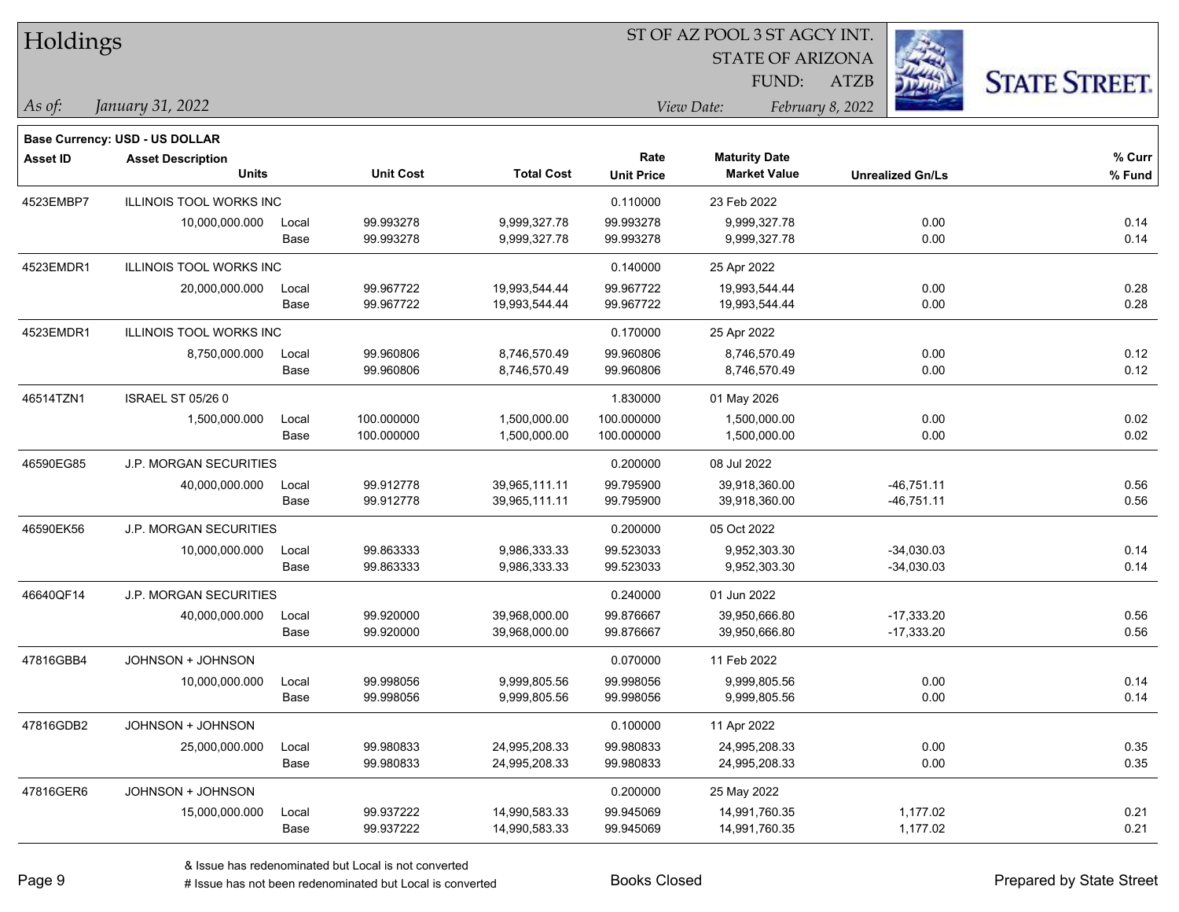# Holdings

ST OF AZ POOL 3 ST AGCY INT.
STATE OF ARIZONA
FUND: ATZB

*As of: January 31, 2022*

*View Date: February 8, 2022*

**Base Currency: USD - US DOLLAR**

| Asset ID | Asset Description / Units | | Unit Cost | Total Cost | Rate / Unit Price | Maturity Date / Market Value | Unrealized Gn/Ls | % Curr / % Fund |
|---|---|---|---|---|---|---|---|---|
| 4523EMBP7 | ILLINOIS TOOL WORKS INC | | | | 0.110000 | 23 Feb 2022 | | |
| | 10,000,000.000 | Local | 99.993278 | 9,999,327.78 | 99.993278 | 9,999,327.78 | 0.00 | 0.14 |
| | | Base | 99.993278 | 9,999,327.78 | 99.993278 | 9,999,327.78 | 0.00 | 0.14 |
| 4523EMDR1 | ILLINOIS TOOL WORKS INC | | | | 0.140000 | 25 Apr 2022 | | |
| | 20,000,000.000 | Local | 99.967722 | 19,993,544.44 | 99.967722 | 19,993,544.44 | 0.00 | 0.28 |
| | | Base | 99.967722 | 19,993,544.44 | 99.967722 | 19,993,544.44 | 0.00 | 0.28 |
| 4523EMDR1 | ILLINOIS TOOL WORKS INC | | | | 0.170000 | 25 Apr 2022 | | |
| | 8,750,000.000 | Local | 99.960806 | 8,746,570.49 | 99.960806 | 8,746,570.49 | 0.00 | 0.12 |
| | | Base | 99.960806 | 8,746,570.49 | 99.960806 | 8,746,570.49 | 0.00 | 0.12 |
| 46514TZN1 | ISRAEL ST 05/26 0 | | | | 1.830000 | 01 May 2026 | | |
| | 1,500,000.000 | Local | 100.000000 | 1,500,000.00 | 100.000000 | 1,500,000.00 | 0.00 | 0.02 |
| | | Base | 100.000000 | 1,500,000.00 | 100.000000 | 1,500,000.00 | 0.00 | 0.02 |
| 46590EG85 | J.P. MORGAN SECURITIES | | | | 0.200000 | 08 Jul 2022 | | |
| | 40,000,000.000 | Local | 99.912778 | 39,965,111.11 | 99.795900 | 39,918,360.00 | -46,751.11 | 0.56 |
| | | Base | 99.912778 | 39,965,111.11 | 99.795900 | 39,918,360.00 | -46,751.11 | 0.56 |
| 46590EK56 | J.P. MORGAN SECURITIES | | | | 0.200000 | 05 Oct 2022 | | |
| | 10,000,000.000 | Local | 99.863333 | 9,986,333.33 | 99.523033 | 9,952,303.30 | -34,030.03 | 0.14 |
| | | Base | 99.863333 | 9,986,333.33 | 99.523033 | 9,952,303.30 | -34,030.03 | 0.14 |
| 46640QF14 | J.P. MORGAN SECURITIES | | | | 0.240000 | 01 Jun 2022 | | |
| | 40,000,000.000 | Local | 99.920000 | 39,968,000.00 | 99.876667 | 39,950,666.80 | -17,333.20 | 0.56 |
| | | Base | 99.920000 | 39,968,000.00 | 99.876667 | 39,950,666.80 | -17,333.20 | 0.56 |
| 47816GBB4 | JOHNSON + JOHNSON | | | | 0.070000 | 11 Feb 2022 | | |
| | 10,000,000.000 | Local | 99.998056 | 9,999,805.56 | 99.998056 | 9,999,805.56 | 0.00 | 0.14 |
| | | Base | 99.998056 | 9,999,805.56 | 99.998056 | 9,999,805.56 | 0.00 | 0.14 |
| 47816GDB2 | JOHNSON + JOHNSON | | | | 0.100000 | 11 Apr 2022 | | |
| | 25,000,000.000 | Local | 99.980833 | 24,995,208.33 | 99.980833 | 24,995,208.33 | 0.00 | 0.35 |
| | | Base | 99.980833 | 24,995,208.33 | 99.980833 | 24,995,208.33 | 0.00 | 0.35 |
| 47816GER6 | JOHNSON + JOHNSON | | | | 0.200000 | 25 May 2022 | | |
| | 15,000,000.000 | Local | 99.937222 | 14,990,583.33 | 99.945069 | 14,991,760.35 | 1,177.02 | 0.21 |
| | | Base | 99.937222 | 14,990,583.33 | 99.945069 | 14,991,760.35 | 1,177.02 | 0.21 |

& Issue has redenominated but Local is not converted
# Issue has not been redenominated but Local is converted

Books Closed

Prepared by State Street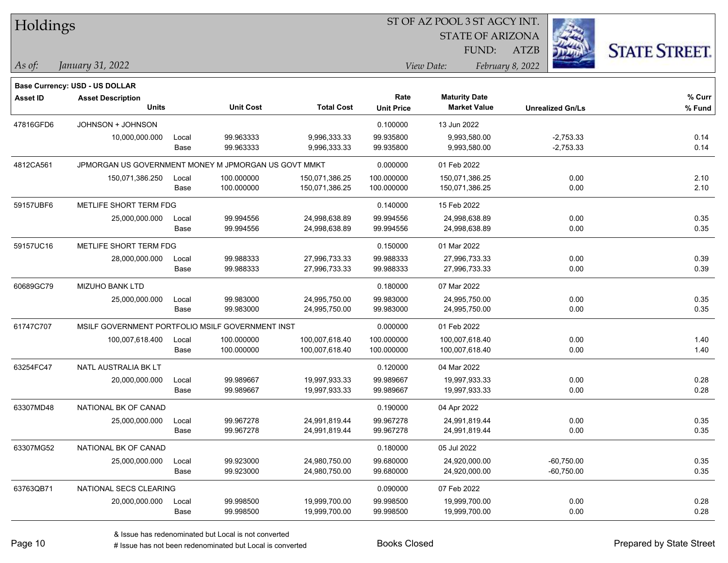# Holdings

ST OF AZ POOL 3 ST AGCY INT.
STATE OF ARIZONA
FUND: ATZB

*As of: January 31, 2022*
*View Date: February 8, 2022*

**Base Currency: USD - US DOLLAR**

| Asset ID | Asset Description / Units | | Unit Cost | Total Cost | Rate / Unit Price | Maturity Date / Market Value | Unrealized Gn/Ls | % Curr / % Fund |
|---|---|---|---|---|---|---|---|---|
| 47816GFD6 | JOHNSON + JOHNSON | | | | 0.100000 | 13 Jun 2022 | | |
| | 10,000,000.000 | Local | 99.963333 | 9,996,333.33 | 99.935800 | 9,993,580.00 | -2,753.33 | 0.14 |
| | | Base | 99.963333 | 9,996,333.33 | 99.935800 | 9,993,580.00 | -2,753.33 | 0.14 |
| 4812CA561 | JPMORGAN US GOVERNMENT MONEY M JPMORGAN US GOVT MMKT | | | | 0.000000 | 01 Feb 2022 | | |
| | 150,071,386.250 | Local | 100.000000 | 150,071,386.25 | 100.000000 | 150,071,386.25 | 0.00 | 2.10 |
| | | Base | 100.000000 | 150,071,386.25 | 100.000000 | 150,071,386.25 | 0.00 | 2.10 |
| 59157UBF6 | METLIFE SHORT TERM FDG | | | | 0.140000 | 15 Feb 2022 | | |
| | 25,000,000.000 | Local | 99.994556 | 24,998,638.89 | 99.994556 | 24,998,638.89 | 0.00 | 0.35 |
| | | Base | 99.994556 | 24,998,638.89 | 99.994556 | 24,998,638.89 | 0.00 | 0.35 |
| 59157UC16 | METLIFE SHORT TERM FDG | | | | 0.150000 | 01 Mar 2022 | | |
| | 28,000,000.000 | Local | 99.988333 | 27,996,733.33 | 99.988333 | 27,996,733.33 | 0.00 | 0.39 |
| | | Base | 99.988333 | 27,996,733.33 | 99.988333 | 27,996,733.33 | 0.00 | 0.39 |
| 60689GC79 | MIZUHO BANK LTD | | | | 0.180000 | 07 Mar 2022 | | |
| | 25,000,000.000 | Local | 99.983000 | 24,995,750.00 | 99.983000 | 24,995,750.00 | 0.00 | 0.35 |
| | | Base | 99.983000 | 24,995,750.00 | 99.983000 | 24,995,750.00 | 0.00 | 0.35 |
| 61747C707 | MSILF GOVERNMENT PORTFOLIO MSILF GOVERNMENT INST | | | | 0.000000 | 01 Feb 2022 | | |
| | 100,007,618.400 | Local | 100.000000 | 100,007,618.40 | 100.000000 | 100,007,618.40 | 0.00 | 1.40 |
| | | Base | 100.000000 | 100,007,618.40 | 100.000000 | 100,007,618.40 | 0.00 | 1.40 |
| 63254FC47 | NATL AUSTRALIA BK LT | | | | 0.120000 | 04 Mar 2022 | | |
| | 20,000,000.000 | Local | 99.989667 | 19,997,933.33 | 99.989667 | 19,997,933.33 | 0.00 | 0.28 |
| | | Base | 99.989667 | 19,997,933.33 | 99.989667 | 19,997,933.33 | 0.00 | 0.28 |
| 63307MD48 | NATIONAL BK OF CANAD | | | | 0.190000 | 04 Apr 2022 | | |
| | 25,000,000.000 | Local | 99.967278 | 24,991,819.44 | 99.967278 | 24,991,819.44 | 0.00 | 0.35 |
| | | Base | 99.967278 | 24,991,819.44 | 99.967278 | 24,991,819.44 | 0.00 | 0.35 |
| 63307MG52 | NATIONAL BK OF CANAD | | | | 0.180000 | 05 Jul 2022 | | |
| | 25,000,000.000 | Local | 99.923000 | 24,980,750.00 | 99.680000 | 24,920,000.00 | -60,750.00 | 0.35 |
| | | Base | 99.923000 | 24,980,750.00 | 99.680000 | 24,920,000.00 | -60,750.00 | 0.35 |
| 63763QB71 | NATIONAL SECS CLEARING | | | | 0.090000 | 07 Feb 2022 | | |
| | 20,000,000.000 | Local | 99.998500 | 19,999,700.00 | 99.998500 | 19,999,700.00 | 0.00 | 0.28 |
| | | Base | 99.998500 | 19,999,700.00 | 99.998500 | 19,999,700.00 | 0.00 | 0.28 |

& Issue has redenominated but Local is not converted
# Issue has not been redenominated but Local is converted

Books Closed

Prepared by State Street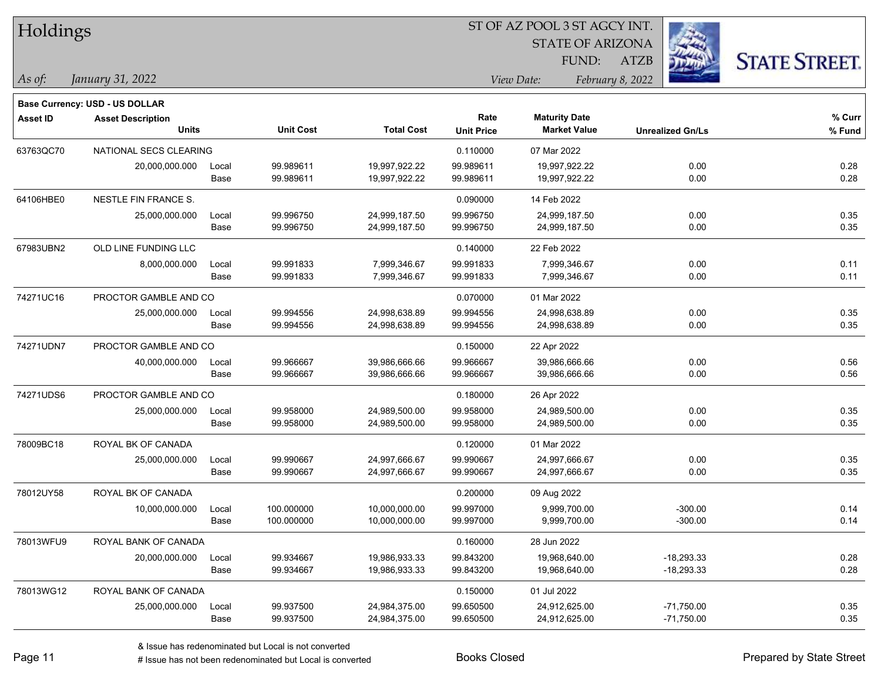# Holdings

ST OF AZ POOL 3 ST AGCY INT.
STATE OF ARIZONA
FUND: ATZB

*As of: January 31, 2022*

*View Date: February 8, 2022*

**Base Currency: USD - US DOLLAR**

| Asset ID | Asset Description / Units | | Unit Cost | Total Cost | Rate / Unit Price | Maturity Date / Market Value | Unrealized Gn/Ls | % Curr / % Fund |
|---|---|---|---|---|---|---|---|---|
| 63763QC70 | NATIONAL SECS CLEARING | | | | 0.110000 | 07 Mar 2022 | | |
| | 20,000,000.000 | Local | 99.989611 | 19,997,922.22 | 99.989611 | 19,997,922.22 | 0.00 | 0.28 |
| | | Base | 99.989611 | 19,997,922.22 | 99.989611 | 19,997,922.22 | 0.00 | 0.28 |
| 64106HBE0 | NESTLE FIN FRANCE S. | | | | 0.090000 | 14 Feb 2022 | | |
| | 25,000,000.000 | Local | 99.996750 | 24,999,187.50 | 99.996750 | 24,999,187.50 | 0.00 | 0.35 |
| | | Base | 99.996750 | 24,999,187.50 | 99.996750 | 24,999,187.50 | 0.00 | 0.35 |
| 67983UBN2 | OLD LINE FUNDING LLC | | | | 0.140000 | 22 Feb 2022 | | |
| | 8,000,000.000 | Local | 99.991833 | 7,999,346.67 | 99.991833 | 7,999,346.67 | 0.00 | 0.11 |
| | | Base | 99.991833 | 7,999,346.67 | 99.991833 | 7,999,346.67 | 0.00 | 0.11 |
| 74271UC16 | PROCTOR GAMBLE AND CO | | | | 0.070000 | 01 Mar 2022 | | |
| | 25,000,000.000 | Local | 99.994556 | 24,998,638.89 | 99.994556 | 24,998,638.89 | 0.00 | 0.35 |
| | | Base | 99.994556 | 24,998,638.89 | 99.994556 | 24,998,638.89 | 0.00 | 0.35 |
| 74271UDN7 | PROCTOR GAMBLE AND CO | | | | 0.150000 | 22 Apr 2022 | | |
| | 40,000,000.000 | Local | 99.966667 | 39,986,666.66 | 99.966667 | 39,986,666.66 | 0.00 | 0.56 |
| | | Base | 99.966667 | 39,986,666.66 | 99.966667 | 39,986,666.66 | 0.00 | 0.56 |
| 74271UDS6 | PROCTOR GAMBLE AND CO | | | | 0.180000 | 26 Apr 2022 | | |
| | 25,000,000.000 | Local | 99.958000 | 24,989,500.00 | 99.958000 | 24,989,500.00 | 0.00 | 0.35 |
| | | Base | 99.958000 | 24,989,500.00 | 99.958000 | 24,989,500.00 | 0.00 | 0.35 |
| 78009BC18 | ROYAL BK OF CANADA | | | | 0.120000 | 01 Mar 2022 | | |
| | 25,000,000.000 | Local | 99.990667 | 24,997,666.67 | 99.990667 | 24,997,666.67 | 0.00 | 0.35 |
| | | Base | 99.990667 | 24,997,666.67 | 99.990667 | 24,997,666.67 | 0.00 | 0.35 |
| 78012UY58 | ROYAL BK OF CANADA | | | | 0.200000 | 09 Aug 2022 | | |
| | 10,000,000.000 | Local | 100.000000 | 10,000,000.00 | 99.997000 | 9,999,700.00 | -300.00 | 0.14 |
| | | Base | 100.000000 | 10,000,000.00 | 99.997000 | 9,999,700.00 | -300.00 | 0.14 |
| 78013WFU9 | ROYAL BANK OF CANADA | | | | 0.160000 | 28 Jun 2022 | | |
| | 20,000,000.000 | Local | 99.934667 | 19,986,933.33 | 99.843200 | 19,968,640.00 | -18,293.33 | 0.28 |
| | | Base | 99.934667 | 19,986,933.33 | 99.843200 | 19,968,640.00 | -18,293.33 | 0.28 |
| 78013WG12 | ROYAL BANK OF CANADA | | | | 0.150000 | 01 Jul 2022 | | |
| | 25,000,000.000 | Local | 99.937500 | 24,984,375.00 | 99.650500 | 24,912,625.00 | -71,750.00 | 0.35 |
| | | Base | 99.937500 | 24,984,375.00 | 99.650500 | 24,912,625.00 | -71,750.00 | 0.35 |

& Issue has redenominated but Local is not converted
# Issue has not been redenominated but Local is converted

Books Closed

Prepared by State Street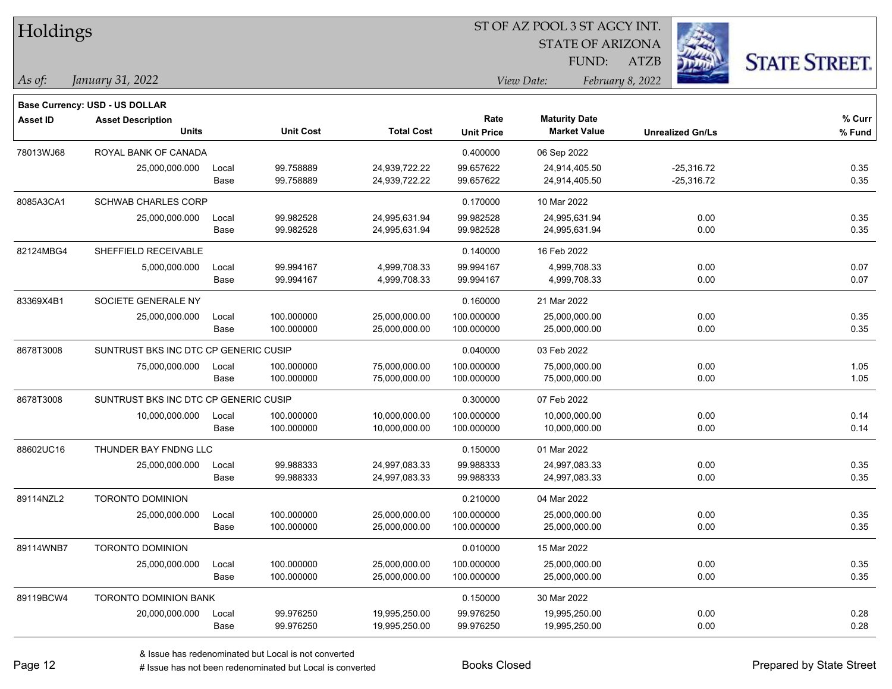# Holdings

ST OF AZ POOL 3 ST AGCY INT.
STATE OF ARIZONA
FUND: ATZB

*As of:* *January 31, 2022*
*View Date:* *February 8, 2022*

**Base Currency: USD - US DOLLAR**

| Asset ID | Asset Description / Units | | Unit Cost | Total Cost | Rate / Unit Price | Maturity Date / Market Value | Unrealized Gn/Ls | % Curr / % Fund |
|---|---|---|---|---|---|---|---|---|
| 78013WJ68 | ROYAL BANK OF CANADA | | | | 0.400000 | 06 Sep 2022 | | |
| | 25,000,000.000 | Local | 99.758889 | 24,939,722.22 | 99.657622 | 24,914,405.50 | -25,316.72 | 0.35 |
| | | Base | 99.758889 | 24,939,722.22 | 99.657622 | 24,914,405.50 | -25,316.72 | 0.35 |
| 8085A3CA1 | SCHWAB CHARLES CORP | | | | 0.170000 | 10 Mar 2022 | | |
| | 25,000,000.000 | Local | 99.982528 | 24,995,631.94 | 99.982528 | 24,995,631.94 | 0.00 | 0.35 |
| | | Base | 99.982528 | 24,995,631.94 | 99.982528 | 24,995,631.94 | 0.00 | 0.35 |
| 82124MBG4 | SHEFFIELD RECEIVABLE | | | | 0.140000 | 16 Feb 2022 | | |
| | 5,000,000.000 | Local | 99.994167 | 4,999,708.33 | 99.994167 | 4,999,708.33 | 0.00 | 0.07 |
| | | Base | 99.994167 | 4,999,708.33 | 99.994167 | 4,999,708.33 | 0.00 | 0.07 |
| 83369X4B1 | SOCIETE GENERALE NY | | | | 0.160000 | 21 Mar 2022 | | |
| | 25,000,000.000 | Local | 100.000000 | 25,000,000.00 | 100.000000 | 25,000,000.00 | 0.00 | 0.35 |
| | | Base | 100.000000 | 25,000,000.00 | 100.000000 | 25,000,000.00 | 0.00 | 0.35 |
| 8678T3008 | SUNTRUST BKS INC DTC CP GENERIC CUSIP | | | | 0.040000 | 03 Feb 2022 | | |
| | 75,000,000.000 | Local | 100.000000 | 75,000,000.00 | 100.000000 | 75,000,000.00 | 0.00 | 1.05 |
| | | Base | 100.000000 | 75,000,000.00 | 100.000000 | 75,000,000.00 | 0.00 | 1.05 |
| 8678T3008 | SUNTRUST BKS INC DTC CP GENERIC CUSIP | | | | 0.300000 | 07 Feb 2022 | | |
| | 10,000,000.000 | Local | 100.000000 | 10,000,000.00 | 100.000000 | 10,000,000.00 | 0.00 | 0.14 |
| | | Base | 100.000000 | 10,000,000.00 | 100.000000 | 10,000,000.00 | 0.00 | 0.14 |
| 88602UC16 | THUNDER BAY FNDNG LLC | | | | 0.150000 | 01 Mar 2022 | | |
| | 25,000,000.000 | Local | 99.988333 | 24,997,083.33 | 99.988333 | 24,997,083.33 | 0.00 | 0.35 |
| | | Base | 99.988333 | 24,997,083.33 | 99.988333 | 24,997,083.33 | 0.00 | 0.35 |
| 89114NZL2 | TORONTO DOMINION | | | | 0.210000 | 04 Mar 2022 | | |
| | 25,000,000.000 | Local | 100.000000 | 25,000,000.00 | 100.000000 | 25,000,000.00 | 0.00 | 0.35 |
| | | Base | 100.000000 | 25,000,000.00 | 100.000000 | 25,000,000.00 | 0.00 | 0.35 |
| 89114WNB7 | TORONTO DOMINION | | | | 0.010000 | 15 Mar 2022 | | |
| | 25,000,000.000 | Local | 100.000000 | 25,000,000.00 | 100.000000 | 25,000,000.00 | 0.00 | 0.35 |
| | | Base | 100.000000 | 25,000,000.00 | 100.000000 | 25,000,000.00 | 0.00 | 0.35 |
| 89119BCW4 | TORONTO DOMINION BANK | | | | 0.150000 | 30 Mar 2022 | | |
| | 20,000,000.000 | Local | 99.976250 | 19,995,250.00 | 99.976250 | 19,995,250.00 | 0.00 | 0.28 |
| | | Base | 99.976250 | 19,995,250.00 | 99.976250 | 19,995,250.00 | 0.00 | 0.28 |

& Issue has redenominated but Local is not converted
# Issue has not been redenominated but Local is converted

Books Closed

Prepared by State Street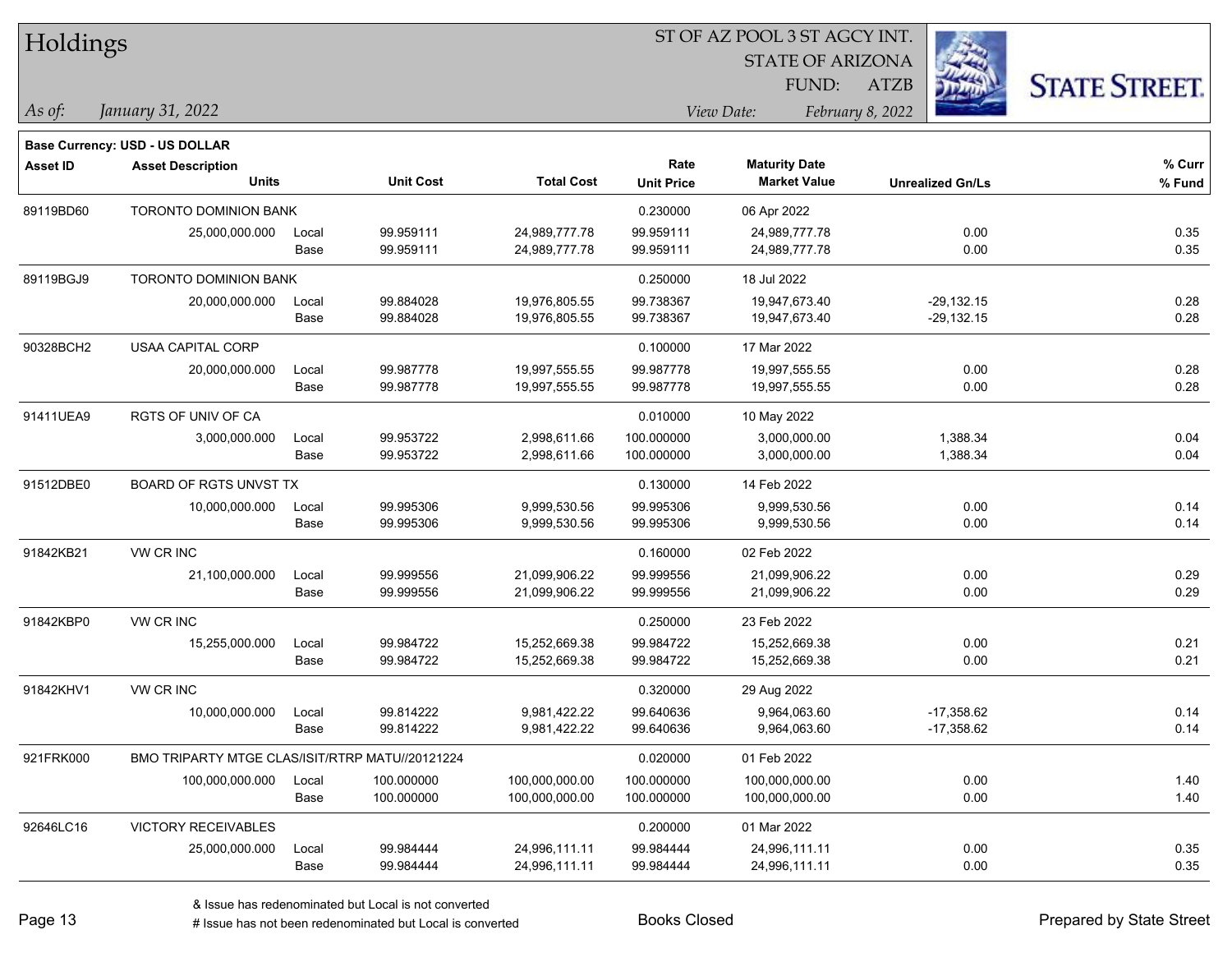# Holdings

ST OF AZ POOL 3 ST AGCY INT.
STATE OF ARIZONA
FUND: ATZB

*As of: January 31, 2022*

*View Date: February 8, 2022*

**Base Currency: USD - US DOLLAR**

| Asset ID | Asset Description / Units | | Unit Cost | Total Cost | Rate / Unit Price | Maturity Date / Market Value | Unrealized Gn/Ls | % Curr / % Fund |
|---|---|---|---|---|---|---|---|---|
| 89119BD60 | TORONTO DOMINION BANK | | | | 0.230000 | 06 Apr 2022 | | |
| | 25,000,000.000 | Local | 99.959111 | 24,989,777.78 | 99.959111 | 24,989,777.78 | 0.00 | 0.35 |
| | | Base | 99.959111 | 24,989,777.78 | 99.959111 | 24,989,777.78 | 0.00 | 0.35 |
| 89119BGJ9 | TORONTO DOMINION BANK | | | | 0.250000 | 18 Jul 2022 | | |
| | 20,000,000.000 | Local | 99.884028 | 19,976,805.55 | 99.738367 | 19,947,673.40 | -29,132.15 | 0.28 |
| | | Base | 99.884028 | 19,976,805.55 | 99.738367 | 19,947,673.40 | -29,132.15 | 0.28 |
| 90328BCH2 | USAA CAPITAL CORP | | | | 0.100000 | 17 Mar 2022 | | |
| | 20,000,000.000 | Local | 99.987778 | 19,997,555.55 | 99.987778 | 19,997,555.55 | 0.00 | 0.28 |
| | | Base | 99.987778 | 19,997,555.55 | 99.987778 | 19,997,555.55 | 0.00 | 0.28 |
| 91411UEA9 | RGTS OF UNIV OF CA | | | | 0.010000 | 10 May 2022 | | |
| | 3,000,000.000 | Local | 99.953722 | 2,998,611.66 | 100.000000 | 3,000,000.00 | 1,388.34 | 0.04 |
| | | Base | 99.953722 | 2,998,611.66 | 100.000000 | 3,000,000.00 | 1,388.34 | 0.04 |
| 91512DBE0 | BOARD OF RGTS UNVST TX | | | | 0.130000 | 14 Feb 2022 | | |
| | 10,000,000.000 | Local | 99.995306 | 9,999,530.56 | 99.995306 | 9,999,530.56 | 0.00 | 0.14 |
| | | Base | 99.995306 | 9,999,530.56 | 99.995306 | 9,999,530.56 | 0.00 | 0.14 |
| 91842KB21 | VW CR INC | | | | 0.160000 | 02 Feb 2022 | | |
| | 21,100,000.000 | Local | 99.999556 | 21,099,906.22 | 99.999556 | 21,099,906.22 | 0.00 | 0.29 |
| | | Base | 99.999556 | 21,099,906.22 | 99.999556 | 21,099,906.22 | 0.00 | 0.29 |
| 91842KBP0 | VW CR INC | | | | 0.250000 | 23 Feb 2022 | | |
| | 15,255,000.000 | Local | 99.984722 | 15,252,669.38 | 99.984722 | 15,252,669.38 | 0.00 | 0.21 |
| | | Base | 99.984722 | 15,252,669.38 | 99.984722 | 15,252,669.38 | 0.00 | 0.21 |
| 91842KHV1 | VW CR INC | | | | 0.320000 | 29 Aug 2022 | | |
| | 10,000,000.000 | Local | 99.814222 | 9,981,422.22 | 99.640636 | 9,964,063.60 | -17,358.62 | 0.14 |
| | | Base | 99.814222 | 9,981,422.22 | 99.640636 | 9,964,063.60 | -17,358.62 | 0.14 |
| 921FRK000 | BMO TRIPARTY MTGE CLAS/ISIT/RTRP MATU//20121224 | | | | 0.020000 | 01 Feb 2022 | | |
| | 100,000,000.000 | Local | 100.000000 | 100,000,000.00 | 100.000000 | 100,000,000.00 | 0.00 | 1.40 |
| | | Base | 100.000000 | 100,000,000.00 | 100.000000 | 100,000,000.00 | 0.00 | 1.40 |
| 92646LC16 | VICTORY RECEIVABLES | | | | 0.200000 | 01 Mar 2022 | | |
| | 25,000,000.000 | Local | 99.984444 | 24,996,111.11 | 99.984444 | 24,996,111.11 | 0.00 | 0.35 |
| | | Base | 99.984444 | 24,996,111.11 | 99.984444 | 24,996,111.11 | 0.00 | 0.35 |

& Issue has redenominated but Local is not converted

# Issue has not been redenominated but Local is converted

Books Closed

Prepared by State Street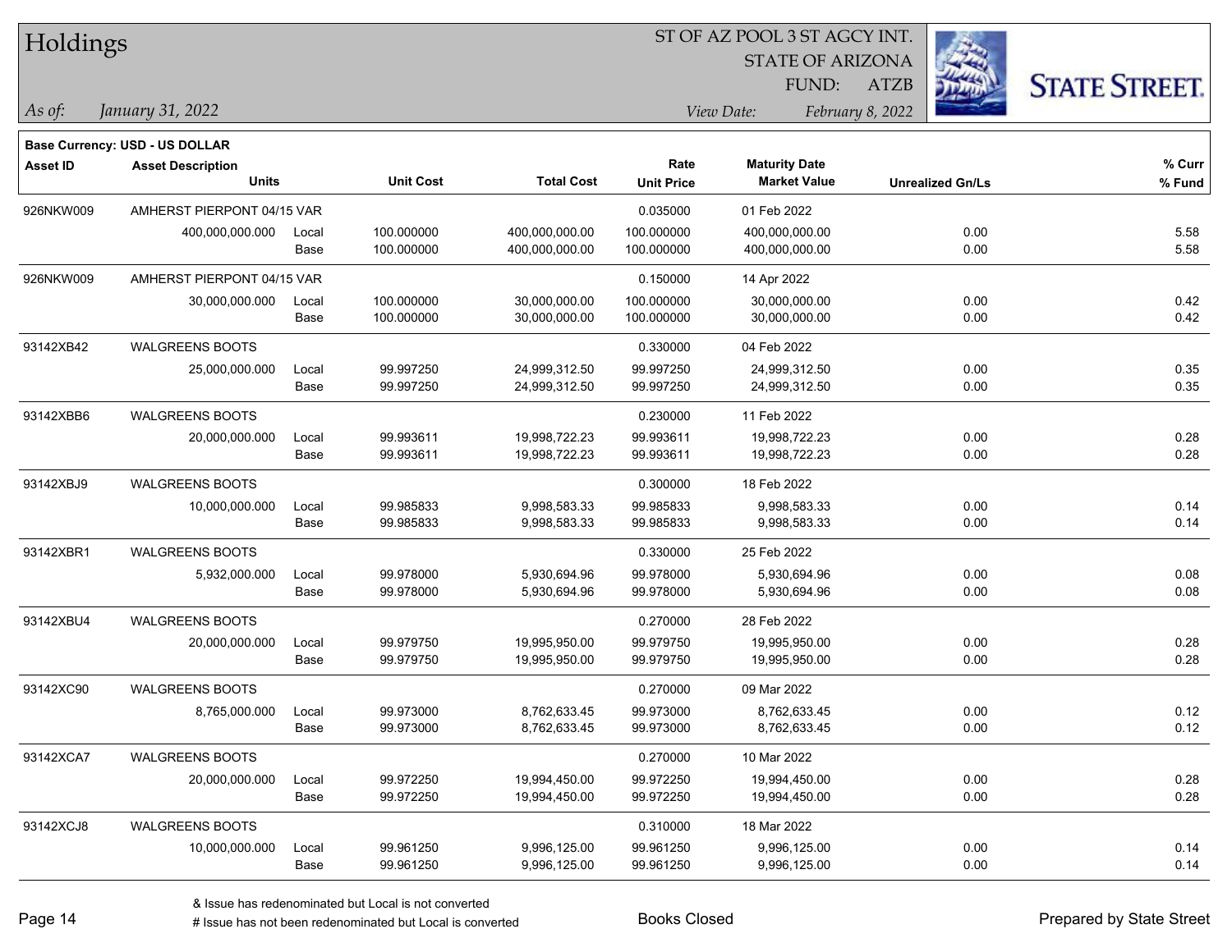# Holdings

ST OF AZ POOL 3 ST AGCY INT.
STATE OF ARIZONA
FUND: ATZB

*As of:* *January 31, 2022*

*View Date:* *February 8, 2022*

**Base Currency: USD - US DOLLAR**

| Asset ID | Asset Description / Units | | Unit Cost | Total Cost | Rate / Unit Price | Maturity Date / Market Value | Unrealized Gn/Ls | % Curr / % Fund |
|---|---|---|---|---|---|---|---|---|
| 926NKW009 | AMHERST PIERPONT 04/15 VAR | | | | 0.035000 | 01 Feb 2022 | | |
| | 400,000,000.000 | Local | 100.000000 | 400,000,000.00 | 100.000000 | 400,000,000.00 | 0.00 | 5.58 |
| | | Base | 100.000000 | 400,000,000.00 | 100.000000 | 400,000,000.00 | 0.00 | 5.58 |
| 926NKW009 | AMHERST PIERPONT 04/15 VAR | | | | 0.150000 | 14 Apr 2022 | | |
| | 30,000,000.000 | Local | 100.000000 | 30,000,000.00 | 100.000000 | 30,000,000.00 | 0.00 | 0.42 |
| | | Base | 100.000000 | 30,000,000.00 | 100.000000 | 30,000,000.00 | 0.00 | 0.42 |
| 93142XB42 | WALGREENS BOOTS | | | | 0.330000 | 04 Feb 2022 | | |
| | 25,000,000.000 | Local | 99.997250 | 24,999,312.50 | 99.997250 | 24,999,312.50 | 0.00 | 0.35 |
| | | Base | 99.997250 | 24,999,312.50 | 99.997250 | 24,999,312.50 | 0.00 | 0.35 |
| 93142XBB6 | WALGREENS BOOTS | | | | 0.230000 | 11 Feb 2022 | | |
| | 20,000,000.000 | Local | 99.993611 | 19,998,722.23 | 99.993611 | 19,998,722.23 | 0.00 | 0.28 |
| | | Base | 99.993611 | 19,998,722.23 | 99.993611 | 19,998,722.23 | 0.00 | 0.28 |
| 93142XBJ9 | WALGREENS BOOTS | | | | 0.300000 | 18 Feb 2022 | | |
| | 10,000,000.000 | Local | 99.985833 | 9,998,583.33 | 99.985833 | 9,998,583.33 | 0.00 | 0.14 |
| | | Base | 99.985833 | 9,998,583.33 | 99.985833 | 9,998,583.33 | 0.00 | 0.14 |
| 93142XBR1 | WALGREENS BOOTS | | | | 0.330000 | 25 Feb 2022 | | |
| | 5,932,000.000 | Local | 99.978000 | 5,930,694.96 | 99.978000 | 5,930,694.96 | 0.00 | 0.08 |
| | | Base | 99.978000 | 5,930,694.96 | 99.978000 | 5,930,694.96 | 0.00 | 0.08 |
| 93142XBU4 | WALGREENS BOOTS | | | | 0.270000 | 28 Feb 2022 | | |
| | 20,000,000.000 | Local | 99.979750 | 19,995,950.00 | 99.979750 | 19,995,950.00 | 0.00 | 0.28 |
| | | Base | 99.979750 | 19,995,950.00 | 99.979750 | 19,995,950.00 | 0.00 | 0.28 |
| 93142XC90 | WALGREENS BOOTS | | | | 0.270000 | 09 Mar 2022 | | |
| | 8,765,000.000 | Local | 99.973000 | 8,762,633.45 | 99.973000 | 8,762,633.45 | 0.00 | 0.12 |
| | | Base | 99.973000 | 8,762,633.45 | 99.973000 | 8,762,633.45 | 0.00 | 0.12 |
| 93142XCA7 | WALGREENS BOOTS | | | | 0.270000 | 10 Mar 2022 | | |
| | 20,000,000.000 | Local | 99.972250 | 19,994,450.00 | 99.972250 | 19,994,450.00 | 0.00 | 0.28 |
| | | Base | 99.972250 | 19,994,450.00 | 99.972250 | 19,994,450.00 | 0.00 | 0.28 |
| 93142XCJ8 | WALGREENS BOOTS | | | | 0.310000 | 18 Mar 2022 | | |
| | 10,000,000.000 | Local | 99.961250 | 9,996,125.00 | 99.961250 | 9,996,125.00 | 0.00 | 0.14 |
| | | Base | 99.961250 | 9,996,125.00 | 99.961250 | 9,996,125.00 | 0.00 | 0.14 |

& Issue has redenominated but Local is not converted
# Issue has not been redenominated but Local is converted

Books Closed

Prepared by State Street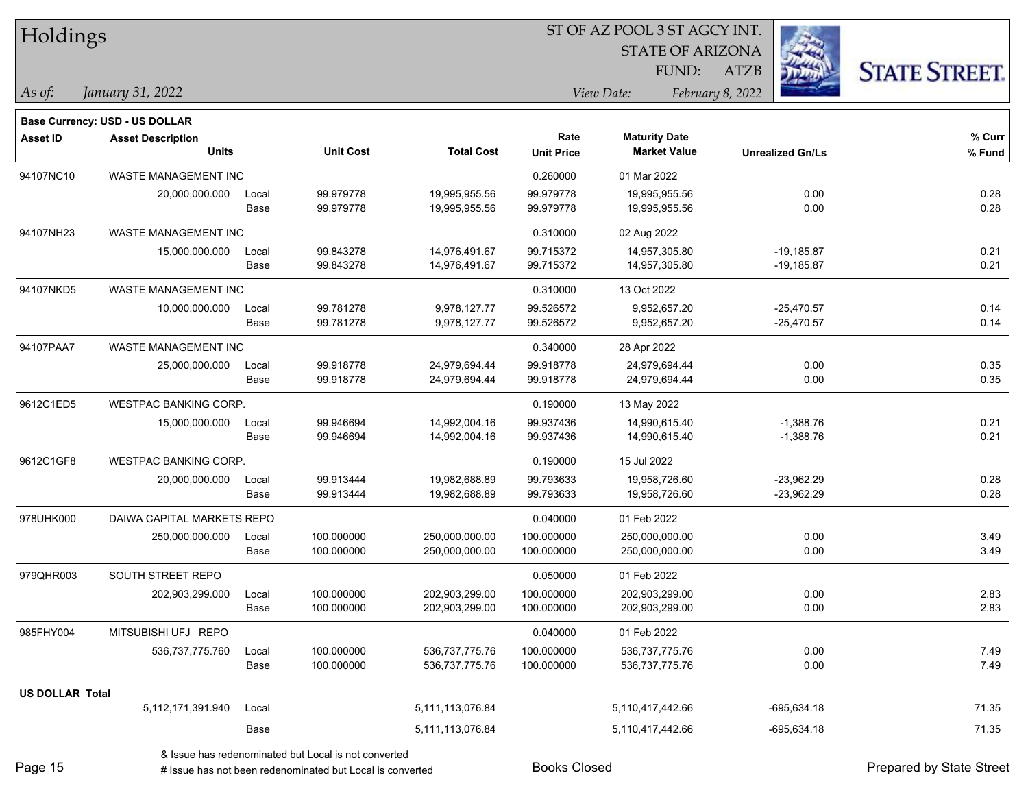# Holdings

ST OF AZ POOL 3 ST AGCY INT.
STATE OF ARIZONA
FUND: ATZB

*As of:* *January 31, 2022*

*View Date:* *February 8, 2022*

STATE STREET.

**Base Currency: USD - US DOLLAR**

| Asset ID | Asset Description / Units | | Unit Cost | Total Cost | Rate / Unit Price | Maturity Date / Market Value | Unrealized Gn/Ls | % Curr / % Fund |
|---|---|---|---|---|---|---|---|---|
| 94107NC10 | WASTE MANAGEMENT INC | | | | 0.260000 | 01 Mar 2022 | | |
| | 20,000,000.000 | Local | 99.979778 | 19,995,955.56 | 99.979778 | 19,995,955.56 | 0.00 | 0.28 |
| | | Base | 99.979778 | 19,995,955.56 | 99.979778 | 19,995,955.56 | 0.00 | 0.28 |
| 94107NH23 | WASTE MANAGEMENT INC | | | | 0.310000 | 02 Aug 2022 | | |
| | 15,000,000.000 | Local | 99.843278 | 14,976,491.67 | 99.715372 | 14,957,305.80 | -19,185.87 | 0.21 |
| | | Base | 99.843278 | 14,976,491.67 | 99.715372 | 14,957,305.80 | -19,185.87 | 0.21 |
| 94107NKD5 | WASTE MANAGEMENT INC | | | | 0.310000 | 13 Oct 2022 | | |
| | 10,000,000.000 | Local | 99.781278 | 9,978,127.77 | 99.526572 | 9,952,657.20 | -25,470.57 | 0.14 |
| | | Base | 99.781278 | 9,978,127.77 | 99.526572 | 9,952,657.20 | -25,470.57 | 0.14 |
| 94107PAA7 | WASTE MANAGEMENT INC | | | | 0.340000 | 28 Apr 2022 | | |
| | 25,000,000.000 | Local | 99.918778 | 24,979,694.44 | 99.918778 | 24,979,694.44 | 0.00 | 0.35 |
| | | Base | 99.918778 | 24,979,694.44 | 99.918778 | 24,979,694.44 | 0.00 | 0.35 |
| 9612C1ED5 | WESTPAC BANKING CORP. | | | | 0.190000 | 13 May 2022 | | |
| | 15,000,000.000 | Local | 99.946694 | 14,992,004.16 | 99.937436 | 14,990,615.40 | -1,388.76 | 0.21 |
| | | Base | 99.946694 | 14,992,004.16 | 99.937436 | 14,990,615.40 | -1,388.76 | 0.21 |
| 9612C1GF8 | WESTPAC BANKING CORP. | | | | 0.190000 | 15 Jul 2022 | | |
| | 20,000,000.000 | Local | 99.913444 | 19,982,688.89 | 99.793633 | 19,958,726.60 | -23,962.29 | 0.28 |
| | | Base | 99.913444 | 19,982,688.89 | 99.793633 | 19,958,726.60 | -23,962.29 | 0.28 |
| 978UHK000 | DAIWA CAPITAL MARKETS REPO | | | | 0.040000 | 01 Feb 2022 | | |
| | 250,000,000.000 | Local | 100.000000 | 250,000,000.00 | 100.000000 | 250,000,000.00 | 0.00 | 3.49 |
| | | Base | 100.000000 | 250,000,000.00 | 100.000000 | 250,000,000.00 | 0.00 | 3.49 |
| 979QHR003 | SOUTH STREET REPO | | | | 0.050000 | 01 Feb 2022 | | |
| | 202,903,299.000 | Local | 100.000000 | 202,903,299.00 | 100.000000 | 202,903,299.00 | 0.00 | 2.83 |
| | | Base | 100.000000 | 202,903,299.00 | 100.000000 | 202,903,299.00 | 0.00 | 2.83 |
| 985FHY004 | MITSUBISHI UFJ REPO | | | | 0.040000 | 01 Feb 2022 | | |
| | 536,737,775.760 | Local | 100.000000 | 536,737,775.76 | 100.000000 | 536,737,775.76 | 0.00 | 7.49 |
| | | Base | 100.000000 | 536,737,775.76 | 100.000000 | 536,737,775.76 | 0.00 | 7.49 |
| **US DOLLAR Total** | | | | | | | | |
| | 5,112,171,391.940 | Local | | 5,111,113,076.84 | | 5,110,417,442.66 | -695,634.18 | 71.35 |
| | | Base | | 5,111,113,076.84 | | 5,110,417,442.66 | -695,634.18 | 71.35 |

& Issue has redenominated but Local is not converted
# Issue has not been redenominated but Local is converted

Books Closed

Prepared by State Street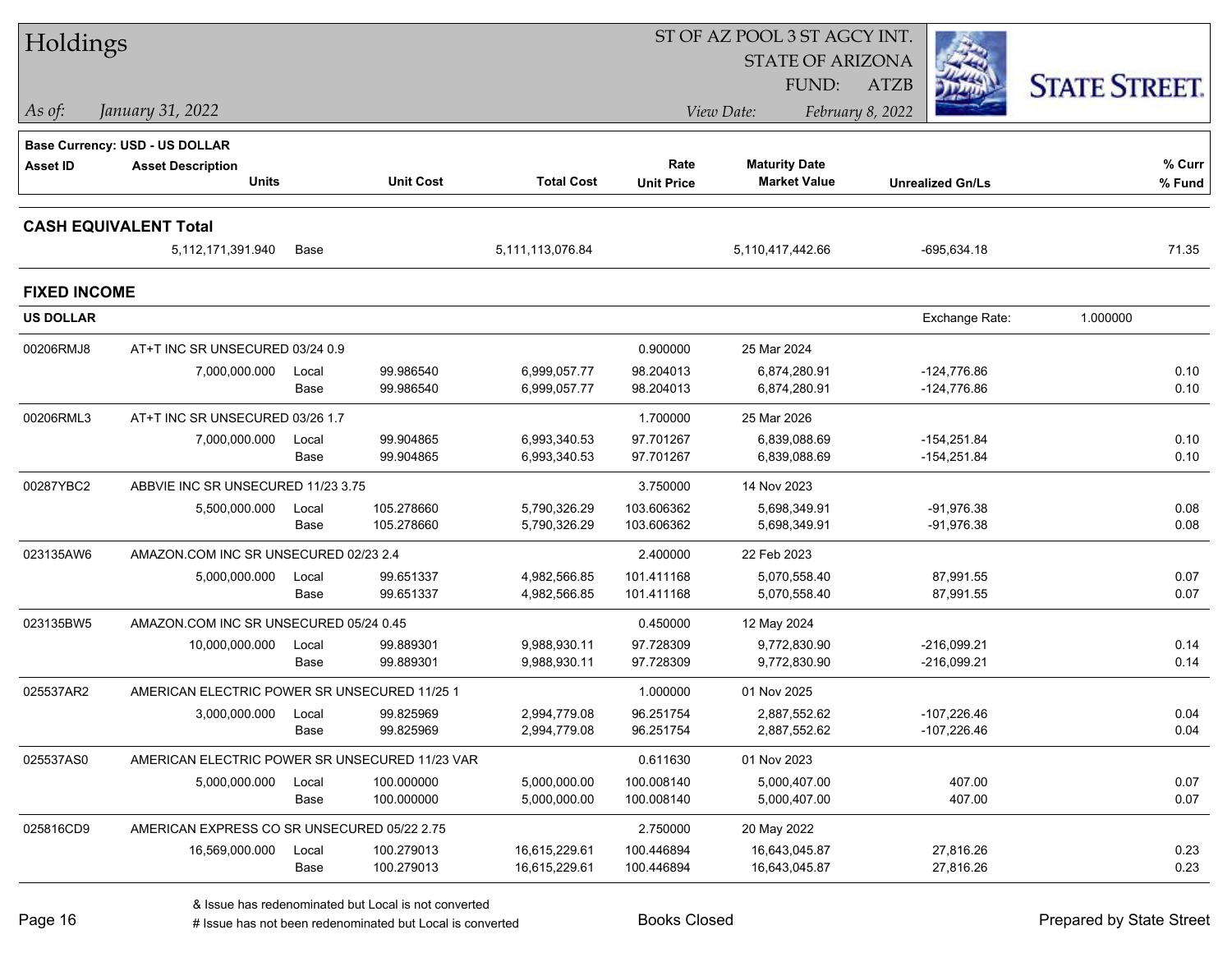# Holdings

ST OF AZ POOL 3 ST AGCY INT.
STATE OF ARIZONA
FUND: ATZB

*As of:* *January 31, 2022*
*View Date:* *February 8, 2022*

**Base Currency: USD - US DOLLAR**

| Asset ID | Asset Description / Units | | Unit Cost | Total Cost | Rate / Unit Price | Maturity Date / Market Value | Unrealized Gn/Ls | % Curr / % Fund |
|---|---|---|---|---|---|---|---|---|
| **CASH EQUIVALENT Total** | | | | | | | | |
| | 5,112,171,391.940 | Base | | 5,111,113,076.84 | | 5,110,417,442.66 | -695,634.18 | 71.35 |
| **FIXED INCOME** | | | | | | | | |
| **US DOLLAR** | | | | | | | Exchange Rate: 1.000000 | |
| 00206RMJ8 | AT+T INC SR UNSECURED 03/24 0.9 | | | | 0.900000 | 25 Mar 2024 | | |
| | 7,000,000.000 | Local | 99.986540 | 6,999,057.77 | 98.204013 | 6,874,280.91 | -124,776.86 | 0.10 |
| | | Base | 99.986540 | 6,999,057.77 | 98.204013 | 6,874,280.91 | -124,776.86 | 0.10 |
| 00206RML3 | AT+T INC SR UNSECURED 03/26 1.7 | | | | 1.700000 | 25 Mar 2026 | | |
| | 7,000,000.000 | Local | 99.904865 | 6,993,340.53 | 97.701267 | 6,839,088.69 | -154,251.84 | 0.10 |
| | | Base | 99.904865 | 6,993,340.53 | 97.701267 | 6,839,088.69 | -154,251.84 | 0.10 |
| 00287YBC2 | ABBVIE INC SR UNSECURED 11/23 3.75 | | | | 3.750000 | 14 Nov 2023 | | |
| | 5,500,000.000 | Local | 105.278660 | 5,790,326.29 | 103.606362 | 5,698,349.91 | -91,976.38 | 0.08 |
| | | Base | 105.278660 | 5,790,326.29 | 103.606362 | 5,698,349.91 | -91,976.38 | 0.08 |
| 023135AW6 | AMAZON.COM INC SR UNSECURED 02/23 2.4 | | | | 2.400000 | 22 Feb 2023 | | |
| | 5,000,000.000 | Local | 99.651337 | 4,982,566.85 | 101.411168 | 5,070,558.40 | 87,991.55 | 0.07 |
| | | Base | 99.651337 | 4,982,566.85 | 101.411168 | 5,070,558.40 | 87,991.55 | 0.07 |
| 023135BW5 | AMAZON.COM INC SR UNSECURED 05/24 0.45 | | | | 0.450000 | 12 May 2024 | | |
| | 10,000,000.000 | Local | 99.889301 | 9,988,930.11 | 97.728309 | 9,772,830.90 | -216,099.21 | 0.14 |
| | | Base | 99.889301 | 9,988,930.11 | 97.728309 | 9,772,830.90 | -216,099.21 | 0.14 |
| 025537AR2 | AMERICAN ELECTRIC POWER SR UNSECURED 11/25 1 | | | | 1.000000 | 01 Nov 2025 | | |
| | 3,000,000.000 | Local | 99.825969 | 2,994,779.08 | 96.251754 | 2,887,552.62 | -107,226.46 | 0.04 |
| | | Base | 99.825969 | 2,994,779.08 | 96.251754 | 2,887,552.62 | -107,226.46 | 0.04 |
| 025537AS0 | AMERICAN ELECTRIC POWER SR UNSECURED 11/23 VAR | | | | 0.611630 | 01 Nov 2023 | | |
| | 5,000,000.000 | Local | 100.000000 | 5,000,000.00 | 100.008140 | 5,000,407.00 | 407.00 | 0.07 |
| | | Base | 100.000000 | 5,000,000.00 | 100.008140 | 5,000,407.00 | 407.00 | 0.07 |
| 025816CD9 | AMERICAN EXPRESS CO SR UNSECURED 05/22 2.75 | | | | 2.750000 | 20 May 2022 | | |
| | 16,569,000.000 | Local | 100.279013 | 16,615,229.61 | 100.446894 | 16,643,045.87 | 27,816.26 | 0.23 |
| | | Base | 100.279013 | 16,615,229.61 | 100.446894 | 16,643,045.87 | 27,816.26 | 0.23 |

& Issue has redenominated but Local is not converted
# Issue has not been redenominated but Local is converted

Books Closed

Prepared by State Street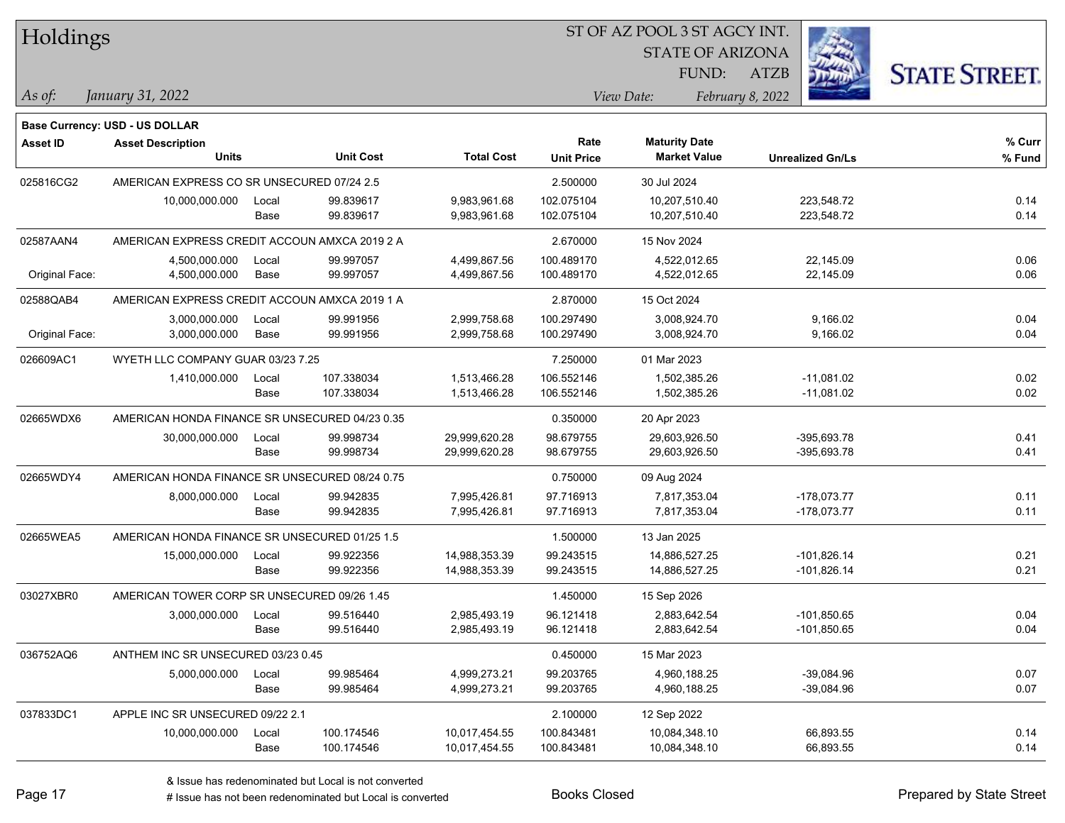# Holdings

ST OF AZ POOL 3 ST AGCY INT.
STATE OF ARIZONA
FUND: ATZB

*As of: January 31, 2022*

*View Date: February 8, 2022*

**Base Currency: USD - US DOLLAR**

| Asset ID | Asset Description / Units | | Unit Cost | Total Cost | Rate / Unit Price | Maturity Date / Market Value | Unrealized Gn/Ls | % Curr / % Fund |
|---|---|---|---|---|---|---|---|---|
| 025816CG2 | AMERICAN EXPRESS CO SR UNSECURED 07/24 2.5 | | | | 2.500000 | 30 Jul 2024 | | |
| | 10,000,000.000 | Local | 99.839617 | 9,983,961.68 | 102.075104 | 10,207,510.40 | 223,548.72 | 0.14 |
| | | Base | 99.839617 | 9,983,961.68 | 102.075104 | 10,207,510.40 | 223,548.72 | 0.14 |
| 02587AAN4 | AMERICAN EXPRESS CREDIT ACCOUN AMXCA 2019 2 A | | | | 2.670000 | 15 Nov 2024 | | |
| | 4,500,000.000 | Local | 99.997057 | 4,499,867.56 | 100.489170 | 4,522,012.65 | 22,145.09 | 0.06 |
| Original Face: | 4,500,000.000 | Base | 99.997057 | 4,499,867.56 | 100.489170 | 4,522,012.65 | 22,145.09 | 0.06 |
| 02588QAB4 | AMERICAN EXPRESS CREDIT ACCOUN AMXCA 2019 1 A | | | | 2.870000 | 15 Oct 2024 | | |
| | 3,000,000.000 | Local | 99.991956 | 2,999,758.68 | 100.297490 | 3,008,924.70 | 9,166.02 | 0.04 |
| Original Face: | 3,000,000.000 | Base | 99.991956 | 2,999,758.68 | 100.297490 | 3,008,924.70 | 9,166.02 | 0.04 |
| 026609AC1 | WYETH LLC COMPANY GUAR 03/23 7.25 | | | | 7.250000 | 01 Mar 2023 | | |
| | 1,410,000.000 | Local | 107.338034 | 1,513,466.28 | 106.552146 | 1,502,385.26 | -11,081.02 | 0.02 |
| | | Base | 107.338034 | 1,513,466.28 | 106.552146 | 1,502,385.26 | -11,081.02 | 0.02 |
| 02665WDX6 | AMERICAN HONDA FINANCE SR UNSECURED 04/23 0.35 | | | | 0.350000 | 20 Apr 2023 | | |
| | 30,000,000.000 | Local | 99.998734 | 29,999,620.28 | 98.679755 | 29,603,926.50 | -395,693.78 | 0.41 |
| | | Base | 99.998734 | 29,999,620.28 | 98.679755 | 29,603,926.50 | -395,693.78 | 0.41 |
| 02665WDY4 | AMERICAN HONDA FINANCE SR UNSECURED 08/24 0.75 | | | | 0.750000 | 09 Aug 2024 | | |
| | 8,000,000.000 | Local | 99.942835 | 7,995,426.81 | 97.716913 | 7,817,353.04 | -178,073.77 | 0.11 |
| | | Base | 99.942835 | 7,995,426.81 | 97.716913 | 7,817,353.04 | -178,073.77 | 0.11 |
| 02665WEA5 | AMERICAN HONDA FINANCE SR UNSECURED 01/25 1.5 | | | | 1.500000 | 13 Jan 2025 | | |
| | 15,000,000.000 | Local | 99.922356 | 14,988,353.39 | 99.243515 | 14,886,527.25 | -101,826.14 | 0.21 |
| | | Base | 99.922356 | 14,988,353.39 | 99.243515 | 14,886,527.25 | -101,826.14 | 0.21 |
| 03027XBR0 | AMERICAN TOWER CORP SR UNSECURED 09/26 1.45 | | | | 1.450000 | 15 Sep 2026 | | |
| | 3,000,000.000 | Local | 99.516440 | 2,985,493.19 | 96.121418 | 2,883,642.54 | -101,850.65 | 0.04 |
| | | Base | 99.516440 | 2,985,493.19 | 96.121418 | 2,883,642.54 | -101,850.65 | 0.04 |
| 036752AQ6 | ANTHEM INC SR UNSECURED 03/23 0.45 | | | | 0.450000 | 15 Mar 2023 | | |
| | 5,000,000.000 | Local | 99.985464 | 4,999,273.21 | 99.203765 | 4,960,188.25 | -39,084.96 | 0.07 |
| | | Base | 99.985464 | 4,999,273.21 | 99.203765 | 4,960,188.25 | -39,084.96 | 0.07 |
| 037833DC1 | APPLE INC SR UNSECURED 09/22 2.1 | | | | 2.100000 | 12 Sep 2022 | | |
| | 10,000,000.000 | Local | 100.174546 | 10,017,454.55 | 100.843481 | 10,084,348.10 | 66,893.55 | 0.14 |
| | | Base | 100.174546 | 10,017,454.55 | 100.843481 | 10,084,348.10 | 66,893.55 | 0.14 |

& Issue has redenominated but Local is not converted

# Issue has not been redenominated but Local is converted

Books Closed

Prepared by State Street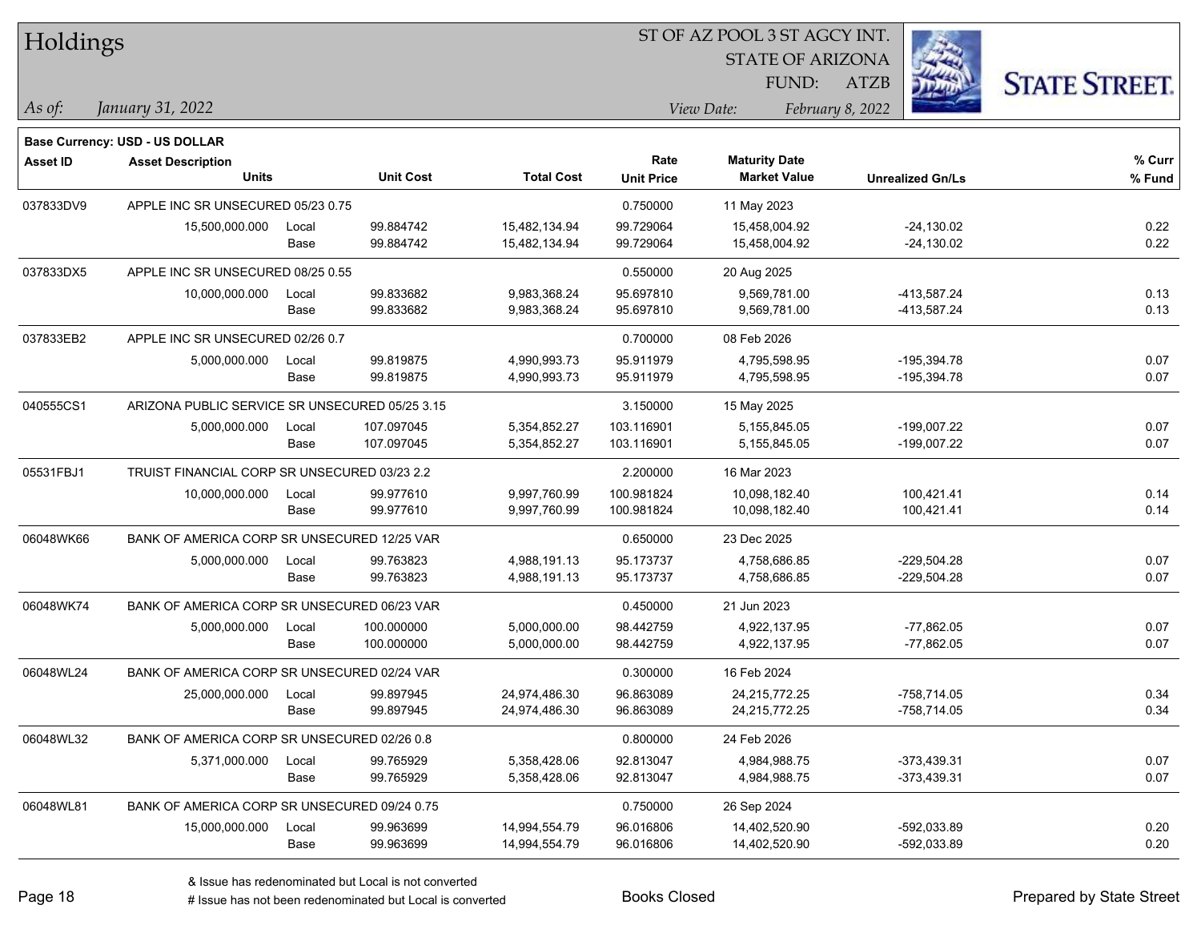# Holdings

ST OF AZ POOL 3 ST AGCY INT.
STATE OF ARIZONA
FUND: ATZB

*As of:* *January 31, 2022*

*View Date:* *February 8, 2022*

**Base Currency: USD - US DOLLAR**

| Asset ID | Asset Description / Units | | Unit Cost | Total Cost | Rate / Unit Price | Maturity Date / Market Value | Unrealized Gn/Ls | % Curr / % Fund |
|---|---|---|---|---|---|---|---|---|
| 037833DV9 | APPLE INC SR UNSECURED 05/23 0.75 | | | | 0.750000 | 11 May 2023 | | |
| | 15,500,000.000 | Local | 99.884742 | 15,482,134.94 | 99.729064 | 15,458,004.92 | -24,130.02 | 0.22 |
| | | Base | 99.884742 | 15,482,134.94 | 99.729064 | 15,458,004.92 | -24,130.02 | 0.22 |
| 037833DX5 | APPLE INC SR UNSECURED 08/25 0.55 | | | | 0.550000 | 20 Aug 2025 | | |
| | 10,000,000.000 | Local | 99.833682 | 9,983,368.24 | 95.697810 | 9,569,781.00 | -413,587.24 | 0.13 |
| | | Base | 99.833682 | 9,983,368.24 | 95.697810 | 9,569,781.00 | -413,587.24 | 0.13 |
| 037833EB2 | APPLE INC SR UNSECURED 02/26 0.7 | | | | 0.700000 | 08 Feb 2026 | | |
| | 5,000,000.000 | Local | 99.819875 | 4,990,993.73 | 95.911979 | 4,795,598.95 | -195,394.78 | 0.07 |
| | | Base | 99.819875 | 4,990,993.73 | 95.911979 | 4,795,598.95 | -195,394.78 | 0.07 |
| 040555CS1 | ARIZONA PUBLIC SERVICE SR UNSECURED 05/25 3.15 | | | | 3.150000 | 15 May 2025 | | |
| | 5,000,000.000 | Local | 107.097045 | 5,354,852.27 | 103.116901 | 5,155,845.05 | -199,007.22 | 0.07 |
| | | Base | 107.097045 | 5,354,852.27 | 103.116901 | 5,155,845.05 | -199,007.22 | 0.07 |
| 05531FBJ1 | TRUIST FINANCIAL CORP SR UNSECURED 03/23 2.2 | | | | 2.200000 | 16 Mar 2023 | | |
| | 10,000,000.000 | Local | 99.977610 | 9,997,760.99 | 100.981824 | 10,098,182.40 | 100,421.41 | 0.14 |
| | | Base | 99.977610 | 9,997,760.99 | 100.981824 | 10,098,182.40 | 100,421.41 | 0.14 |
| 06048WK66 | BANK OF AMERICA CORP SR UNSECURED 12/25 VAR | | | | 0.650000 | 23 Dec 2025 | | |
| | 5,000,000.000 | Local | 99.763823 | 4,988,191.13 | 95.173737 | 4,758,686.85 | -229,504.28 | 0.07 |
| | | Base | 99.763823 | 4,988,191.13 | 95.173737 | 4,758,686.85 | -229,504.28 | 0.07 |
| 06048WK74 | BANK OF AMERICA CORP SR UNSECURED 06/23 VAR | | | | 0.450000 | 21 Jun 2023 | | |
| | 5,000,000.000 | Local | 100.000000 | 5,000,000.00 | 98.442759 | 4,922,137.95 | -77,862.05 | 0.07 |
| | | Base | 100.000000 | 5,000,000.00 | 98.442759 | 4,922,137.95 | -77,862.05 | 0.07 |
| 06048WL24 | BANK OF AMERICA CORP SR UNSECURED 02/24 VAR | | | | 0.300000 | 16 Feb 2024 | | |
| | 25,000,000.000 | Local | 99.897945 | 24,974,486.30 | 96.863089 | 24,215,772.25 | -758,714.05 | 0.34 |
| | | Base | 99.897945 | 24,974,486.30 | 96.863089 | 24,215,772.25 | -758,714.05 | 0.34 |
| 06048WL32 | BANK OF AMERICA CORP SR UNSECURED 02/26 0.8 | | | | 0.800000 | 24 Feb 2026 | | |
| | 5,371,000.000 | Local | 99.765929 | 5,358,428.06 | 92.813047 | 4,984,988.75 | -373,439.31 | 0.07 |
| | | Base | 99.765929 | 5,358,428.06 | 92.813047 | 4,984,988.75 | -373,439.31 | 0.07 |
| 06048WL81 | BANK OF AMERICA CORP SR UNSECURED 09/24 0.75 | | | | 0.750000 | 26 Sep 2024 | | |
| | 15,000,000.000 | Local | 99.963699 | 14,994,554.79 | 96.016806 | 14,402,520.90 | -592,033.89 | 0.20 |
| | | Base | 99.963699 | 14,994,554.79 | 96.016806 | 14,402,520.90 | -592,033.89 | 0.20 |

& Issue has redenominated but Local is not converted
# Issue has not been redenominated but Local is converted

Books Closed

Prepared by State Street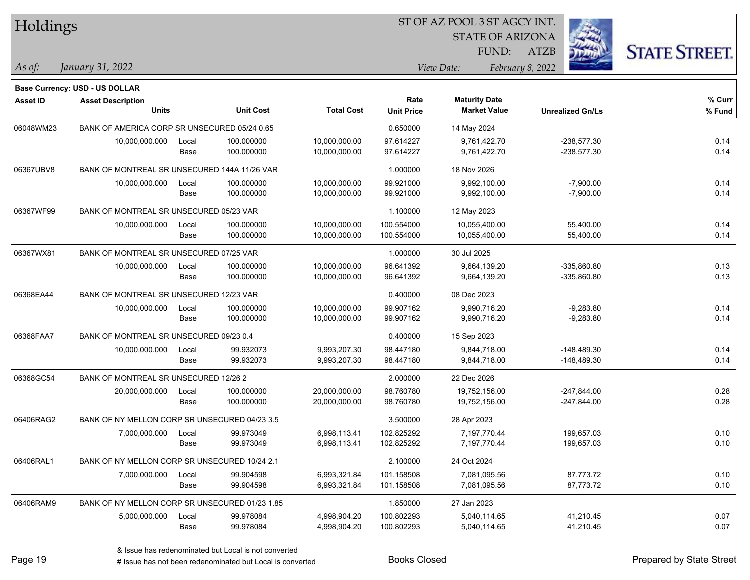# Holdings

ST OF AZ POOL 3 ST AGCY INT.
STATE OF ARIZONA
FUND: ATZB

*As of:* *January 31, 2022*
*View Date:* *February 8, 2022*

**Base Currency: USD - US DOLLAR**

| Asset ID | Asset Description / Units | | Unit Cost | Total Cost | Rate / Unit Price | Maturity Date / Market Value | Unrealized Gn/Ls | % Curr / % Fund |
|---|---|---|---|---|---|---|---|---|
| 06048WM23 | BANK OF AMERICA CORP SR UNSECURED 05/24 0.65 | | | | 0.650000 | 14 May 2024 | | |
| | 10,000,000.000 | Local | 100.000000 | 10,000,000.00 | 97.614227 | 9,761,422.70 | -238,577.30 | 0.14 |
| | | Base | 100.000000 | 10,000,000.00 | 97.614227 | 9,761,422.70 | -238,577.30 | 0.14 |
| 06367UBV8 | BANK OF MONTREAL SR UNSECURED 144A 11/26 VAR | | | | 1.000000 | 18 Nov 2026 | | |
| | 10,000,000.000 | Local | 100.000000 | 10,000,000.00 | 99.921000 | 9,992,100.00 | -7,900.00 | 0.14 |
| | | Base | 100.000000 | 10,000,000.00 | 99.921000 | 9,992,100.00 | -7,900.00 | 0.14 |
| 06367WF99 | BANK OF MONTREAL SR UNSECURED 05/23 VAR | | | | 1.100000 | 12 May 2023 | | |
| | 10,000,000.000 | Local | 100.000000 | 10,000,000.00 | 100.554000 | 10,055,400.00 | 55,400.00 | 0.14 |
| | | Base | 100.000000 | 10,000,000.00 | 100.554000 | 10,055,400.00 | 55,400.00 | 0.14 |
| 06367WX81 | BANK OF MONTREAL SR UNSECURED 07/25 VAR | | | | 1.000000 | 30 Jul 2025 | | |
| | 10,000,000.000 | Local | 100.000000 | 10,000,000.00 | 96.641392 | 9,664,139.20 | -335,860.80 | 0.13 |
| | | Base | 100.000000 | 10,000,000.00 | 96.641392 | 9,664,139.20 | -335,860.80 | 0.13 |
| 06368EA44 | BANK OF MONTREAL SR UNSECURED 12/23 VAR | | | | 0.400000 | 08 Dec 2023 | | |
| | 10,000,000.000 | Local | 100.000000 | 10,000,000.00 | 99.907162 | 9,990,716.20 | -9,283.80 | 0.14 |
| | | Base | 100.000000 | 10,000,000.00 | 99.907162 | 9,990,716.20 | -9,283.80 | 0.14 |
| 06368FAA7 | BANK OF MONTREAL SR UNSECURED 09/23 0.4 | | | | 0.400000 | 15 Sep 2023 | | |
| | 10,000,000.000 | Local | 99.932073 | 9,993,207.30 | 98.447180 | 9,844,718.00 | -148,489.30 | 0.14 |
| | | Base | 99.932073 | 9,993,207.30 | 98.447180 | 9,844,718.00 | -148,489.30 | 0.14 |
| 06368GC54 | BANK OF MONTREAL SR UNSECURED 12/26 2 | | | | 2.000000 | 22 Dec 2026 | | |
| | 20,000,000.000 | Local | 100.000000 | 20,000,000.00 | 98.760780 | 19,752,156.00 | -247,844.00 | 0.28 |
| | | Base | 100.000000 | 20,000,000.00 | 98.760780 | 19,752,156.00 | -247,844.00 | 0.28 |
| 06406RAG2 | BANK OF NY MELLON CORP SR UNSECURED 04/23 3.5 | | | | 3.500000 | 28 Apr 2023 | | |
| | 7,000,000.000 | Local | 99.973049 | 6,998,113.41 | 102.825292 | 7,197,770.44 | 199,657.03 | 0.10 |
| | | Base | 99.973049 | 6,998,113.41 | 102.825292 | 7,197,770.44 | 199,657.03 | 0.10 |
| 06406RAL1 | BANK OF NY MELLON CORP SR UNSECURED 10/24 2.1 | | | | 2.100000 | 24 Oct 2024 | | |
| | 7,000,000.000 | Local | 99.904598 | 6,993,321.84 | 101.158508 | 7,081,095.56 | 87,773.72 | 0.10 |
| | | Base | 99.904598 | 6,993,321.84 | 101.158508 | 7,081,095.56 | 87,773.72 | 0.10 |
| 06406RAM9 | BANK OF NY MELLON CORP SR UNSECURED 01/23 1.85 | | | | 1.850000 | 27 Jan 2023 | | |
| | 5,000,000.000 | Local | 99.978084 | 4,998,904.20 | 100.802293 | 5,040,114.65 | 41,210.45 | 0.07 |
| | | Base | 99.978084 | 4,998,904.20 | 100.802293 | 5,040,114.65 | 41,210.45 | 0.07 |

& Issue has redenominated but Local is not converted
# Issue has not been redenominated but Local is converted

Books Closed

Prepared by State Street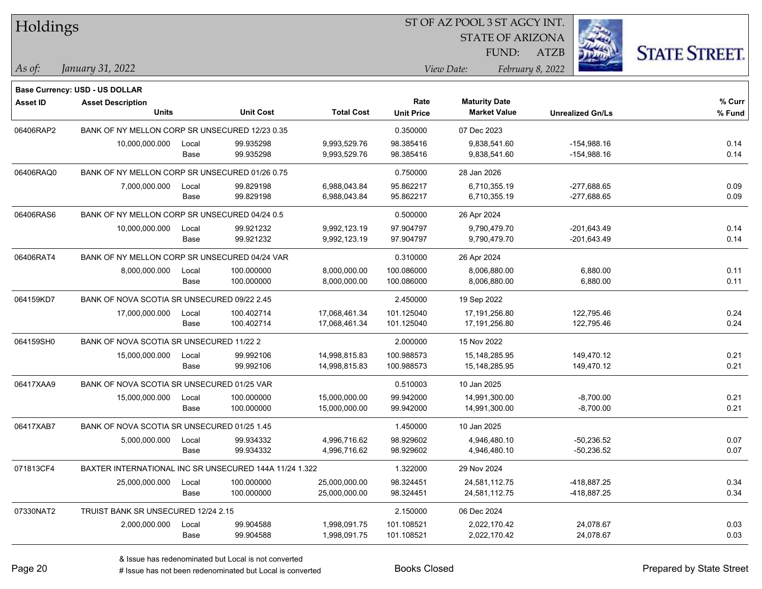# Holdings

ST OF AZ POOL 3 ST AGCY INT.
STATE OF ARIZONA
FUND: ATZB

*As of:* *January 31, 2022*
*View Date:* *February 8, 2022*

**Base Currency: USD - US DOLLAR**

| Asset ID | Asset Description / Units | | Unit Cost | Total Cost | Rate / Unit Price | Maturity Date / Market Value | Unrealized Gn/Ls | % Curr / % Fund |
|---|---|---|---|---|---|---|---|---|
| 06406RAP2 | BANK OF NY MELLON CORP SR UNSECURED 12/23 0.35 | | | | 0.350000 | 07 Dec 2023 | | |
| | 10,000,000.000 | Local | 99.935298 | 9,993,529.76 | 98.385416 | 9,838,541.60 | -154,988.16 | 0.14 |
| | | Base | 99.935298 | 9,993,529.76 | 98.385416 | 9,838,541.60 | -154,988.16 | 0.14 |
| 06406RAQ0 | BANK OF NY MELLON CORP SR UNSECURED 01/26 0.75 | | | | 0.750000 | 28 Jan 2026 | | |
| | 7,000,000.000 | Local | 99.829198 | 6,988,043.84 | 95.862217 | 6,710,355.19 | -277,688.65 | 0.09 |
| | | Base | 99.829198 | 6,988,043.84 | 95.862217 | 6,710,355.19 | -277,688.65 | 0.09 |
| 06406RAS6 | BANK OF NY MELLON CORP SR UNSECURED 04/24 0.5 | | | | 0.500000 | 26 Apr 2024 | | |
| | 10,000,000.000 | Local | 99.921232 | 9,992,123.19 | 97.904797 | 9,790,479.70 | -201,643.49 | 0.14 |
| | | Base | 99.921232 | 9,992,123.19 | 97.904797 | 9,790,479.70 | -201,643.49 | 0.14 |
| 06406RAT4 | BANK OF NY MELLON CORP SR UNSECURED 04/24 VAR | | | | 0.310000 | 26 Apr 2024 | | |
| | 8,000,000.000 | Local | 100.000000 | 8,000,000.00 | 100.086000 | 8,006,880.00 | 6,880.00 | 0.11 |
| | | Base | 100.000000 | 8,000,000.00 | 100.086000 | 8,006,880.00 | 6,880.00 | 0.11 |
| 064159KD7 | BANK OF NOVA SCOTIA SR UNSECURED 09/22 2.45 | | | | 2.450000 | 19 Sep 2022 | | |
| | 17,000,000.000 | Local | 100.402714 | 17,068,461.34 | 101.125040 | 17,191,256.80 | 122,795.46 | 0.24 |
| | | Base | 100.402714 | 17,068,461.34 | 101.125040 | 17,191,256.80 | 122,795.46 | 0.24 |
| 064159SH0 | BANK OF NOVA SCOTIA SR UNSECURED 11/22 2 | | | | 2.000000 | 15 Nov 2022 | | |
| | 15,000,000.000 | Local | 99.992106 | 14,998,815.83 | 100.988573 | 15,148,285.95 | 149,470.12 | 0.21 |
| | | Base | 99.992106 | 14,998,815.83 | 100.988573 | 15,148,285.95 | 149,470.12 | 0.21 |
| 06417XAA9 | BANK OF NOVA SCOTIA SR UNSECURED 01/25 VAR | | | | 0.510003 | 10 Jan 2025 | | |
| | 15,000,000.000 | Local | 100.000000 | 15,000,000.00 | 99.942000 | 14,991,300.00 | -8,700.00 | 0.21 |
| | | Base | 100.000000 | 15,000,000.00 | 99.942000 | 14,991,300.00 | -8,700.00 | 0.21 |
| 06417XAB7 | BANK OF NOVA SCOTIA SR UNSECURED 01/25 1.45 | | | | 1.450000 | 10 Jan 2025 | | |
| | 5,000,000.000 | Local | 99.934332 | 4,996,716.62 | 98.929602 | 4,946,480.10 | -50,236.52 | 0.07 |
| | | Base | 99.934332 | 4,996,716.62 | 98.929602 | 4,946,480.10 | -50,236.52 | 0.07 |
| 071813CF4 | BAXTER INTERNATIONAL INC SR UNSECURED 144A 11/24 1.322 | | | | 1.322000 | 29 Nov 2024 | | |
| | 25,000,000.000 | Local | 100.000000 | 25,000,000.00 | 98.324451 | 24,581,112.75 | -418,887.25 | 0.34 |
| | | Base | 100.000000 | 25,000,000.00 | 98.324451 | 24,581,112.75 | -418,887.25 | 0.34 |
| 07330NAT2 | TRUIST BANK SR UNSECURED 12/24 2.15 | | | | 2.150000 | 06 Dec 2024 | | |
| | 2,000,000.000 | Local | 99.904588 | 1,998,091.75 | 101.108521 | 2,022,170.42 | 24,078.67 | 0.03 |
| | | Base | 99.904588 | 1,998,091.75 | 101.108521 | 2,022,170.42 | 24,078.67 | 0.03 |

& Issue has redenominated but Local is not converted
# Issue has not been redenominated but Local is converted

Books Closed

Prepared by State Street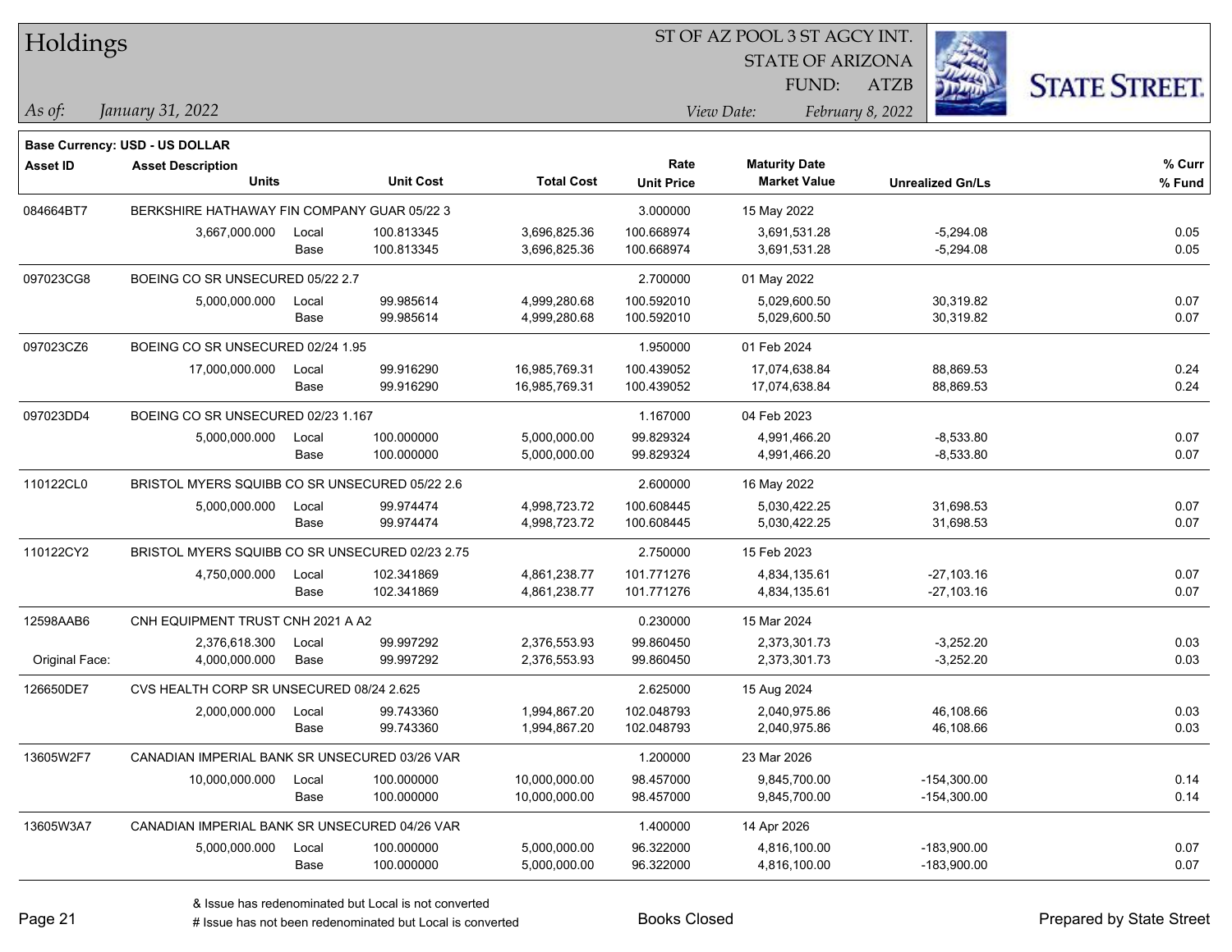# Holdings

ST OF AZ POOL 3 ST AGCY INT.
STATE OF ARIZONA
FUND: ATZB

*As of:* *January 31, 2022*

*View Date:* *February 8, 2022*

**Base Currency: USD - US DOLLAR**

| Asset ID | Asset Description / Units | | Unit Cost | Total Cost | Rate / Unit Price | Maturity Date / Market Value | Unrealized Gn/Ls | % Curr / % Fund |
|---|---|---|---|---|---|---|---|---|
| 084664BT7 | BERKSHIRE HATHAWAY FIN COMPANY GUAR 05/22 3 | | | | 3.000000 | 15 May 2022 | | |
| | 3,667,000.000 | Local | 100.813345 | 3,696,825.36 | 100.668974 | 3,691,531.28 | -5,294.08 | 0.05 |
| | | Base | 100.813345 | 3,696,825.36 | 100.668974 | 3,691,531.28 | -5,294.08 | 0.05 |
| 097023CG8 | BOEING CO SR UNSECURED 05/22 2.7 | | | | 2.700000 | 01 May 2022 | | |
| | 5,000,000.000 | Local | 99.985614 | 4,999,280.68 | 100.592010 | 5,029,600.50 | 30,319.82 | 0.07 |
| | | Base | 99.985614 | 4,999,280.68 | 100.592010 | 5,029,600.50 | 30,319.82 | 0.07 |
| 097023CZ6 | BOEING CO SR UNSECURED 02/24 1.95 | | | | 1.950000 | 01 Feb 2024 | | |
| | 17,000,000.000 | Local | 99.916290 | 16,985,769.31 | 100.439052 | 17,074,638.84 | 88,869.53 | 0.24 |
| | | Base | 99.916290 | 16,985,769.31 | 100.439052 | 17,074,638.84 | 88,869.53 | 0.24 |
| 097023DD4 | BOEING CO SR UNSECURED 02/23 1.167 | | | | 1.167000 | 04 Feb 2023 | | |
| | 5,000,000.000 | Local | 100.000000 | 5,000,000.00 | 99.829324 | 4,991,466.20 | -8,533.80 | 0.07 |
| | | Base | 100.000000 | 5,000,000.00 | 99.829324 | 4,991,466.20 | -8,533.80 | 0.07 |
| 110122CL0 | BRISTOL MYERS SQUIBB CO SR UNSECURED 05/22 2.6 | | | | 2.600000 | 16 May 2022 | | |
| | 5,000,000.000 | Local | 99.974474 | 4,998,723.72 | 100.608445 | 5,030,422.25 | 31,698.53 | 0.07 |
| | | Base | 99.974474 | 4,998,723.72 | 100.608445 | 5,030,422.25 | 31,698.53 | 0.07 |
| 110122CY2 | BRISTOL MYERS SQUIBB CO SR UNSECURED 02/23 2.75 | | | | 2.750000 | 15 Feb 2023 | | |
| | 4,750,000.000 | Local | 102.341869 | 4,861,238.77 | 101.771276 | 4,834,135.61 | -27,103.16 | 0.07 |
| | | Base | 102.341869 | 4,861,238.77 | 101.771276 | 4,834,135.61 | -27,103.16 | 0.07 |
| 12598AAB6 | CNH EQUIPMENT TRUST CNH 2021 A A2 | | | | 0.230000 | 15 Mar 2024 | | |
| | 2,376,618.300 | Local | 99.997292 | 2,376,553.93 | 99.860450 | 2,373,301.73 | -3,252.20 | 0.03 |
| Original Face: | 4,000,000.000 | Base | 99.997292 | 2,376,553.93 | 99.860450 | 2,373,301.73 | -3,252.20 | 0.03 |
| 126650DE7 | CVS HEALTH CORP SR UNSECURED 08/24 2.625 | | | | 2.625000 | 15 Aug 2024 | | |
| | 2,000,000.000 | Local | 99.743360 | 1,994,867.20 | 102.048793 | 2,040,975.86 | 46,108.66 | 0.03 |
| | | Base | 99.743360 | 1,994,867.20 | 102.048793 | 2,040,975.86 | 46,108.66 | 0.03 |
| 13605W2F7 | CANADIAN IMPERIAL BANK SR UNSECURED 03/26 VAR | | | | 1.200000 | 23 Mar 2026 | | |
| | 10,000,000.000 | Local | 100.000000 | 10,000,000.00 | 98.457000 | 9,845,700.00 | -154,300.00 | 0.14 |
| | | Base | 100.000000 | 10,000,000.00 | 98.457000 | 9,845,700.00 | -154,300.00 | 0.14 |
| 13605W3A7 | CANADIAN IMPERIAL BANK SR UNSECURED 04/26 VAR | | | | 1.400000 | 14 Apr 2026 | | |
| | 5,000,000.000 | Local | 100.000000 | 5,000,000.00 | 96.322000 | 4,816,100.00 | -183,900.00 | 0.07 |
| | | Base | 100.000000 | 5,000,000.00 | 96.322000 | 4,816,100.00 | -183,900.00 | 0.07 |

& Issue has redenominated but Local is not converted
# Issue has not been redenominated but Local is converted

Books Closed

Prepared by State Street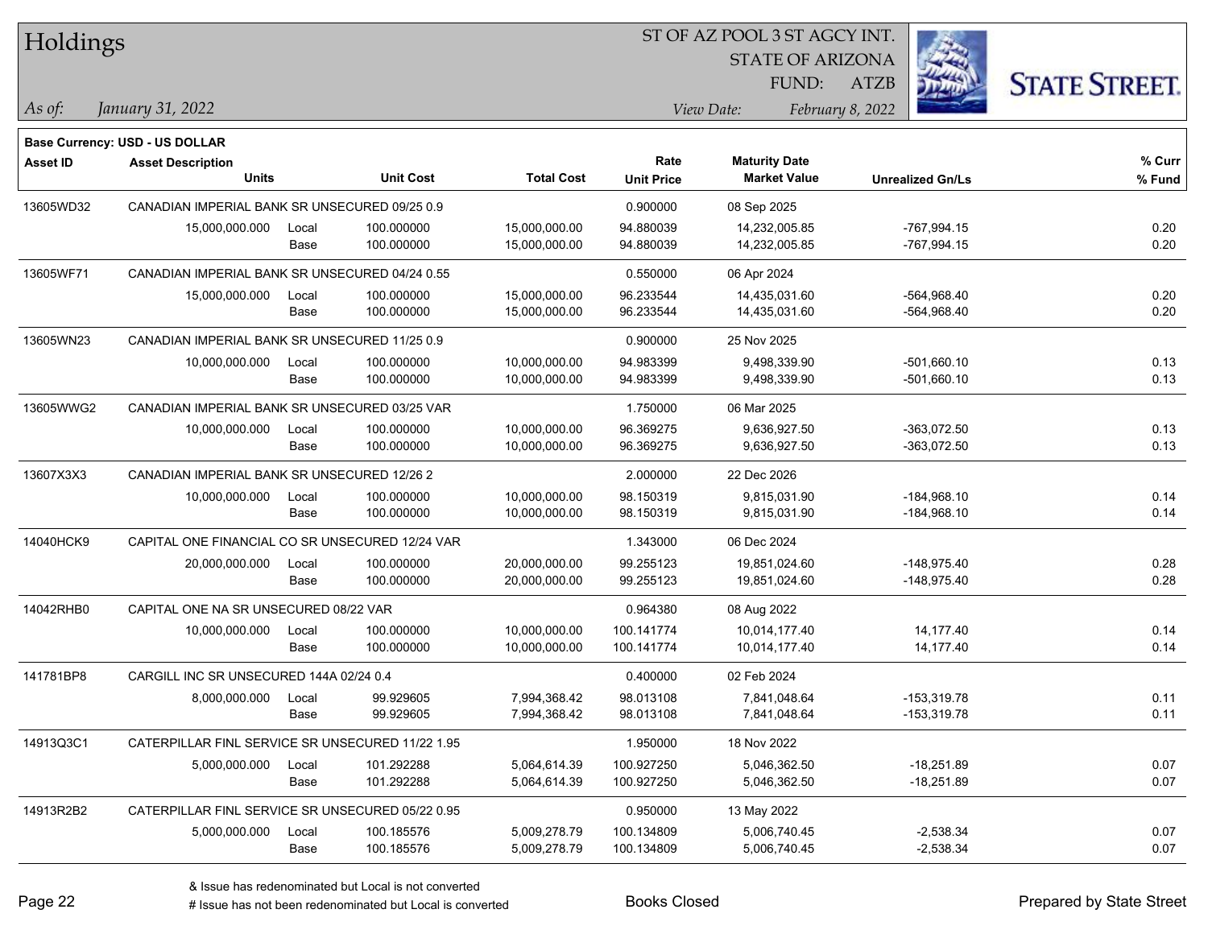# Holdings

ST OF AZ POOL 3 ST AGCY INT.
STATE OF ARIZONA
FUND: ATZB

*As of:* *January 31, 2022*

*View Date:* *February 8, 2022*

**Base Currency: USD - US DOLLAR**

| Asset ID | Asset Description / Units | | Unit Cost | Total Cost | Rate / Unit Price | Maturity Date / Market Value | Unrealized Gn/Ls | % Curr / % Fund |
|---|---|---|---|---|---|---|---|---|
| 13605WD32 | CANADIAN IMPERIAL BANK SR UNSECURED 09/25 0.9 | | | | 0.900000 | 08 Sep 2025 | | |
| | 15,000,000.000 | Local | 100.000000 | 15,000,000.00 | 94.880039 | 14,232,005.85 | -767,994.15 | 0.20 |
| | | Base | 100.000000 | 15,000,000.00 | 94.880039 | 14,232,005.85 | -767,994.15 | 0.20 |
| 13605WF71 | CANADIAN IMPERIAL BANK SR UNSECURED 04/24 0.55 | | | | 0.550000 | 06 Apr 2024 | | |
| | 15,000,000.000 | Local | 100.000000 | 15,000,000.00 | 96.233544 | 14,435,031.60 | -564,968.40 | 0.20 |
| | | Base | 100.000000 | 15,000,000.00 | 96.233544 | 14,435,031.60 | -564,968.40 | 0.20 |
| 13605WN23 | CANADIAN IMPERIAL BANK SR UNSECURED 11/25 0.9 | | | | 0.900000 | 25 Nov 2025 | | |
| | 10,000,000.000 | Local | 100.000000 | 10,000,000.00 | 94.983399 | 9,498,339.90 | -501,660.10 | 0.13 |
| | | Base | 100.000000 | 10,000,000.00 | 94.983399 | 9,498,339.90 | -501,660.10 | 0.13 |
| 13605WWG2 | CANADIAN IMPERIAL BANK SR UNSECURED 03/25 VAR | | | | 1.750000 | 06 Mar 2025 | | |
| | 10,000,000.000 | Local | 100.000000 | 10,000,000.00 | 96.369275 | 9,636,927.50 | -363,072.50 | 0.13 |
| | | Base | 100.000000 | 10,000,000.00 | 96.369275 | 9,636,927.50 | -363,072.50 | 0.13 |
| 13607X3X3 | CANADIAN IMPERIAL BANK SR UNSECURED 12/26 2 | | | | 2.000000 | 22 Dec 2026 | | |
| | 10,000,000.000 | Local | 100.000000 | 10,000,000.00 | 98.150319 | 9,815,031.90 | -184,968.10 | 0.14 |
| | | Base | 100.000000 | 10,000,000.00 | 98.150319 | 9,815,031.90 | -184,968.10 | 0.14 |
| 14040HCK9 | CAPITAL ONE FINANCIAL CO SR UNSECURED 12/24 VAR | | | | 1.343000 | 06 Dec 2024 | | |
| | 20,000,000.000 | Local | 100.000000 | 20,000,000.00 | 99.255123 | 19,851,024.60 | -148,975.40 | 0.28 |
| | | Base | 100.000000 | 20,000,000.00 | 99.255123 | 19,851,024.60 | -148,975.40 | 0.28 |
| 14042RHB0 | CAPITAL ONE NA SR UNSECURED 08/22 VAR | | | | 0.964380 | 08 Aug 2022 | | |
| | 10,000,000.000 | Local | 100.000000 | 10,000,000.00 | 100.141774 | 10,014,177.40 | 14,177.40 | 0.14 |
| | | Base | 100.000000 | 10,000,000.00 | 100.141774 | 10,014,177.40 | 14,177.40 | 0.14 |
| 141781BP8 | CARGILL INC SR UNSECURED 144A 02/24 0.4 | | | | 0.400000 | 02 Feb 2024 | | |
| | 8,000,000.000 | Local | 99.929605 | 7,994,368.42 | 98.013108 | 7,841,048.64 | -153,319.78 | 0.11 |
| | | Base | 99.929605 | 7,994,368.42 | 98.013108 | 7,841,048.64 | -153,319.78 | 0.11 |
| 14913Q3C1 | CATERPILLAR FINL SERVICE SR UNSECURED 11/22 1.95 | | | | 1.950000 | 18 Nov 2022 | | |
| | 5,000,000.000 | Local | 101.292288 | 5,064,614.39 | 100.927250 | 5,046,362.50 | -18,251.89 | 0.07 |
| | | Base | 101.292288 | 5,064,614.39 | 100.927250 | 5,046,362.50 | -18,251.89 | 0.07 |
| 14913R2B2 | CATERPILLAR FINL SERVICE SR UNSECURED 05/22 0.95 | | | | 0.950000 | 13 May 2022 | | |
| | 5,000,000.000 | Local | 100.185576 | 5,009,278.79 | 100.134809 | 5,006,740.45 | -2,538.34 | 0.07 |
| | | Base | 100.185576 | 5,009,278.79 | 100.134809 | 5,006,740.45 | -2,538.34 | 0.07 |

& Issue has redenominated but Local is not converted
# Issue has not been redenominated but Local is converted

Books Closed

Prepared by State Street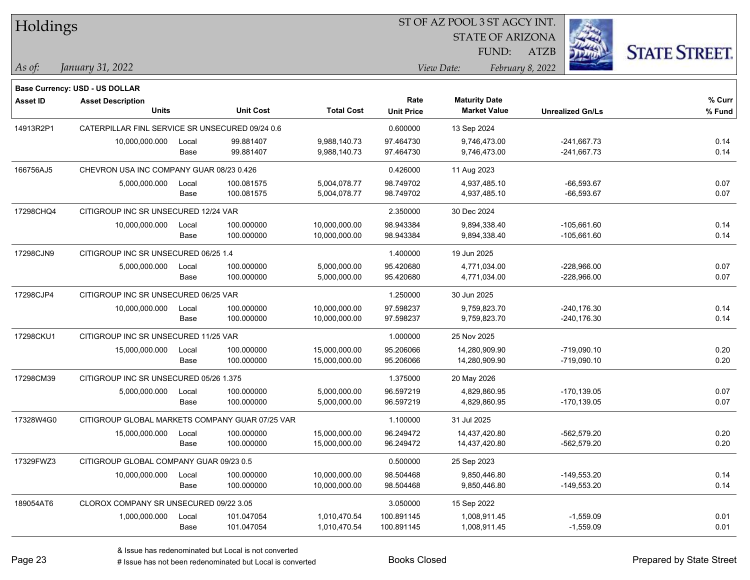# Holdings

ST OF AZ POOL 3 ST AGCY INT.
STATE OF ARIZONA
FUND: ATZB

*As of: January 31, 2022*

*View Date: February 8, 2022*

**Base Currency: USD - US DOLLAR**

| Asset ID | Asset Description / Units | | Unit Cost | Total Cost | Rate / Unit Price | Maturity Date / Market Value | Unrealized Gn/Ls | % Curr / % Fund |
|---|---|---|---|---|---|---|---|---|
| 14913R2P1 | CATERPILLAR FINL SERVICE SR UNSECURED 09/24 0.6 | | | | 0.600000 | 13 Sep 2024 | | |
| | 10,000,000.000 | Local | 99.881407 | 9,988,140.73 | 97.464730 | 9,746,473.00 | -241,667.73 | 0.14 |
| | | Base | 99.881407 | 9,988,140.73 | 97.464730 | 9,746,473.00 | -241,667.73 | 0.14 |
| 166756AJ5 | CHEVRON USA INC COMPANY GUAR 08/23 0.426 | | | | 0.426000 | 11 Aug 2023 | | |
| | 5,000,000.000 | Local | 100.081575 | 5,004,078.77 | 98.749702 | 4,937,485.10 | -66,593.67 | 0.07 |
| | | Base | 100.081575 | 5,004,078.77 | 98.749702 | 4,937,485.10 | -66,593.67 | 0.07 |
| 17298CHQ4 | CITIGROUP INC SR UNSECURED 12/24 VAR | | | | 2.350000 | 30 Dec 2024 | | |
| | 10,000,000.000 | Local | 100.000000 | 10,000,000.00 | 98.943384 | 9,894,338.40 | -105,661.60 | 0.14 |
| | | Base | 100.000000 | 10,000,000.00 | 98.943384 | 9,894,338.40 | -105,661.60 | 0.14 |
| 17298CJN9 | CITIGROUP INC SR UNSECURED 06/25 1.4 | | | | 1.400000 | 19 Jun 2025 | | |
| | 5,000,000.000 | Local | 100.000000 | 5,000,000.00 | 95.420680 | 4,771,034.00 | -228,966.00 | 0.07 |
| | | Base | 100.000000 | 5,000,000.00 | 95.420680 | 4,771,034.00 | -228,966.00 | 0.07 |
| 17298CJP4 | CITIGROUP INC SR UNSECURED 06/25 VAR | | | | 1.250000 | 30 Jun 2025 | | |
| | 10,000,000.000 | Local | 100.000000 | 10,000,000.00 | 97.598237 | 9,759,823.70 | -240,176.30 | 0.14 |
| | | Base | 100.000000 | 10,000,000.00 | 97.598237 | 9,759,823.70 | -240,176.30 | 0.14 |
| 17298CKU1 | CITIGROUP INC SR UNSECURED 11/25 VAR | | | | 1.000000 | 25 Nov 2025 | | |
| | 15,000,000.000 | Local | 100.000000 | 15,000,000.00 | 95.206066 | 14,280,909.90 | -719,090.10 | 0.20 |
| | | Base | 100.000000 | 15,000,000.00 | 95.206066 | 14,280,909.90 | -719,090.10 | 0.20 |
| 17298CM39 | CITIGROUP INC SR UNSECURED 05/26 1.375 | | | | 1.375000 | 20 May 2026 | | |
| | 5,000,000.000 | Local | 100.000000 | 5,000,000.00 | 96.597219 | 4,829,860.95 | -170,139.05 | 0.07 |
| | | Base | 100.000000 | 5,000,000.00 | 96.597219 | 4,829,860.95 | -170,139.05 | 0.07 |
| 17328W4G0 | CITIGROUP GLOBAL MARKETS COMPANY GUAR 07/25 VAR | | | | 1.100000 | 31 Jul 2025 | | |
| | 15,000,000.000 | Local | 100.000000 | 15,000,000.00 | 96.249472 | 14,437,420.80 | -562,579.20 | 0.20 |
| | | Base | 100.000000 | 15,000,000.00 | 96.249472 | 14,437,420.80 | -562,579.20 | 0.20 |
| 17329FWZ3 | CITIGROUP GLOBAL COMPANY GUAR 09/23 0.5 | | | | 0.500000 | 25 Sep 2023 | | |
| | 10,000,000.000 | Local | 100.000000 | 10,000,000.00 | 98.504468 | 9,850,446.80 | -149,553.20 | 0.14 |
| | | Base | 100.000000 | 10,000,000.00 | 98.504468 | 9,850,446.80 | -149,553.20 | 0.14 |
| 189054AT6 | CLOROX COMPANY SR UNSECURED 09/22 3.05 | | | | 3.050000 | 15 Sep 2022 | | |
| | 1,000,000.000 | Local | 101.047054 | 1,010,470.54 | 100.891145 | 1,008,911.45 | -1,559.09 | 0.01 |
| | | Base | 101.047054 | 1,010,470.54 | 100.891145 | 1,008,911.45 | -1,559.09 | 0.01 |

& Issue has redenominated but Local is not converted

# Issue has not been redenominated but Local is converted

Books Closed

Prepared by State Street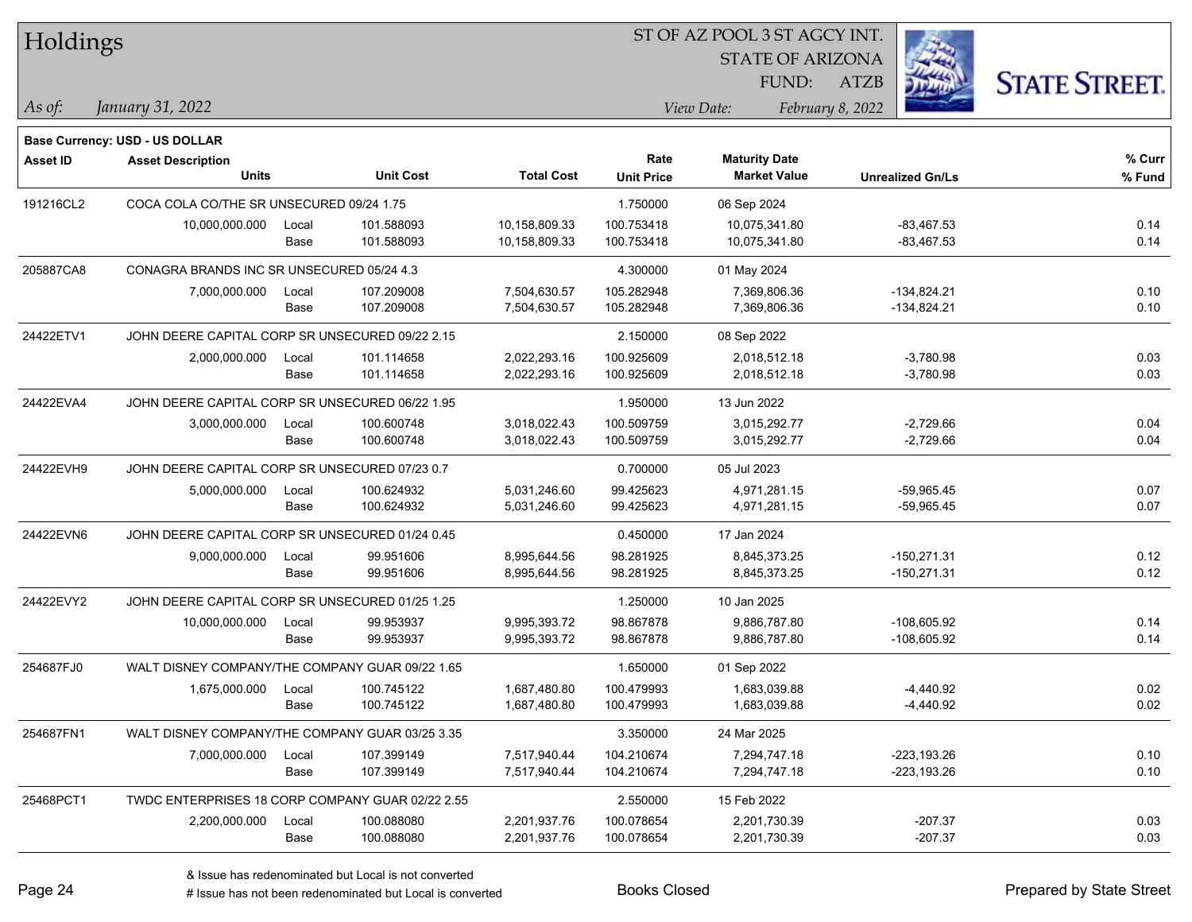# Holdings

ST OF AZ POOL 3 ST AGCY INT.
STATE OF ARIZONA
FUND: ATZB

*As of:* *January 31, 2022*

*View Date:* *February 8, 2022*

**Base Currency: USD - US DOLLAR**

| Asset ID | Asset Description / Units | | Unit Cost | Total Cost | Rate / Unit Price | Maturity Date / Market Value | Unrealized Gn/Ls | % Curr / % Fund |
|---|---|---|---|---|---|---|---|---|
| 191216CL2 | COCA COLA CO/THE SR UNSECURED 09/24 1.75 | | | | 1.750000 | 06 Sep 2024 | | |
| | 10,000,000.000 | Local | 101.588093 | 10,158,809.33 | 100.753418 | 10,075,341.80 | -83,467.53 | 0.14 |
| | | Base | 101.588093 | 10,158,809.33 | 100.753418 | 10,075,341.80 | -83,467.53 | 0.14 |
| 205887CA8 | CONAGRA BRANDS INC SR UNSECURED 05/24 4.3 | | | | 4.300000 | 01 May 2024 | | |
| | 7,000,000.000 | Local | 107.209008 | 7,504,630.57 | 105.282948 | 7,369,806.36 | -134,824.21 | 0.10 |
| | | Base | 107.209008 | 7,504,630.57 | 105.282948 | 7,369,806.36 | -134,824.21 | 0.10 |
| 24422ETV1 | JOHN DEERE CAPITAL CORP SR UNSECURED 09/22 2.15 | | | | 2.150000 | 08 Sep 2022 | | |
| | 2,000,000.000 | Local | 101.114658 | 2,022,293.16 | 100.925609 | 2,018,512.18 | -3,780.98 | 0.03 |
| | | Base | 101.114658 | 2,022,293.16 | 100.925609 | 2,018,512.18 | -3,780.98 | 0.03 |
| 24422EVA4 | JOHN DEERE CAPITAL CORP SR UNSECURED 06/22 1.95 | | | | 1.950000 | 13 Jun 2022 | | |
| | 3,000,000.000 | Local | 100.600748 | 3,018,022.43 | 100.509759 | 3,015,292.77 | -2,729.66 | 0.04 |
| | | Base | 100.600748 | 3,018,022.43 | 100.509759 | 3,015,292.77 | -2,729.66 | 0.04 |
| 24422EVH9 | JOHN DEERE CAPITAL CORP SR UNSECURED 07/23 0.7 | | | | 0.700000 | 05 Jul 2023 | | |
| | 5,000,000.000 | Local | 100.624932 | 5,031,246.60 | 99.425623 | 4,971,281.15 | -59,965.45 | 0.07 |
| | | Base | 100.624932 | 5,031,246.60 | 99.425623 | 4,971,281.15 | -59,965.45 | 0.07 |
| 24422EVN6 | JOHN DEERE CAPITAL CORP SR UNSECURED 01/24 0.45 | | | | 0.450000 | 17 Jan 2024 | | |
| | 9,000,000.000 | Local | 99.951606 | 8,995,644.56 | 98.281925 | 8,845,373.25 | -150,271.31 | 0.12 |
| | | Base | 99.951606 | 8,995,644.56 | 98.281925 | 8,845,373.25 | -150,271.31 | 0.12 |
| 24422EVY2 | JOHN DEERE CAPITAL CORP SR UNSECURED 01/25 1.25 | | | | 1.250000 | 10 Jan 2025 | | |
| | 10,000,000.000 | Local | 99.953937 | 9,995,393.72 | 98.867878 | 9,886,787.80 | -108,605.92 | 0.14 |
| | | Base | 99.953937 | 9,995,393.72 | 98.867878 | 9,886,787.80 | -108,605.92 | 0.14 |
| 254687FJ0 | WALT DISNEY COMPANY/THE COMPANY GUAR 09/22 1.65 | | | | 1.650000 | 01 Sep 2022 | | |
| | 1,675,000.000 | Local | 100.745122 | 1,687,480.80 | 100.479993 | 1,683,039.88 | -4,440.92 | 0.02 |
| | | Base | 100.745122 | 1,687,480.80 | 100.479993 | 1,683,039.88 | -4,440.92 | 0.02 |
| 254687FN1 | WALT DISNEY COMPANY/THE COMPANY GUAR 03/25 3.35 | | | | 3.350000 | 24 Mar 2025 | | |
| | 7,000,000.000 | Local | 107.399149 | 7,517,940.44 | 104.210674 | 7,294,747.18 | -223,193.26 | 0.10 |
| | | Base | 107.399149 | 7,517,940.44 | 104.210674 | 7,294,747.18 | -223,193.26 | 0.10 |
| 25468PCT1 | TWDC ENTERPRISES 18 CORP COMPANY GUAR 02/22 2.55 | | | | 2.550000 | 15 Feb 2022 | | |
| | 2,200,000.000 | Local | 100.088080 | 2,201,937.76 | 100.078654 | 2,201,730.39 | -207.37 | 0.03 |
| | | Base | 100.088080 | 2,201,937.76 | 100.078654 | 2,201,730.39 | -207.37 | 0.03 |

& Issue has redenominated but Local is not converted
# Issue has not been redenominated but Local is converted

Books Closed

Prepared by State Street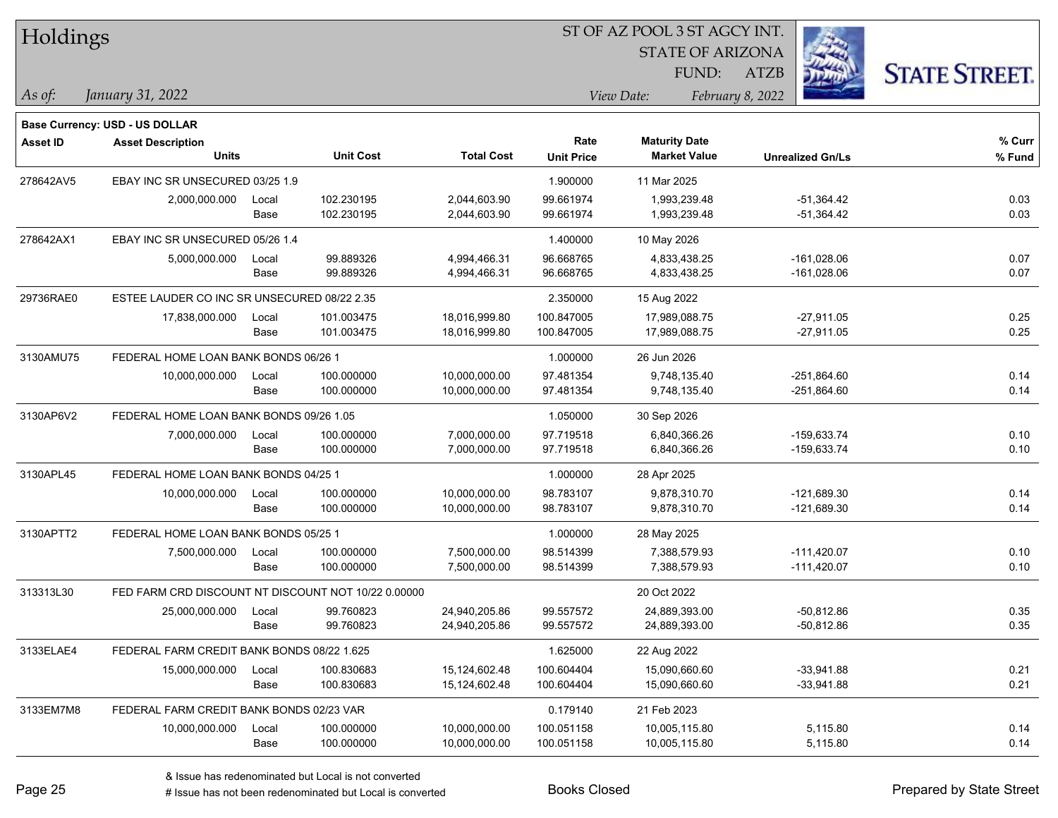# Holdings

ST OF AZ POOL 3 ST AGCY INT.
STATE OF ARIZONA
FUND: ATZB

*As of:* *January 31, 2022*
*View Date:* *February 8, 2022*

**Base Currency: USD - US DOLLAR**

| Asset ID | Asset Description / Units | | Unit Cost | Total Cost | Rate / Unit Price | Maturity Date / Market Value | Unrealized Gn/Ls | % Curr / % Fund |
|---|---|---|---|---|---|---|---|---|
| 278642AV5 | EBAY INC SR UNSECURED 03/25 1.9 | | | | 1.900000 | 11 Mar 2025 | | |
| | 2,000,000.000 | Local | 102.230195 | 2,044,603.90 | 99.661974 | 1,993,239.48 | -51,364.42 | 0.03 |
| | | Base | 102.230195 | 2,044,603.90 | 99.661974 | 1,993,239.48 | -51,364.42 | 0.03 |
| 278642AX1 | EBAY INC SR UNSECURED 05/26 1.4 | | | | 1.400000 | 10 May 2026 | | |
| | 5,000,000.000 | Local | 99.889326 | 4,994,466.31 | 96.668765 | 4,833,438.25 | -161,028.06 | 0.07 |
| | | Base | 99.889326 | 4,994,466.31 | 96.668765 | 4,833,438.25 | -161,028.06 | 0.07 |
| 29736RAE0 | ESTEE LAUDER CO INC SR UNSECURED 08/22 2.35 | | | | 2.350000 | 15 Aug 2022 | | |
| | 17,838,000.000 | Local | 101.003475 | 18,016,999.80 | 100.847005 | 17,989,088.75 | -27,911.05 | 0.25 |
| | | Base | 101.003475 | 18,016,999.80 | 100.847005 | 17,989,088.75 | -27,911.05 | 0.25 |
| 3130AMU75 | FEDERAL HOME LOAN BANK BONDS 06/26 1 | | | | 1.000000 | 26 Jun 2026 | | |
| | 10,000,000.000 | Local | 100.000000 | 10,000,000.00 | 97.481354 | 9,748,135.40 | -251,864.60 | 0.14 |
| | | Base | 100.000000 | 10,000,000.00 | 97.481354 | 9,748,135.40 | -251,864.60 | 0.14 |
| 3130AP6V2 | FEDERAL HOME LOAN BANK BONDS 09/26 1.05 | | | | 1.050000 | 30 Sep 2026 | | |
| | 7,000,000.000 | Local | 100.000000 | 7,000,000.00 | 97.719518 | 6,840,366.26 | -159,633.74 | 0.10 |
| | | Base | 100.000000 | 7,000,000.00 | 97.719518 | 6,840,366.26 | -159,633.74 | 0.10 |
| 3130APL45 | FEDERAL HOME LOAN BANK BONDS 04/25 1 | | | | 1.000000 | 28 Apr 2025 | | |
| | 10,000,000.000 | Local | 100.000000 | 10,000,000.00 | 98.783107 | 9,878,310.70 | -121,689.30 | 0.14 |
| | | Base | 100.000000 | 10,000,000.00 | 98.783107 | 9,878,310.70 | -121,689.30 | 0.14 |
| 3130APTT2 | FEDERAL HOME LOAN BANK BONDS 05/25 1 | | | | 1.000000 | 28 May 2025 | | |
| | 7,500,000.000 | Local | 100.000000 | 7,500,000.00 | 98.514399 | 7,388,579.93 | -111,420.07 | 0.10 |
| | | Base | 100.000000 | 7,500,000.00 | 98.514399 | 7,388,579.93 | -111,420.07 | 0.10 |
| 313313L30 | FED FARM CRD DISCOUNT NT DISCOUNT NOT 10/22 0.00000 | | | | | 20 Oct 2022 | | |
| | 25,000,000.000 | Local | 99.760823 | 24,940,205.86 | 99.557572 | 24,889,393.00 | -50,812.86 | 0.35 |
| | | Base | 99.760823 | 24,940,205.86 | 99.557572 | 24,889,393.00 | -50,812.86 | 0.35 |
| 3133ELAE4 | FEDERAL FARM CREDIT BANK BONDS 08/22 1.625 | | | | 1.625000 | 22 Aug 2022 | | |
| | 15,000,000.000 | Local | 100.830683 | 15,124,602.48 | 100.604404 | 15,090,660.60 | -33,941.88 | 0.21 |
| | | Base | 100.830683 | 15,124,602.48 | 100.604404 | 15,090,660.60 | -33,941.88 | 0.21 |
| 3133EM7M8 | FEDERAL FARM CREDIT BANK BONDS 02/23 VAR | | | | 0.179140 | 21 Feb 2023 | | |
| | 10,000,000.000 | Local | 100.000000 | 10,000,000.00 | 100.051158 | 10,005,115.80 | 5,115.80 | 0.14 |
| | | Base | 100.000000 | 10,000,000.00 | 100.051158 | 10,005,115.80 | 5,115.80 | 0.14 |

& Issue has redenominated but Local is not converted
# Issue has not been redenominated but Local is converted

Books Closed

Prepared by State Street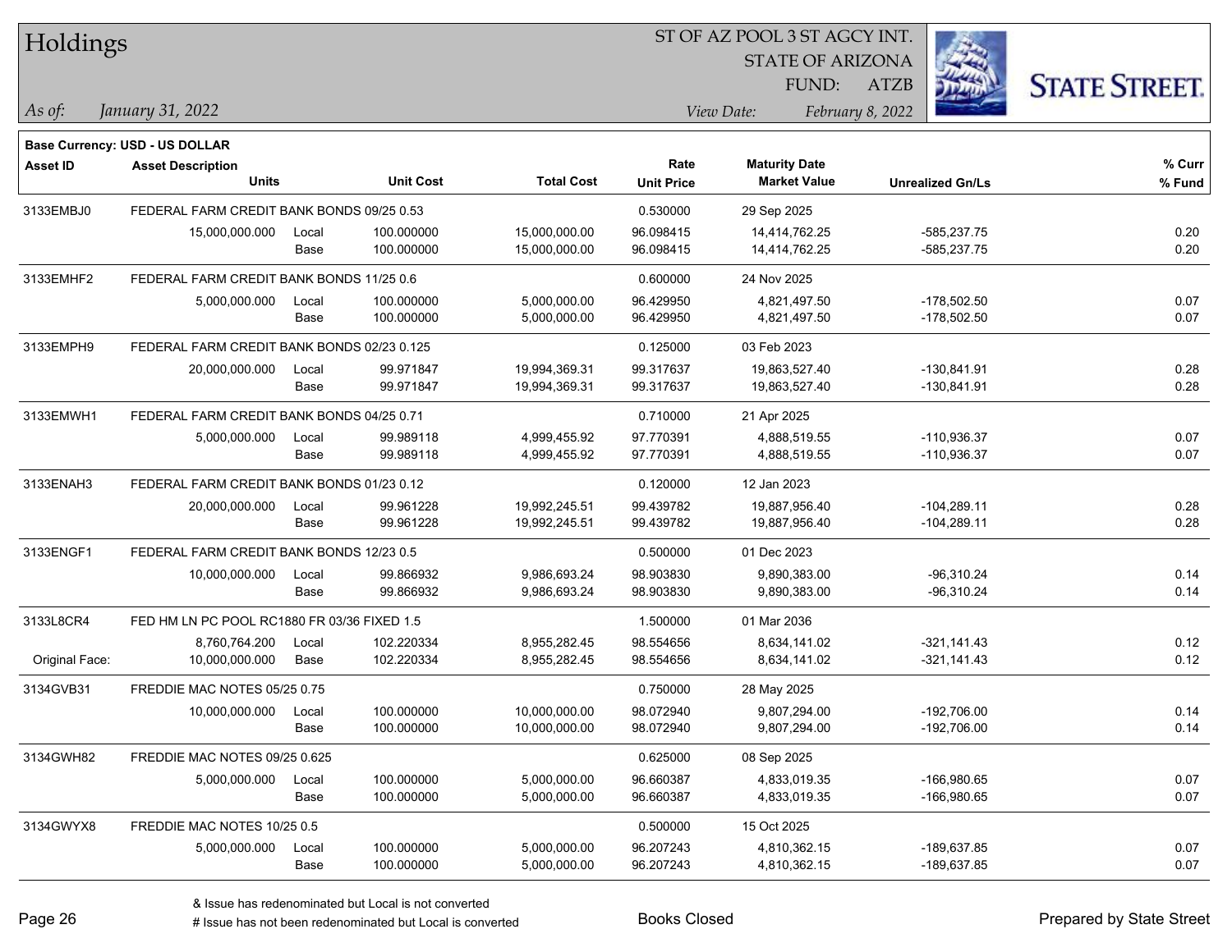# Holdings

ST OF AZ POOL 3 ST AGCY INT.
STATE OF ARIZONA
FUND: ATZB

*As of: January 31, 2022*
*View Date: February 8, 2022*

**Base Currency: USD - US DOLLAR**

| Asset ID | Asset Description / Units | | Unit Cost | Total Cost | Rate / Unit Price | Maturity Date / Market Value | Unrealized Gn/Ls | % Curr / % Fund |
|---|---|---|---|---|---|---|---|---|
| 3133EMBJ0 | FEDERAL FARM CREDIT BANK BONDS 09/25 0.53 | | | | 0.530000 | 29 Sep 2025 | | |
| | 15,000,000.000 | Local | 100.000000 | 15,000,000.00 | 96.098415 | 14,414,762.25 | -585,237.75 | 0.20 |
| | | Base | 100.000000 | 15,000,000.00 | 96.098415 | 14,414,762.25 | -585,237.75 | 0.20 |
| 3133EMHF2 | FEDERAL FARM CREDIT BANK BONDS 11/25 0.6 | | | | 0.600000 | 24 Nov 2025 | | |
| | 5,000,000.000 | Local | 100.000000 | 5,000,000.00 | 96.429950 | 4,821,497.50 | -178,502.50 | 0.07 |
| | | Base | 100.000000 | 5,000,000.00 | 96.429950 | 4,821,497.50 | -178,502.50 | 0.07 |
| 3133EMPH9 | FEDERAL FARM CREDIT BANK BONDS 02/23 0.125 | | | | 0.125000 | 03 Feb 2023 | | |
| | 20,000,000.000 | Local | 99.971847 | 19,994,369.31 | 99.317637 | 19,863,527.40 | -130,841.91 | 0.28 |
| | | Base | 99.971847 | 19,994,369.31 | 99.317637 | 19,863,527.40 | -130,841.91 | 0.28 |
| 3133EMWH1 | FEDERAL FARM CREDIT BANK BONDS 04/25 0.71 | | | | 0.710000 | 21 Apr 2025 | | |
| | 5,000,000.000 | Local | 99.989118 | 4,999,455.92 | 97.770391 | 4,888,519.55 | -110,936.37 | 0.07 |
| | | Base | 99.989118 | 4,999,455.92 | 97.770391 | 4,888,519.55 | -110,936.37 | 0.07 |
| 3133ENAH3 | FEDERAL FARM CREDIT BANK BONDS 01/23 0.12 | | | | 0.120000 | 12 Jan 2023 | | |
| | 20,000,000.000 | Local | 99.961228 | 19,992,245.51 | 99.439782 | 19,887,956.40 | -104,289.11 | 0.28 |
| | | Base | 99.961228 | 19,992,245.51 | 99.439782 | 19,887,956.40 | -104,289.11 | 0.28 |
| 3133ENGF1 | FEDERAL FARM CREDIT BANK BONDS 12/23 0.5 | | | | 0.500000 | 01 Dec 2023 | | |
| | 10,000,000.000 | Local | 99.866932 | 9,986,693.24 | 98.903830 | 9,890,383.00 | -96,310.24 | 0.14 |
| | | Base | 99.866932 | 9,986,693.24 | 98.903830 | 9,890,383.00 | -96,310.24 | 0.14 |
| 3133L8CR4 | FED HM LN PC POOL RC1880 FR 03/36 FIXED 1.5 | | | | 1.500000 | 01 Mar 2036 | | |
| | 8,760,764.200 | Local | 102.220334 | 8,955,282.45 | 98.554656 | 8,634,141.02 | -321,141.43 | 0.12 |
| Original Face: | 10,000,000.000 | Base | 102.220334 | 8,955,282.45 | 98.554656 | 8,634,141.02 | -321,141.43 | 0.12 |
| 3134GVB31 | FREDDIE MAC NOTES 05/25 0.75 | | | | 0.750000 | 28 May 2025 | | |
| | 10,000,000.000 | Local | 100.000000 | 10,000,000.00 | 98.072940 | 9,807,294.00 | -192,706.00 | 0.14 |
| | | Base | 100.000000 | 10,000,000.00 | 98.072940 | 9,807,294.00 | -192,706.00 | 0.14 |
| 3134GWH82 | FREDDIE MAC NOTES 09/25 0.625 | | | | 0.625000 | 08 Sep 2025 | | |
| | 5,000,000.000 | Local | 100.000000 | 5,000,000.00 | 96.660387 | 4,833,019.35 | -166,980.65 | 0.07 |
| | | Base | 100.000000 | 5,000,000.00 | 96.660387 | 4,833,019.35 | -166,980.65 | 0.07 |
| 3134GWYX8 | FREDDIE MAC NOTES 10/25 0.5 | | | | 0.500000 | 15 Oct 2025 | | |
| | 5,000,000.000 | Local | 100.000000 | 5,000,000.00 | 96.207243 | 4,810,362.15 | -189,637.85 | 0.07 |
| | | Base | 100.000000 | 5,000,000.00 | 96.207243 | 4,810,362.15 | -189,637.85 | 0.07 |

& Issue has redenominated but Local is not converted
# Issue has not been redenominated but Local is converted

Books Closed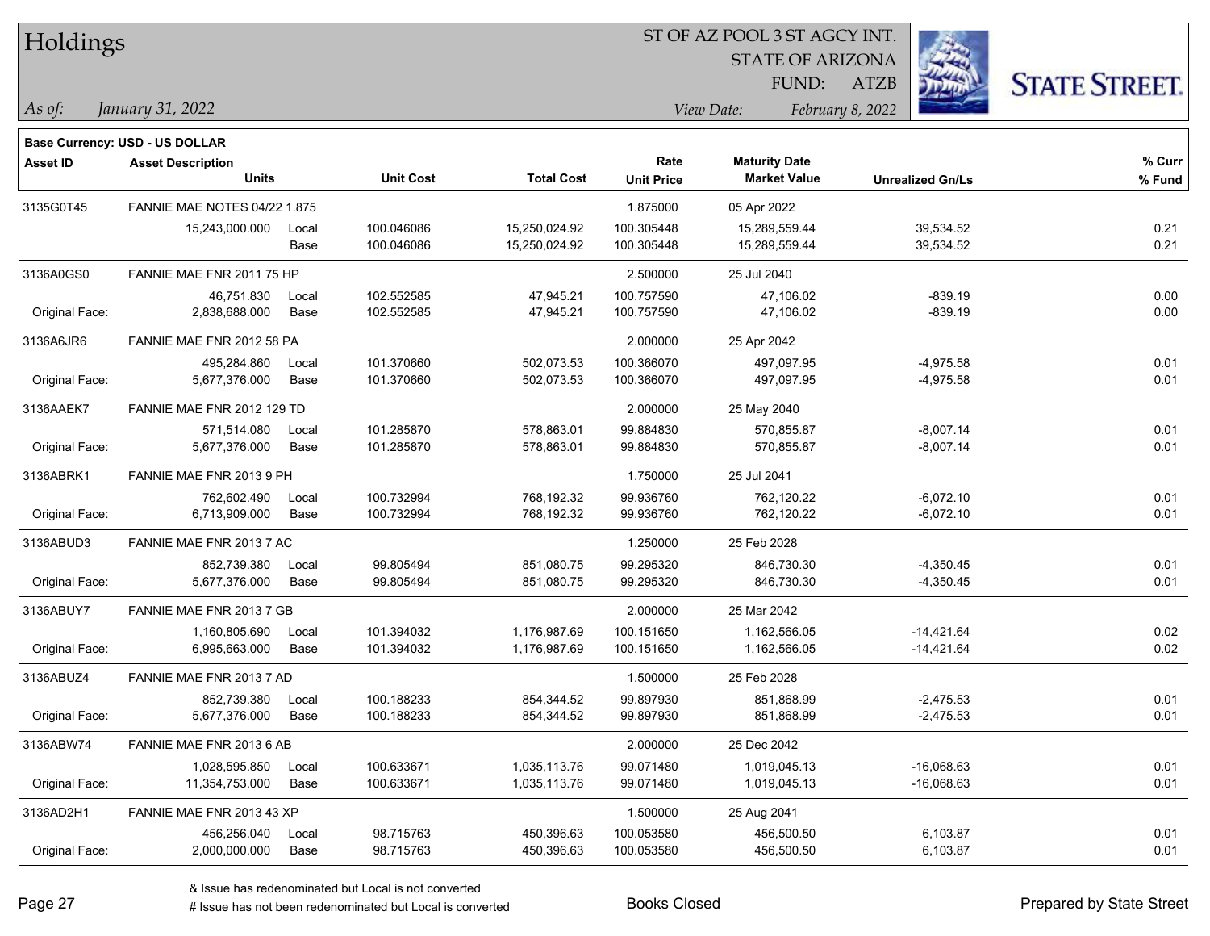# Holdings

ST OF AZ POOL 3 ST AGCY INT.
STATE OF ARIZONA
FUND: ATZB

*As of:* *January 31, 2022*

*View Date:* *February 8, 2022*

**Base Currency: USD - US DOLLAR**

| Asset ID | Asset Description / Units | | Unit Cost | Total Cost | Rate / Unit Price | Maturity Date / Market Value | Unrealized Gn/Ls | % Curr / % Fund |
|---|---|---|---|---|---|---|---|---|
| 3135G0T45 | FANNIE MAE NOTES 04/22 1.875 | | | | 1.875000 | 05 Apr 2022 | | |
| | 15,243,000.000 | Local | 100.046086 | 15,250,024.92 | 100.305448 | 15,289,559.44 | 39,534.52 | 0.21 |
| | | Base | 100.046086 | 15,250,024.92 | 100.305448 | 15,289,559.44 | 39,534.52 | 0.21 |
| 3136A0GS0 | FANNIE MAE FNR 2011 75 HP | | | | 2.500000 | 25 Jul 2040 | | |
| | 46,751.830 | Local | 102.552585 | 47,945.21 | 100.757590 | 47,106.02 | -839.19 | 0.00 |
| Original Face: | 2,838,688.000 | Base | 102.552585 | 47,945.21 | 100.757590 | 47,106.02 | -839.19 | 0.00 |
| 3136A6JR6 | FANNIE MAE FNR 2012 58 PA | | | | 2.000000 | 25 Apr 2042 | | |
| | 495,284.860 | Local | 101.370660 | 502,073.53 | 100.366070 | 497,097.95 | -4,975.58 | 0.01 |
| Original Face: | 5,677,376.000 | Base | 101.370660 | 502,073.53 | 100.366070 | 497,097.95 | -4,975.58 | 0.01 |
| 3136AAEK7 | FANNIE MAE FNR 2012 129 TD | | | | 2.000000 | 25 May 2040 | | |
| | 571,514.080 | Local | 101.285870 | 578,863.01 | 99.884830 | 570,855.87 | -8,007.14 | 0.01 |
| Original Face: | 5,677,376.000 | Base | 101.285870 | 578,863.01 | 99.884830 | 570,855.87 | -8,007.14 | 0.01 |
| 3136ABRK1 | FANNIE MAE FNR 2013 9 PH | | | | 1.750000 | 25 Jul 2041 | | |
| | 762,602.490 | Local | 100.732994 | 768,192.32 | 99.936760 | 762,120.22 | -6,072.10 | 0.01 |
| Original Face: | 6,713,909.000 | Base | 100.732994 | 768,192.32 | 99.936760 | 762,120.22 | -6,072.10 | 0.01 |
| 3136ABUD3 | FANNIE MAE FNR 2013 7 AC | | | | 1.250000 | 25 Feb 2028 | | |
| | 852,739.380 | Local | 99.805494 | 851,080.75 | 99.295320 | 846,730.30 | -4,350.45 | 0.01 |
| Original Face: | 5,677,376.000 | Base | 99.805494 | 851,080.75 | 99.295320 | 846,730.30 | -4,350.45 | 0.01 |
| 3136ABUY7 | FANNIE MAE FNR 2013 7 GB | | | | 2.000000 | 25 Mar 2042 | | |
| | 1,160,805.690 | Local | 101.394032 | 1,176,987.69 | 100.151650 | 1,162,566.05 | -14,421.64 | 0.02 |
| Original Face: | 6,995,663.000 | Base | 101.394032 | 1,176,987.69 | 100.151650 | 1,162,566.05 | -14,421.64 | 0.02 |
| 3136ABUZ4 | FANNIE MAE FNR 2013 7 AD | | | | 1.500000 | 25 Feb 2028 | | |
| | 852,739.380 | Local | 100.188233 | 854,344.52 | 99.897930 | 851,868.99 | -2,475.53 | 0.01 |
| Original Face: | 5,677,376.000 | Base | 100.188233 | 854,344.52 | 99.897930 | 851,868.99 | -2,475.53 | 0.01 |
| 3136ABW74 | FANNIE MAE FNR 2013 6 AB | | | | 2.000000 | 25 Dec 2042 | | |
| | 1,028,595.850 | Local | 100.633671 | 1,035,113.76 | 99.071480 | 1,019,045.13 | -16,068.63 | 0.01 |
| Original Face: | 11,354,753.000 | Base | 100.633671 | 1,035,113.76 | 99.071480 | 1,019,045.13 | -16,068.63 | 0.01 |
| 3136AD2H1 | FANNIE MAE FNR 2013 43 XP | | | | 1.500000 | 25 Aug 2041 | | |
| | 456,256.040 | Local | 98.715763 | 450,396.63 | 100.053580 | 456,500.50 | 6,103.87 | 0.01 |
| Original Face: | 2,000,000.000 | Base | 98.715763 | 450,396.63 | 100.053580 | 456,500.50 | 6,103.87 | 0.01 |

& Issue has redenominated but Local is not converted

# Issue has not been redenominated but Local is converted

Books Closed

Prepared by State Street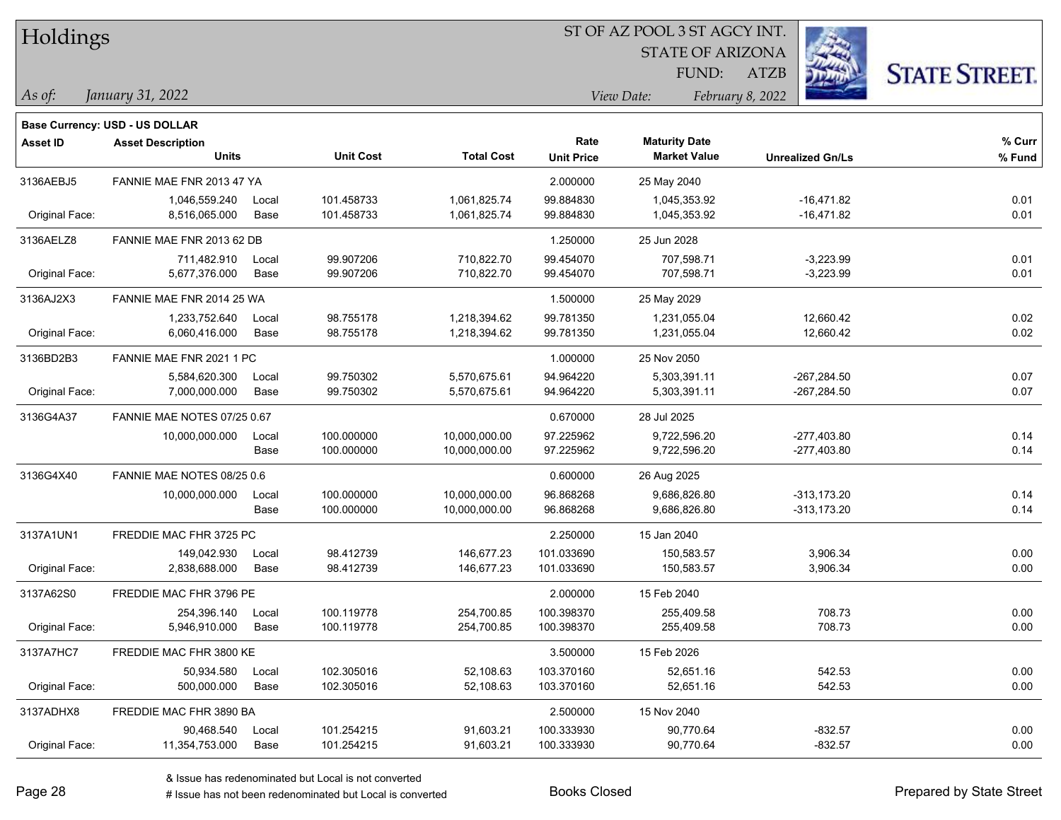# Holdings

ST OF AZ POOL 3 ST AGCY INT.
STATE OF ARIZONA
FUND: ATZB

*As of: January 31, 2022*
*View Date: February 8, 2022*

**Base Currency: USD - US DOLLAR**

| Asset ID | Asset Description / Units | | Unit Cost | Total Cost | Rate / Unit Price | Maturity Date / Market Value | Unrealized Gn/Ls | % Curr / % Fund |
|---|---|---|---|---|---|---|---|---|
| 3136AEBJ5 | FANNIE MAE FNR 2013 47 YA | | | | 2.000000 | 25 May 2040 | | |
| | 1,046,559.240 | Local | 101.458733 | 1,061,825.74 | 99.884830 | 1,045,353.92 | -16,471.82 | 0.01 |
| Original Face: | 8,516,065.000 | Base | 101.458733 | 1,061,825.74 | 99.884830 | 1,045,353.92 | -16,471.82 | 0.01 |
| 3136AELZ8 | FANNIE MAE FNR 2013 62 DB | | | | 1.250000 | 25 Jun 2028 | | |
| | 711,482.910 | Local | 99.907206 | 710,822.70 | 99.454070 | 707,598.71 | -3,223.99 | 0.01 |
| Original Face: | 5,677,376.000 | Base | 99.907206 | 710,822.70 | 99.454070 | 707,598.71 | -3,223.99 | 0.01 |
| 3136AJ2X3 | FANNIE MAE FNR 2014 25 WA | | | | 1.500000 | 25 May 2029 | | |
| | 1,233,752.640 | Local | 98.755178 | 1,218,394.62 | 99.781350 | 1,231,055.04 | 12,660.42 | 0.02 |
| Original Face: | 6,060,416.000 | Base | 98.755178 | 1,218,394.62 | 99.781350 | 1,231,055.04 | 12,660.42 | 0.02 |
| 3136BD2B3 | FANNIE MAE FNR 2021 1 PC | | | | 1.000000 | 25 Nov 2050 | | |
| | 5,584,620.300 | Local | 99.750302 | 5,570,675.61 | 94.964220 | 5,303,391.11 | -267,284.50 | 0.07 |
| Original Face: | 7,000,000.000 | Base | 99.750302 | 5,570,675.61 | 94.964220 | 5,303,391.11 | -267,284.50 | 0.07 |
| 3136G4A37 | FANNIE MAE NOTES 07/25 0.67 | | | | 0.670000 | 28 Jul 2025 | | |
| | 10,000,000.000 | Local | 100.000000 | 10,000,000.00 | 97.225962 | 9,722,596.20 | -277,403.80 | 0.14 |
| | | Base | 100.000000 | 10,000,000.00 | 97.225962 | 9,722,596.20 | -277,403.80 | 0.14 |
| 3136G4X40 | FANNIE MAE NOTES 08/25 0.6 | | | | 0.600000 | 26 Aug 2025 | | |
| | 10,000,000.000 | Local | 100.000000 | 10,000,000.00 | 96.868268 | 9,686,826.80 | -313,173.20 | 0.14 |
| | | Base | 100.000000 | 10,000,000.00 | 96.868268 | 9,686,826.80 | -313,173.20 | 0.14 |
| 3137A1UN1 | FREDDIE MAC FHR 3725 PC | | | | 2.250000 | 15 Jan 2040 | | |
| | 149,042.930 | Local | 98.412739 | 146,677.23 | 101.033690 | 150,583.57 | 3,906.34 | 0.00 |
| Original Face: | 2,838,688.000 | Base | 98.412739 | 146,677.23 | 101.033690 | 150,583.57 | 3,906.34 | 0.00 |
| 3137A62S0 | FREDDIE MAC FHR 3796 PE | | | | 2.000000 | 15 Feb 2040 | | |
| | 254,396.140 | Local | 100.119778 | 254,700.85 | 100.398370 | 255,409.58 | 708.73 | 0.00 |
| Original Face: | 5,946,910.000 | Base | 100.119778 | 254,700.85 | 100.398370 | 255,409.58 | 708.73 | 0.00 |
| 3137A7HC7 | FREDDIE MAC FHR 3800 KE | | | | 3.500000 | 15 Feb 2026 | | |
| | 50,934.580 | Local | 102.305016 | 52,108.63 | 103.370160 | 52,651.16 | 542.53 | 0.00 |
| Original Face: | 500,000.000 | Base | 102.305016 | 52,108.63 | 103.370160 | 52,651.16 | 542.53 | 0.00 |
| 3137ADHX8 | FREDDIE MAC FHR 3890 BA | | | | 2.500000 | 15 Nov 2040 | | |
| | 90,468.540 | Local | 101.254215 | 91,603.21 | 100.333930 | 90,770.64 | -832.57 | 0.00 |
| Original Face: | 11,354,753.000 | Base | 101.254215 | 91,603.21 | 100.333930 | 90,770.64 | -832.57 | 0.00 |

& Issue has redenominated but Local is not converted
# Issue has not been redenominated but Local is converted

Books Closed

Prepared by State Street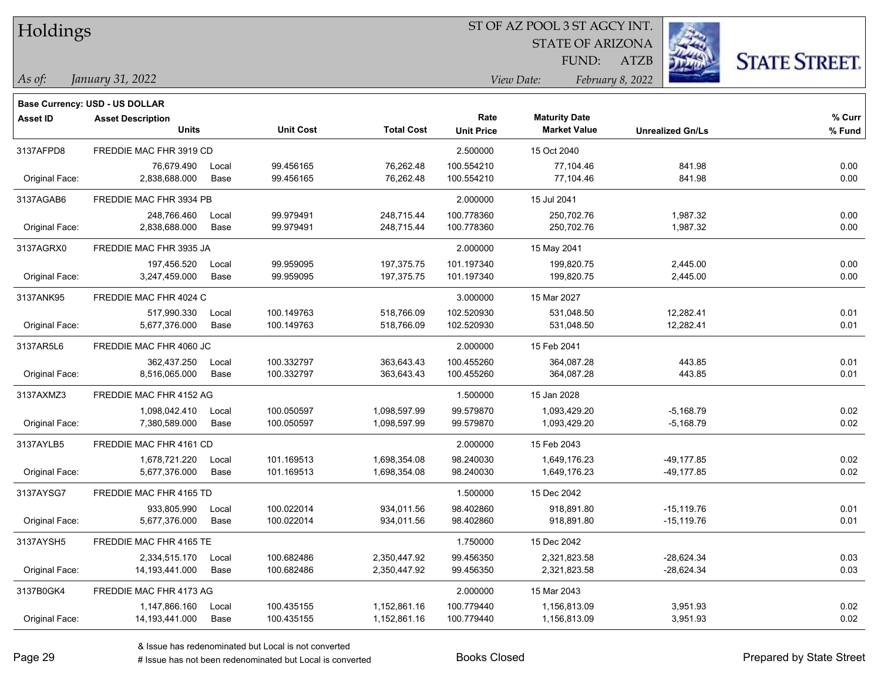# Holdings

ST OF AZ POOL 3 ST AGCY INT.
STATE OF ARIZONA
FUND: ATZB

*As of: January 31, 2022*

*View Date: February 8, 2022*

**Base Currency: USD - US DOLLAR**

| Asset ID | Asset Description / Units | | Unit Cost | Total Cost | Rate / Unit Price | Maturity Date / Market Value | Unrealized Gn/Ls | % Curr / % Fund |
|---|---|---|---|---|---|---|---|---|
| 3137AFPD8 | FREDDIE MAC FHR 3919 CD | | | | 2.500000 | 15 Oct 2040 | | |
| | 76,679.490 | Local | 99.456165 | 76,262.48 | 100.554210 | 77,104.46 | 841.98 | 0.00 |
| Original Face: | 2,838,688.000 | Base | 99.456165 | 76,262.48 | 100.554210 | 77,104.46 | 841.98 | 0.00 |
| 3137AGAB6 | FREDDIE MAC FHR 3934 PB | | | | 2.000000 | 15 Jul 2041 | | |
| | 248,766.460 | Local | 99.979491 | 248,715.44 | 100.778360 | 250,702.76 | 1,987.32 | 0.00 |
| Original Face: | 2,838,688.000 | Base | 99.979491 | 248,715.44 | 100.778360 | 250,702.76 | 1,987.32 | 0.00 |
| 3137AGRX0 | FREDDIE MAC FHR 3935 JA | | | | 2.000000 | 15 May 2041 | | |
| | 197,456.520 | Local | 99.959095 | 197,375.75 | 101.197340 | 199,820.75 | 2,445.00 | 0.00 |
| Original Face: | 3,247,459.000 | Base | 99.959095 | 197,375.75 | 101.197340 | 199,820.75 | 2,445.00 | 0.00 |
| 3137ANK95 | FREDDIE MAC FHR 4024 C | | | | 3.000000 | 15 Mar 2027 | | |
| | 517,990.330 | Local | 100.149763 | 518,766.09 | 102.520930 | 531,048.50 | 12,282.41 | 0.01 |
| Original Face: | 5,677,376.000 | Base | 100.149763 | 518,766.09 | 102.520930 | 531,048.50 | 12,282.41 | 0.01 |
| 3137AR5L6 | FREDDIE MAC FHR 4060 JC | | | | 2.000000 | 15 Feb 2041 | | |
| | 362,437.250 | Local | 100.332797 | 363,643.43 | 100.455260 | 364,087.28 | 443.85 | 0.01 |
| Original Face: | 8,516,065.000 | Base | 100.332797 | 363,643.43 | 100.455260 | 364,087.28 | 443.85 | 0.01 |
| 3137AXMZ3 | FREDDIE MAC FHR 4152 AG | | | | 1.500000 | 15 Jan 2028 | | |
| | 1,098,042.410 | Local | 100.050597 | 1,098,597.99 | 99.579870 | 1,093,429.20 | -5,168.79 | 0.02 |
| Original Face: | 7,380,589.000 | Base | 100.050597 | 1,098,597.99 | 99.579870 | 1,093,429.20 | -5,168.79 | 0.02 |
| 3137AYLB5 | FREDDIE MAC FHR 4161 CD | | | | 2.000000 | 15 Feb 2043 | | |
| | 1,678,721.220 | Local | 101.169513 | 1,698,354.08 | 98.240030 | 1,649,176.23 | -49,177.85 | 0.02 |
| Original Face: | 5,677,376.000 | Base | 101.169513 | 1,698,354.08 | 98.240030 | 1,649,176.23 | -49,177.85 | 0.02 |
| 3137AYSG7 | FREDDIE MAC FHR 4165 TD | | | | 1.500000 | 15 Dec 2042 | | |
| | 933,805.990 | Local | 100.022014 | 934,011.56 | 98.402860 | 918,891.80 | -15,119.76 | 0.01 |
| Original Face: | 5,677,376.000 | Base | 100.022014 | 934,011.56 | 98.402860 | 918,891.80 | -15,119.76 | 0.01 |
| 3137AYSH5 | FREDDIE MAC FHR 4165 TE | | | | 1.750000 | 15 Dec 2042 | | |
| | 2,334,515.170 | Local | 100.682486 | 2,350,447.92 | 99.456350 | 2,321,823.58 | -28,624.34 | 0.03 |
| Original Face: | 14,193,441.000 | Base | 100.682486 | 2,350,447.92 | 99.456350 | 2,321,823.58 | -28,624.34 | 0.03 |
| 3137B0GK4 | FREDDIE MAC FHR 4173 AG | | | | 2.000000 | 15 Mar 2043 | | |
| | 1,147,866.160 | Local | 100.435155 | 1,152,861.16 | 100.779440 | 1,156,813.09 | 3,951.93 | 0.02 |
| Original Face: | 14,193,441.000 | Base | 100.435155 | 1,152,861.16 | 100.779440 | 1,156,813.09 | 3,951.93 | 0.02 |

& Issue has redenominated but Local is not converted
# Issue has not been redenominated but Local is converted

Books Closed

Prepared by State Street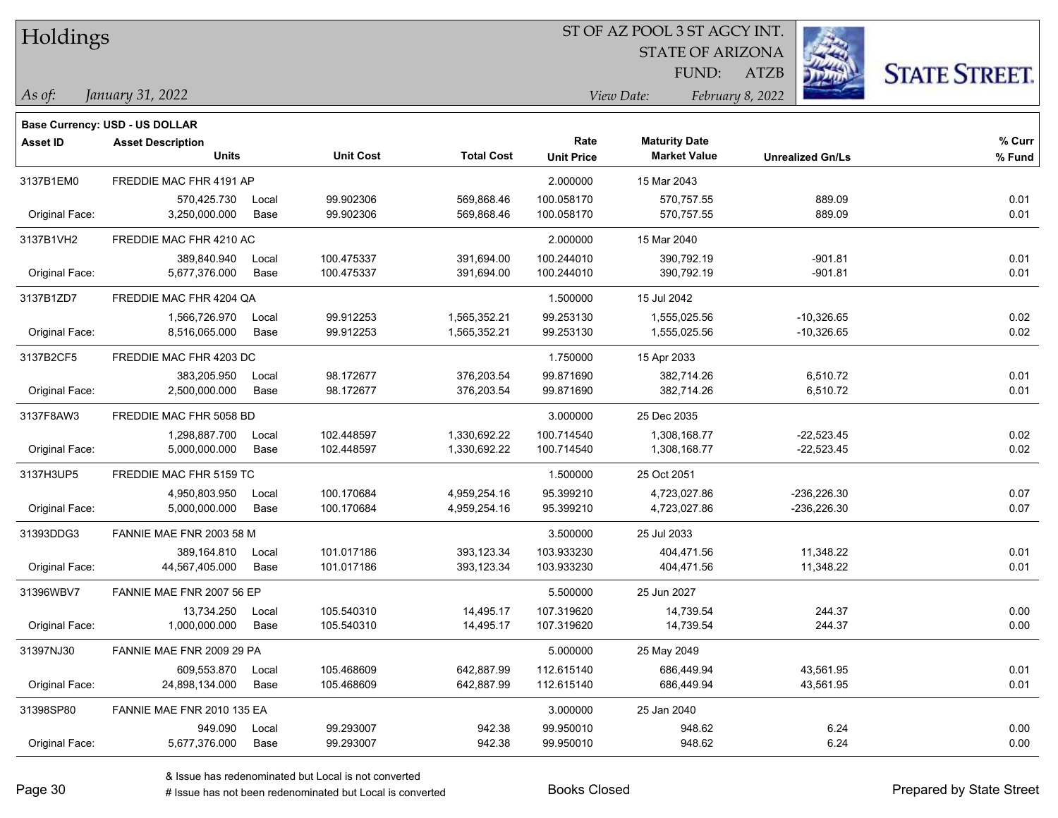**Base Currency: USD - US DOLLAR**

| Asset ID | Asset Description / Units | | Unit Cost | Total Cost | Rate / Unit Price | Maturity Date / Market Value | Unrealized Gn/Ls | % Curr / % Fund |
|---|---|---|---|---|---|---|---|---|
| 3137B1EM0 | FREDDIE MAC FHR 4191 AP | | | | 2.000000 | 15 Mar 2043 | | |
| | 570,425.730 | Local | 99.902306 | 569,868.46 | 100.058170 | 570,757.55 | 889.09 | 0.01 |
| Original Face: | 3,250,000.000 | Base | 99.902306 | 569,868.46 | 100.058170 | 570,757.55 | 889.09 | 0.01 |
| 3137B1VH2 | FREDDIE MAC FHR 4210 AC | | | | 2.000000 | 15 Mar 2040 | | |
| | 389,840.940 | Local | 100.475337 | 391,694.00 | 100.244010 | 390,792.19 | -901.81 | 0.01 |
| Original Face: | 5,677,376.000 | Base | 100.475337 | 391,694.00 | 100.244010 | 390,792.19 | -901.81 | 0.01 |
| 3137B1ZD7 | FREDDIE MAC FHR 4204 QA | | | | 1.500000 | 15 Jul 2042 | | |
| | 1,566,726.970 | Local | 99.912253 | 1,565,352.21 | 99.253130 | 1,555,025.56 | -10,326.65 | 0.02 |
| Original Face: | 8,516,065.000 | Base | 99.912253 | 1,565,352.21 | 99.253130 | 1,555,025.56 | -10,326.65 | 0.02 |
| 3137B2CF5 | FREDDIE MAC FHR 4203 DC | | | | 1.750000 | 15 Apr 2033 | | |
| | 383,205.950 | Local | 98.172677 | 376,203.54 | 99.871690 | 382,714.26 | 6,510.72 | 0.01 |
| Original Face: | 2,500,000.000 | Base | 98.172677 | 376,203.54 | 99.871690 | 382,714.26 | 6,510.72 | 0.01 |
| 3137F8AW3 | FREDDIE MAC FHR 5058 BD | | | | 3.000000 | 25 Dec 2035 | | |
| | 1,298,887.700 | Local | 102.448597 | 1,330,692.22 | 100.714540 | 1,308,168.77 | -22,523.45 | 0.02 |
| Original Face: | 5,000,000.000 | Base | 102.448597 | 1,330,692.22 | 100.714540 | 1,308,168.77 | -22,523.45 | 0.02 |
| 3137H3UP5 | FREDDIE MAC FHR 5159 TC | | | | 1.500000 | 25 Oct 2051 | | |
| | 4,950,803.950 | Local | 100.170684 | 4,959,254.16 | 95.399210 | 4,723,027.86 | -236,226.30 | 0.07 |
| Original Face: | 5,000,000.000 | Base | 100.170684 | 4,959,254.16 | 95.399210 | 4,723,027.86 | -236,226.30 | 0.07 |
| 31393DDG3 | FANNIE MAE FNR 2003 58 M | | | | 3.500000 | 25 Jul 2033 | | |
| | 389,164.810 | Local | 101.017186 | 393,123.34 | 103.933230 | 404,471.56 | 11,348.22 | 0.01 |
| Original Face: | 44,567,405.000 | Base | 101.017186 | 393,123.34 | 103.933230 | 404,471.56 | 11,348.22 | 0.01 |
| 31396WBV7 | FANNIE MAE FNR 2007 56 EP | | | | 5.500000 | 25 Jun 2027 | | |
| | 13,734.250 | Local | 105.540310 | 14,495.17 | 107.319620 | 14,739.54 | 244.37 | 0.00 |
| Original Face: | 1,000,000.000 | Base | 105.540310 | 14,495.17 | 107.319620 | 14,739.54 | 244.37 | 0.00 |
| 31397NJ30 | FANNIE MAE FNR 2009 29 PA | | | | 5.000000 | 25 May 2049 | | |
| | 609,553.870 | Local | 105.468609 | 642,887.99 | 112.615140 | 686,449.94 | 43,561.95 | 0.01 |
| Original Face: | 24,898,134.000 | Base | 105.468609 | 642,887.99 | 112.615140 | 686,449.94 | 43,561.95 | 0.01 |
| 31398SP80 | FANNIE MAE FNR 2010 135 EA | | | | 3.000000 | 25 Jan 2040 | | |
| | 949.090 | Local | 99.293007 | 942.38 | 99.950010 | 948.62 | 6.24 | 0.00 |
| Original Face: | 5,677,376.000 | Base | 99.293007 | 942.38 | 99.950010 | 948.62 | 6.24 | 0.00 |

& Issue has redenominated but Local is not converted

# Issue has not been redenominated but Local is converted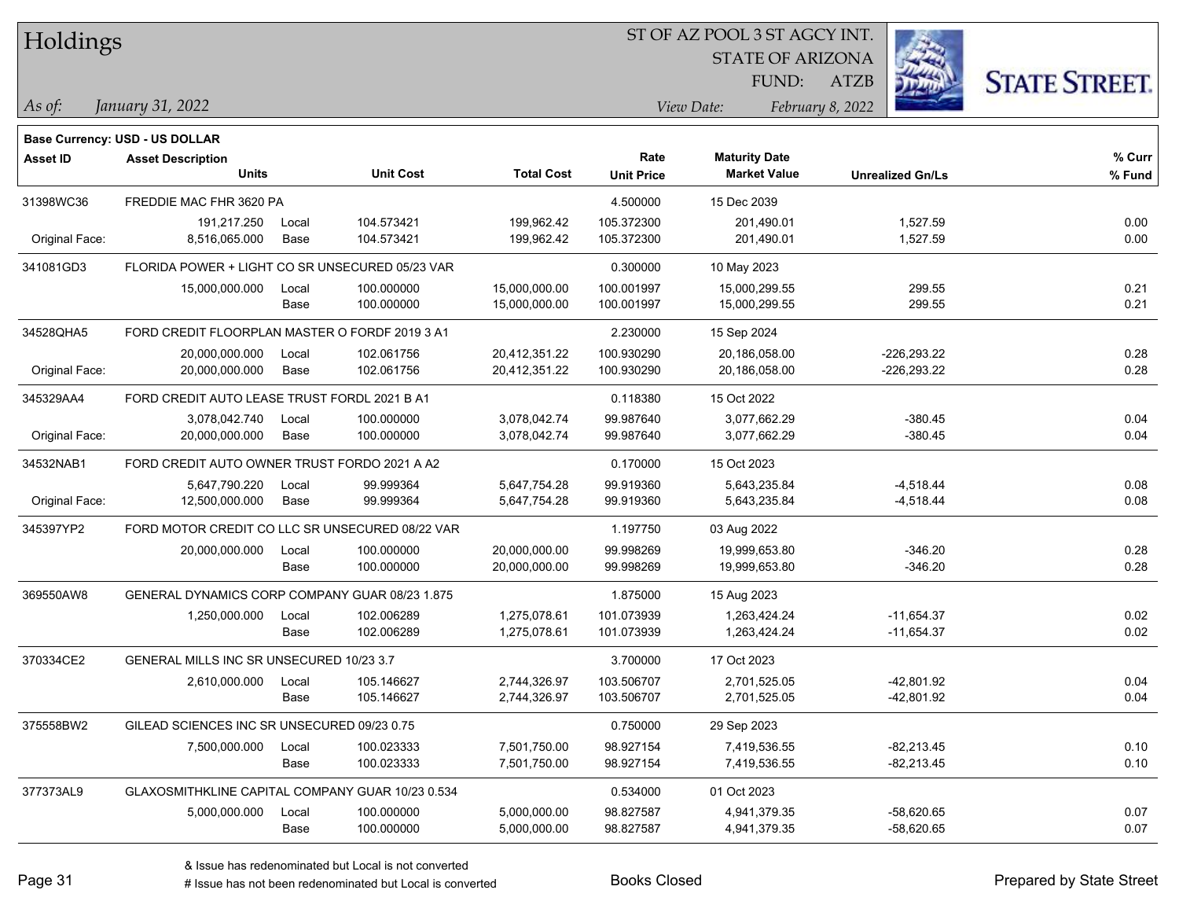# Holdings

ST OF AZ POOL 3 ST AGCY INT.
STATE OF ARIZONA
FUND: ATZB

*As of:* *January 31, 2022*
*View Date:* *February 8, 2022*

**Base Currency: USD - US DOLLAR**

| Asset ID | Asset Description / Units | | Unit Cost | Total Cost | Rate / Unit Price | Maturity Date / Market Value | Unrealized Gn/Ls | % Curr / % Fund |
|---|---|---|---|---|---|---|---|---|
| 31398WC36 | FREDDIE MAC FHR 3620 PA | | | | 4.500000 | 15 Dec 2039 | | |
| | 191,217.250 | Local | 104.573421 | 199,962.42 | 105.372300 | 201,490.01 | 1,527.59 | 0.00 |
| Original Face: | 8,516,065.000 | Base | 104.573421 | 199,962.42 | 105.372300 | 201,490.01 | 1,527.59 | 0.00 |
| 341081GD3 | FLORIDA POWER + LIGHT CO SR UNSECURED 05/23 VAR | | | | 0.300000 | 10 May 2023 | | |
| | 15,000,000.000 | Local | 100.000000 | 15,000,000.00 | 100.001997 | 15,000,299.55 | 299.55 | 0.21 |
| | | Base | 100.000000 | 15,000,000.00 | 100.001997 | 15,000,299.55 | 299.55 | 0.21 |
| 34528QHA5 | FORD CREDIT FLOORPLAN MASTER O FORDF 2019 3 A1 | | | | 2.230000 | 15 Sep 2024 | | |
| | 20,000,000.000 | Local | 102.061756 | 20,412,351.22 | 100.930290 | 20,186,058.00 | -226,293.22 | 0.28 |
| Original Face: | 20,000,000.000 | Base | 102.061756 | 20,412,351.22 | 100.930290 | 20,186,058.00 | -226,293.22 | 0.28 |
| 345329AA4 | FORD CREDIT AUTO LEASE TRUST FORDL 2021 B A1 | | | | 0.118380 | 15 Oct 2022 | | |
| | 3,078,042.740 | Local | 100.000000 | 3,078,042.74 | 99.987640 | 3,077,662.29 | -380.45 | 0.04 |
| Original Face: | 20,000,000.000 | Base | 100.000000 | 3,078,042.74 | 99.987640 | 3,077,662.29 | -380.45 | 0.04 |
| 34532NAB1 | FORD CREDIT AUTO OWNER TRUST FORDO 2021 A A2 | | | | 0.170000 | 15 Oct 2023 | | |
| | 5,647,790.220 | Local | 99.999364 | 5,647,754.28 | 99.919360 | 5,643,235.84 | -4,518.44 | 0.08 |
| Original Face: | 12,500,000.000 | Base | 99.999364 | 5,647,754.28 | 99.919360 | 5,643,235.84 | -4,518.44 | 0.08 |
| 345397YP2 | FORD MOTOR CREDIT CO LLC SR UNSECURED 08/22 VAR | | | | 1.197750 | 03 Aug 2022 | | |
| | 20,000,000.000 | Local | 100.000000 | 20,000,000.00 | 99.998269 | 19,999,653.80 | -346.20 | 0.28 |
| | | Base | 100.000000 | 20,000,000.00 | 99.998269 | 19,999,653.80 | -346.20 | 0.28 |
| 369550AW8 | GENERAL DYNAMICS CORP COMPANY GUAR 08/23 1.875 | | | | 1.875000 | 15 Aug 2023 | | |
| | 1,250,000.000 | Local | 102.006289 | 1,275,078.61 | 101.073939 | 1,263,424.24 | -11,654.37 | 0.02 |
| | | Base | 102.006289 | 1,275,078.61 | 101.073939 | 1,263,424.24 | -11,654.37 | 0.02 |
| 370334CE2 | GENERAL MILLS INC SR UNSECURED 10/23 3.7 | | | | 3.700000 | 17 Oct 2023 | | |
| | 2,610,000.000 | Local | 105.146627 | 2,744,326.97 | 103.506707 | 2,701,525.05 | -42,801.92 | 0.04 |
| | | Base | 105.146627 | 2,744,326.97 | 103.506707 | 2,701,525.05 | -42,801.92 | 0.04 |
| 375558BW2 | GILEAD SCIENCES INC SR UNSECURED 09/23 0.75 | | | | 0.750000 | 29 Sep 2023 | | |
| | 7,500,000.000 | Local | 100.023333 | 7,501,750.00 | 98.927154 | 7,419,536.55 | -82,213.45 | 0.10 |
| | | Base | 100.023333 | 7,501,750.00 | 98.927154 | 7,419,536.55 | -82,213.45 | 0.10 |
| 377373AL9 | GLAXOSMITHKLINE CAPITAL COMPANY GUAR 10/23 0.534 | | | | 0.534000 | 01 Oct 2023 | | |
| | 5,000,000.000 | Local | 100.000000 | 5,000,000.00 | 98.827587 | 4,941,379.35 | -58,620.65 | 0.07 |
| | | Base | 100.000000 | 5,000,000.00 | 98.827587 | 4,941,379.35 | -58,620.65 | 0.07 |

& Issue has redenominated but Local is not converted
# Issue has not been redenominated but Local is converted

Books Closed

Prepared by State Street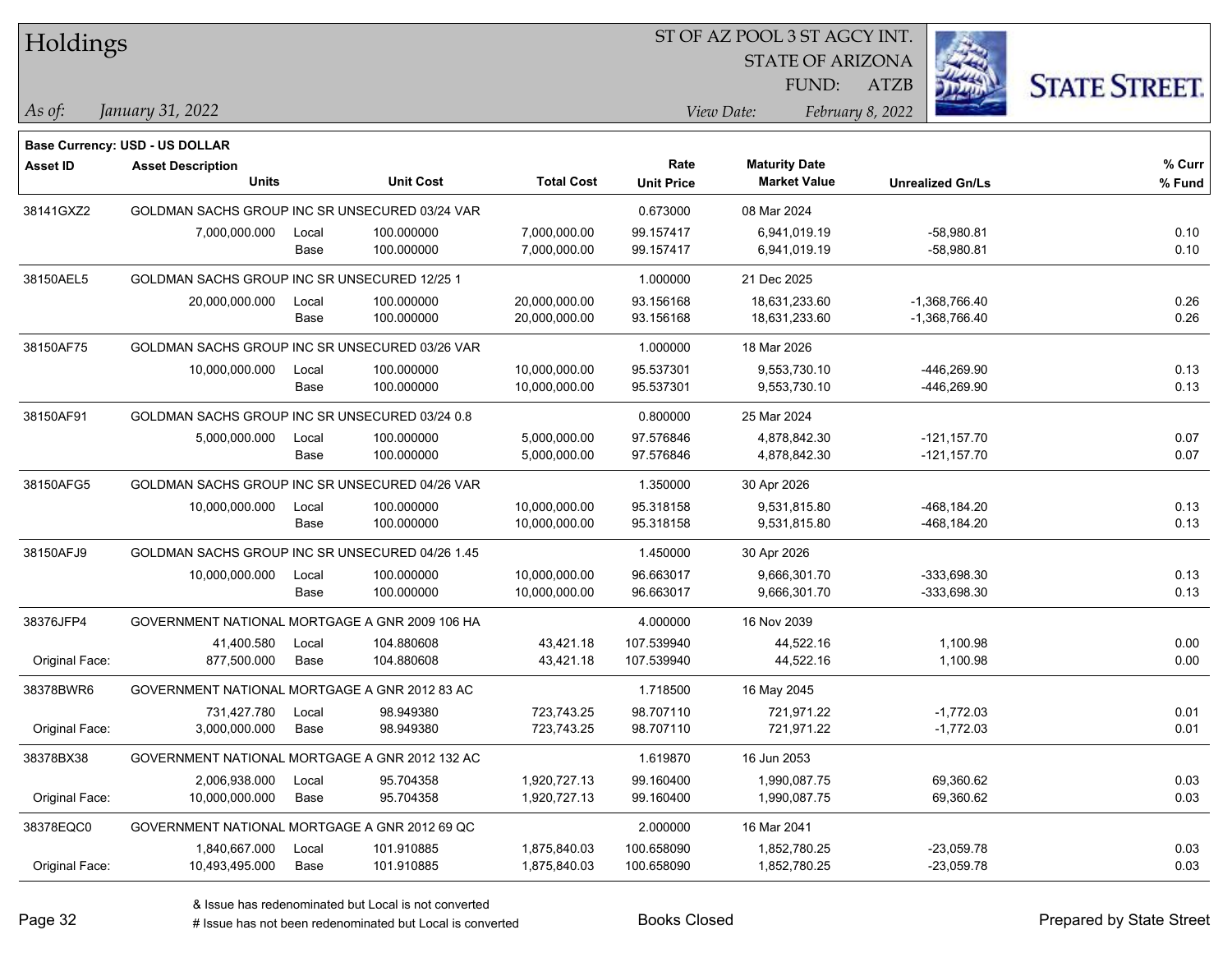# Holdings

ST OF AZ POOL 3 ST AGCY INT.
STATE OF ARIZONA
FUND: ATZB

*As of:* *January 31, 2022*
*View Date:* *February 8, 2022*

**Base Currency: USD - US DOLLAR**

| Asset ID | Asset Description / Units | | Unit Cost | Total Cost | Rate / Unit Price | Maturity Date / Market Value | Unrealized Gn/Ls | % Curr / % Fund |
|---|---|---|---|---|---|---|---|---|
| 38141GXZ2 | GOLDMAN SACHS GROUP INC SR UNSECURED 03/24 VAR | | | | 0.673000 | 08 Mar 2024 | | |
| | 7,000,000.000 | Local | 100.000000 | 7,000,000.00 | 99.157417 | 6,941,019.19 | -58,980.81 | 0.10 |
| | | Base | 100.000000 | 7,000,000.00 | 99.157417 | 6,941,019.19 | -58,980.81 | 0.10 |
| 38150AEL5 | GOLDMAN SACHS GROUP INC SR UNSECURED 12/25 1 | | | | 1.000000 | 21 Dec 2025 | | |
| | 20,000,000.000 | Local | 100.000000 | 20,000,000.00 | 93.156168 | 18,631,233.60 | -1,368,766.40 | 0.26 |
| | | Base | 100.000000 | 20,000,000.00 | 93.156168 | 18,631,233.60 | -1,368,766.40 | 0.26 |
| 38150AF75 | GOLDMAN SACHS GROUP INC SR UNSECURED 03/26 VAR | | | | 1.000000 | 18 Mar 2026 | | |
| | 10,000,000.000 | Local | 100.000000 | 10,000,000.00 | 95.537301 | 9,553,730.10 | -446,269.90 | 0.13 |
| | | Base | 100.000000 | 10,000,000.00 | 95.537301 | 9,553,730.10 | -446,269.90 | 0.13 |
| 38150AF91 | GOLDMAN SACHS GROUP INC SR UNSECURED 03/24 0.8 | | | | 0.800000 | 25 Mar 2024 | | |
| | 5,000,000.000 | Local | 100.000000 | 5,000,000.00 | 97.576846 | 4,878,842.30 | -121,157.70 | 0.07 |
| | | Base | 100.000000 | 5,000,000.00 | 97.576846 | 4,878,842.30 | -121,157.70 | 0.07 |
| 38150AFG5 | GOLDMAN SACHS GROUP INC SR UNSECURED 04/26 VAR | | | | 1.350000 | 30 Apr 2026 | | |
| | 10,000,000.000 | Local | 100.000000 | 10,000,000.00 | 95.318158 | 9,531,815.80 | -468,184.20 | 0.13 |
| | | Base | 100.000000 | 10,000,000.00 | 95.318158 | 9,531,815.80 | -468,184.20 | 0.13 |
| 38150AFJ9 | GOLDMAN SACHS GROUP INC SR UNSECURED 04/26 1.45 | | | | 1.450000 | 30 Apr 2026 | | |
| | 10,000,000.000 | Local | 100.000000 | 10,000,000.00 | 96.663017 | 9,666,301.70 | -333,698.30 | 0.13 |
| | | Base | 100.000000 | 10,000,000.00 | 96.663017 | 9,666,301.70 | -333,698.30 | 0.13 |
| 38376JFP4 | GOVERNMENT NATIONAL MORTGAGE A GNR 2009 106 HA | | | | 4.000000 | 16 Nov 2039 | | |
| | 41,400.580 | Local | 104.880608 | 43,421.18 | 107.539940 | 44,522.16 | 1,100.98 | 0.00 |
| Original Face: | 877,500.000 | Base | 104.880608 | 43,421.18 | 107.539940 | 44,522.16 | 1,100.98 | 0.00 |
| 38378BWR6 | GOVERNMENT NATIONAL MORTGAGE A GNR 2012 83 AC | | | | 1.718500 | 16 May 2045 | | |
| | 731,427.780 | Local | 98.949380 | 723,743.25 | 98.707110 | 721,971.22 | -1,772.03 | 0.01 |
| Original Face: | 3,000,000.000 | Base | 98.949380 | 723,743.25 | 98.707110 | 721,971.22 | -1,772.03 | 0.01 |
| 38378BX38 | GOVERNMENT NATIONAL MORTGAGE A GNR 2012 132 AC | | | | 1.619870 | 16 Jun 2053 | | |
| | 2,006,938.000 | Local | 95.704358 | 1,920,727.13 | 99.160400 | 1,990,087.75 | 69,360.62 | 0.03 |
| Original Face: | 10,000,000.000 | Base | 95.704358 | 1,920,727.13 | 99.160400 | 1,990,087.75 | 69,360.62 | 0.03 |
| 38378EQC0 | GOVERNMENT NATIONAL MORTGAGE A GNR 2012 69 QC | | | | 2.000000 | 16 Mar 2041 | | |
| | 1,840,667.000 | Local | 101.910885 | 1,875,840.03 | 100.658090 | 1,852,780.25 | -23,059.78 | 0.03 |
| Original Face: | 10,493,495.000 | Base | 101.910885 | 1,875,840.03 | 100.658090 | 1,852,780.25 | -23,059.78 | 0.03 |

& Issue has redenominated but Local is not converted
# Issue has not been redenominated but Local is converted

Books Closed

Prepared by State Street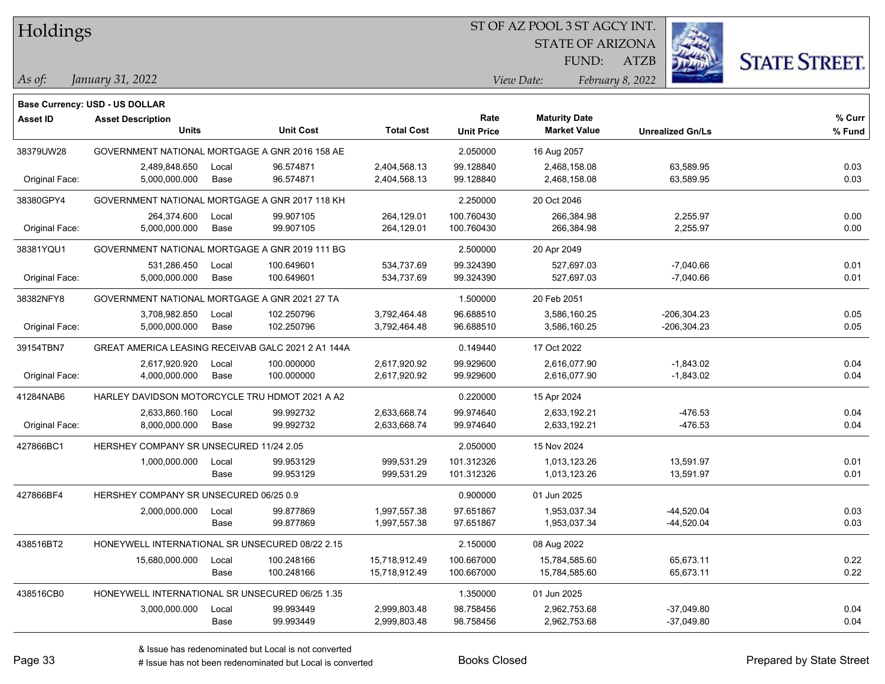# Holdings

ST OF AZ POOL 3 ST AGCY INT.
STATE OF ARIZONA
FUND: ATZB

*As of:* *January 31, 2022*
*View Date:* *February 8, 2022*

**Base Currency: USD - US DOLLAR**

| Asset ID | Asset Description / Units | | Unit Cost | Total Cost | Rate / Unit Price | Maturity Date / Market Value | Unrealized Gn/Ls | % Curr / % Fund |
|---|---|---|---|---|---|---|---|---|
| 38379UW28 | GOVERNMENT NATIONAL MORTGAGE A GNR 2016 158 AE | | | | 2.050000 | 16 Aug 2057 | | |
| | 2,489,848.650 | Local | 96.574871 | 2,404,568.13 | 99.128840 | 2,468,158.08 | 63,589.95 | 0.03 |
| Original Face: | 5,000,000.000 | Base | 96.574871 | 2,404,568.13 | 99.128840 | 2,468,158.08 | 63,589.95 | 0.03 |
| 38380GPY4 | GOVERNMENT NATIONAL MORTGAGE A GNR 2017 118 KH | | | | 2.250000 | 20 Oct 2046 | | |
| | 264,374.600 | Local | 99.907105 | 264,129.01 | 100.760430 | 266,384.98 | 2,255.97 | 0.00 |
| Original Face: | 5,000,000.000 | Base | 99.907105 | 264,129.01 | 100.760430 | 266,384.98 | 2,255.97 | 0.00 |
| 38381YQU1 | GOVERNMENT NATIONAL MORTGAGE A GNR 2019 111 BG | | | | 2.500000 | 20 Apr 2049 | | |
| | 531,286.450 | Local | 100.649601 | 534,737.69 | 99.324390 | 527,697.03 | -7,040.66 | 0.01 |
| Original Face: | 5,000,000.000 | Base | 100.649601 | 534,737.69 | 99.324390 | 527,697.03 | -7,040.66 | 0.01 |
| 38382NFY8 | GOVERNMENT NATIONAL MORTGAGE A GNR 2021 27 TA | | | | 1.500000 | 20 Feb 2051 | | |
| | 3,708,982.850 | Local | 102.250796 | 3,792,464.48 | 96.688510 | 3,586,160.25 | -206,304.23 | 0.05 |
| Original Face: | 5,000,000.000 | Base | 102.250796 | 3,792,464.48 | 96.688510 | 3,586,160.25 | -206,304.23 | 0.05 |
| 39154TBN7 | GREAT AMERICA LEASING RECEIVAB GALC 2021 2 A1 144A | | | | 0.149440 | 17 Oct 2022 | | |
| | 2,617,920.920 | Local | 100.000000 | 2,617,920.92 | 99.929600 | 2,616,077.90 | -1,843.02 | 0.04 |
| Original Face: | 4,000,000.000 | Base | 100.000000 | 2,617,920.92 | 99.929600 | 2,616,077.90 | -1,843.02 | 0.04 |
| 41284NAB6 | HARLEY DAVIDSON MOTORCYCLE TRU HDMOT 2021 A A2 | | | | 0.220000 | 15 Apr 2024 | | |
| | 2,633,860.160 | Local | 99.992732 | 2,633,668.74 | 99.974640 | 2,633,192.21 | -476.53 | 0.04 |
| Original Face: | 8,000,000.000 | Base | 99.992732 | 2,633,668.74 | 99.974640 | 2,633,192.21 | -476.53 | 0.04 |
| 427866BC1 | HERSHEY COMPANY SR UNSECURED 11/24 2.05 | | | | 2.050000 | 15 Nov 2024 | | |
| | 1,000,000.000 | Local | 99.953129 | 999,531.29 | 101.312326 | 1,013,123.26 | 13,591.97 | 0.01 |
| | | Base | 99.953129 | 999,531.29 | 101.312326 | 1,013,123.26 | 13,591.97 | 0.01 |
| 427866BF4 | HERSHEY COMPANY SR UNSECURED 06/25 0.9 | | | | 0.900000 | 01 Jun 2025 | | |
| | 2,000,000.000 | Local | 99.877869 | 1,997,557.38 | 97.651867 | 1,953,037.34 | -44,520.04 | 0.03 |
| | | Base | 99.877869 | 1,997,557.38 | 97.651867 | 1,953,037.34 | -44,520.04 | 0.03 |
| 438516BT2 | HONEYWELL INTERNATIONAL SR UNSECURED 08/22 2.15 | | | | 2.150000 | 08 Aug 2022 | | |
| | 15,680,000.000 | Local | 100.248166 | 15,718,912.49 | 100.667000 | 15,784,585.60 | 65,673.11 | 0.22 |
| | | Base | 100.248166 | 15,718,912.49 | 100.667000 | 15,784,585.60 | 65,673.11 | 0.22 |
| 438516CB0 | HONEYWELL INTERNATIONAL SR UNSECURED 06/25 1.35 | | | | 1.350000 | 01 Jun 2025 | | |
| | 3,000,000.000 | Local | 99.993449 | 2,999,803.48 | 98.758456 | 2,962,753.68 | -37,049.80 | 0.04 |
| | | Base | 99.993449 | 2,999,803.48 | 98.758456 | 2,962,753.68 | -37,049.80 | 0.04 |

& Issue has redenominated but Local is not converted
# Issue has not been redenominated but Local is converted

Books Closed

Prepared by State Street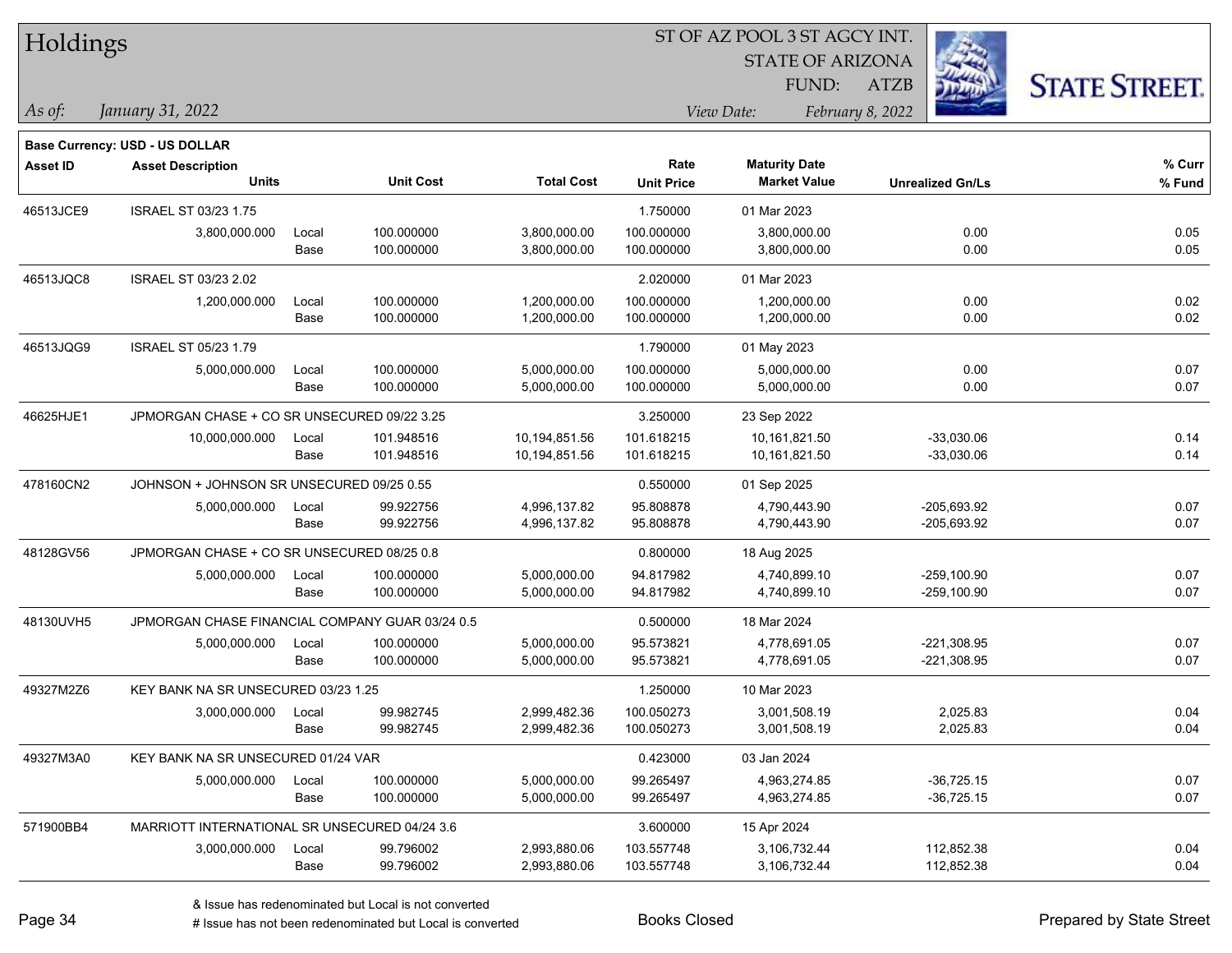# Holdings

ST OF AZ POOL 3 ST AGCY INT.
STATE OF ARIZONA
FUND: ATZB

*As of: January 31, 2022*
*View Date: February 8, 2022*

**Base Currency: USD - US DOLLAR**

| Asset ID | Asset Description / Units | | Unit Cost | Total Cost | Rate / Unit Price | Maturity Date / Market Value | Unrealized Gn/Ls | % Curr / % Fund |
|---|---|---|---|---|---|---|---|---|
| 46513JCE9 | ISRAEL ST 03/23 1.75 | | | | 1.750000 | 01 Mar 2023 | | |
| | 3,800,000.000 | Local | 100.000000 | 3,800,000.00 | 100.000000 | 3,800,000.00 | 0.00 | 0.05 |
| | | Base | 100.000000 | 3,800,000.00 | 100.000000 | 3,800,000.00 | 0.00 | 0.05 |
| 46513JQC8 | ISRAEL ST 03/23 2.02 | | | | 2.020000 | 01 Mar 2023 | | |
| | 1,200,000.000 | Local | 100.000000 | 1,200,000.00 | 100.000000 | 1,200,000.00 | 0.00 | 0.02 |
| | | Base | 100.000000 | 1,200,000.00 | 100.000000 | 1,200,000.00 | 0.00 | 0.02 |
| 46513JQG9 | ISRAEL ST 05/23 1.79 | | | | 1.790000 | 01 May 2023 | | |
| | 5,000,000.000 | Local | 100.000000 | 5,000,000.00 | 100.000000 | 5,000,000.00 | 0.00 | 0.07 |
| | | Base | 100.000000 | 5,000,000.00 | 100.000000 | 5,000,000.00 | 0.00 | 0.07 |
| 46625HJE1 | JPMORGAN CHASE + CO SR UNSECURED 09/22 3.25 | | | | 3.250000 | 23 Sep 2022 | | |
| | 10,000,000.000 | Local | 101.948516 | 10,194,851.56 | 101.618215 | 10,161,821.50 | -33,030.06 | 0.14 |
| | | Base | 101.948516 | 10,194,851.56 | 101.618215 | 10,161,821.50 | -33,030.06 | 0.14 |
| 478160CN2 | JOHNSON + JOHNSON SR UNSECURED 09/25 0.55 | | | | 0.550000 | 01 Sep 2025 | | |
| | 5,000,000.000 | Local | 99.922756 | 4,996,137.82 | 95.808878 | 4,790,443.90 | -205,693.92 | 0.07 |
| | | Base | 99.922756 | 4,996,137.82 | 95.808878 | 4,790,443.90 | -205,693.92 | 0.07 |
| 48128GV56 | JPMORGAN CHASE + CO SR UNSECURED 08/25 0.8 | | | | 0.800000 | 18 Aug 2025 | | |
| | 5,000,000.000 | Local | 100.000000 | 5,000,000.00 | 94.817982 | 4,740,899.10 | -259,100.90 | 0.07 |
| | | Base | 100.000000 | 5,000,000.00 | 94.817982 | 4,740,899.10 | -259,100.90 | 0.07 |
| 48130UVH5 | JPMORGAN CHASE FINANCIAL COMPANY GUAR 03/24 0.5 | | | | 0.500000 | 18 Mar 2024 | | |
| | 5,000,000.000 | Local | 100.000000 | 5,000,000.00 | 95.573821 | 4,778,691.05 | -221,308.95 | 0.07 |
| | | Base | 100.000000 | 5,000,000.00 | 95.573821 | 4,778,691.05 | -221,308.95 | 0.07 |
| 49327M2Z6 | KEY BANK NA SR UNSECURED 03/23 1.25 | | | | 1.250000 | 10 Mar 2023 | | |
| | 3,000,000.000 | Local | 99.982745 | 2,999,482.36 | 100.050273 | 3,001,508.19 | 2,025.83 | 0.04 |
| | | Base | 99.982745 | 2,999,482.36 | 100.050273 | 3,001,508.19 | 2,025.83 | 0.04 |
| 49327M3A0 | KEY BANK NA SR UNSECURED 01/24 VAR | | | | 0.423000 | 03 Jan 2024 | | |
| | 5,000,000.000 | Local | 100.000000 | 5,000,000.00 | 99.265497 | 4,963,274.85 | -36,725.15 | 0.07 |
| | | Base | 100.000000 | 5,000,000.00 | 99.265497 | 4,963,274.85 | -36,725.15 | 0.07 |
| 571900BB4 | MARRIOTT INTERNATIONAL SR UNSECURED 04/24 3.6 | | | | 3.600000 | 15 Apr 2024 | | |
| | 3,000,000.000 | Local | 99.796002 | 2,993,880.06 | 103.557748 | 3,106,732.44 | 112,852.38 | 0.04 |
| | | Base | 99.796002 | 2,993,880.06 | 103.557748 | 3,106,732.44 | 112,852.38 | 0.04 |

& Issue has redenominated but Local is not converted
# Issue has not been redenominated but Local is converted

Books Closed

Prepared by State Street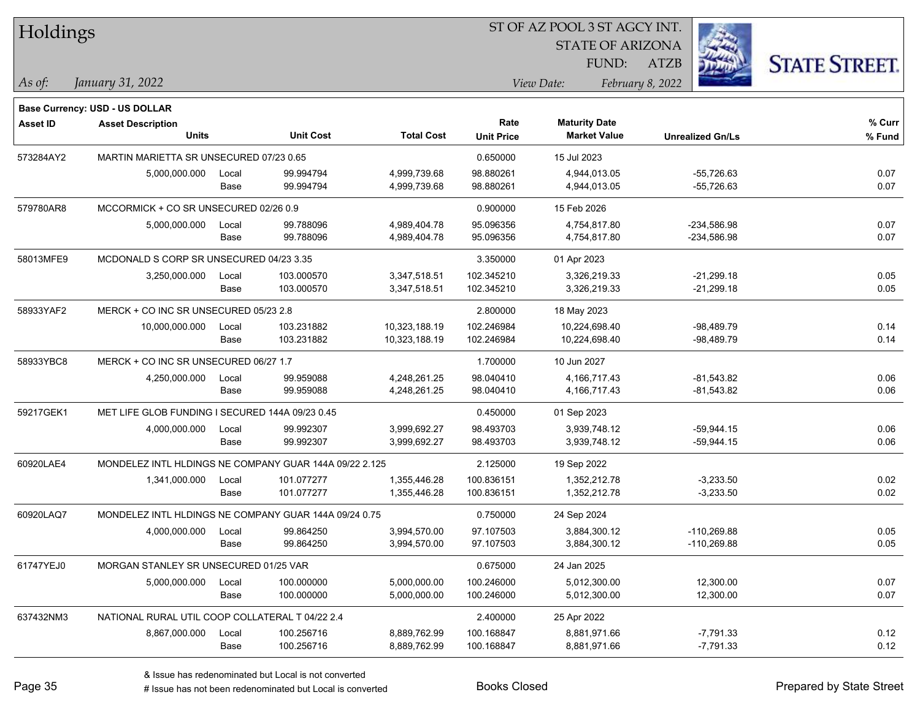# Holdings

ST OF AZ POOL 3 ST AGCY INT.
STATE OF ARIZONA
FUND: ATZB

*As of: January 31, 2022*

*View Date: February 8, 2022*

**Base Currency: USD - US DOLLAR**

| Asset ID | Asset Description | | | | Rate | Maturity Date | | % Curr |
|---|---|---|---|---|---|---|---|---|
| | Units | | Unit Cost | Total Cost | Unit Price | Market Value | Unrealized Gn/Ls | % Fund |
| 573284AY2 | MARTIN MARIETTA SR UNSECURED 07/23 0.65 | | | | 0.650000 | 15 Jul 2023 | | |
| | 5,000,000.000 | Local | 99.994794 | 4,999,739.68 | 98.880261 | 4,944,013.05 | -55,726.63 | 0.07 |
| | | Base | 99.994794 | 4,999,739.68 | 98.880261 | 4,944,013.05 | -55,726.63 | 0.07 |
| 579780AR8 | MCCORMICK + CO SR UNSECURED 02/26 0.9 | | | | 0.900000 | 15 Feb 2026 | | |
| | 5,000,000.000 | Local | 99.788096 | 4,989,404.78 | 95.096356 | 4,754,817.80 | -234,586.98 | 0.07 |
| | | Base | 99.788096 | 4,989,404.78 | 95.096356 | 4,754,817.80 | -234,586.98 | 0.07 |
| 58013MFE9 | MCDONALD S CORP SR UNSECURED 04/23 3.35 | | | | 3.350000 | 01 Apr 2023 | | |
| | 3,250,000.000 | Local | 103.000570 | 3,347,518.51 | 102.345210 | 3,326,219.33 | -21,299.18 | 0.05 |
| | | Base | 103.000570 | 3,347,518.51 | 102.345210 | 3,326,219.33 | -21,299.18 | 0.05 |
| 58933YAF2 | MERCK + CO INC SR UNSECURED 05/23 2.8 | | | | 2.800000 | 18 May 2023 | | |
| | 10,000,000.000 | Local | 103.231882 | 10,323,188.19 | 102.246984 | 10,224,698.40 | -98,489.79 | 0.14 |
| | | Base | 103.231882 | 10,323,188.19 | 102.246984 | 10,224,698.40 | -98,489.79 | 0.14 |
| 58933YBC8 | MERCK + CO INC SR UNSECURED 06/27 1.7 | | | | 1.700000 | 10 Jun 2027 | | |
| | 4,250,000.000 | Local | 99.959088 | 4,248,261.25 | 98.040410 | 4,166,717.43 | -81,543.82 | 0.06 |
| | | Base | 99.959088 | 4,248,261.25 | 98.040410 | 4,166,717.43 | -81,543.82 | 0.06 |
| 59217GEK1 | MET LIFE GLOB FUNDING I SECURED 144A 09/23 0.45 | | | | 0.450000 | 01 Sep 2023 | | |
| | 4,000,000.000 | Local | 99.992307 | 3,999,692.27 | 98.493703 | 3,939,748.12 | -59,944.15 | 0.06 |
| | | Base | 99.992307 | 3,999,692.27 | 98.493703 | 3,939,748.12 | -59,944.15 | 0.06 |
| 60920LAE4 | MONDELEZ INTL HLDINGS NE COMPANY GUAR 144A 09/22 2.125 | | | | 2.125000 | 19 Sep 2022 | | |
| | 1,341,000.000 | Local | 101.077277 | 1,355,446.28 | 100.836151 | 1,352,212.78 | -3,233.50 | 0.02 |
| | | Base | 101.077277 | 1,355,446.28 | 100.836151 | 1,352,212.78 | -3,233.50 | 0.02 |
| 60920LAQ7 | MONDELEZ INTL HLDINGS NE COMPANY GUAR 144A 09/24 0.75 | | | | 0.750000 | 24 Sep 2024 | | |
| | 4,000,000.000 | Local | 99.864250 | 3,994,570.00 | 97.107503 | 3,884,300.12 | -110,269.88 | 0.05 |
| | | Base | 99.864250 | 3,994,570.00 | 97.107503 | 3,884,300.12 | -110,269.88 | 0.05 |
| 61747YEJ0 | MORGAN STANLEY SR UNSECURED 01/25 VAR | | | | 0.675000 | 24 Jan 2025 | | |
| | 5,000,000.000 | Local | 100.000000 | 5,000,000.00 | 100.246000 | 5,012,300.00 | 12,300.00 | 0.07 |
| | | Base | 100.000000 | 5,000,000.00 | 100.246000 | 5,012,300.00 | 12,300.00 | 0.07 |
| 637432NM3 | NATIONAL RURAL UTIL COOP COLLATERAL T 04/22 2.4 | | | | 2.400000 | 25 Apr 2022 | | |
| | 8,867,000.000 | Local | 100.256716 | 8,889,762.99 | 100.168847 | 8,881,971.66 | -7,791.33 | 0.12 |
| | | Base | 100.256716 | 8,889,762.99 | 100.168847 | 8,881,971.66 | -7,791.33 | 0.12 |

& Issue has redenominated but Local is not converted
# Issue has not been redenominated but Local is converted

Books Closed

Prepared by State Street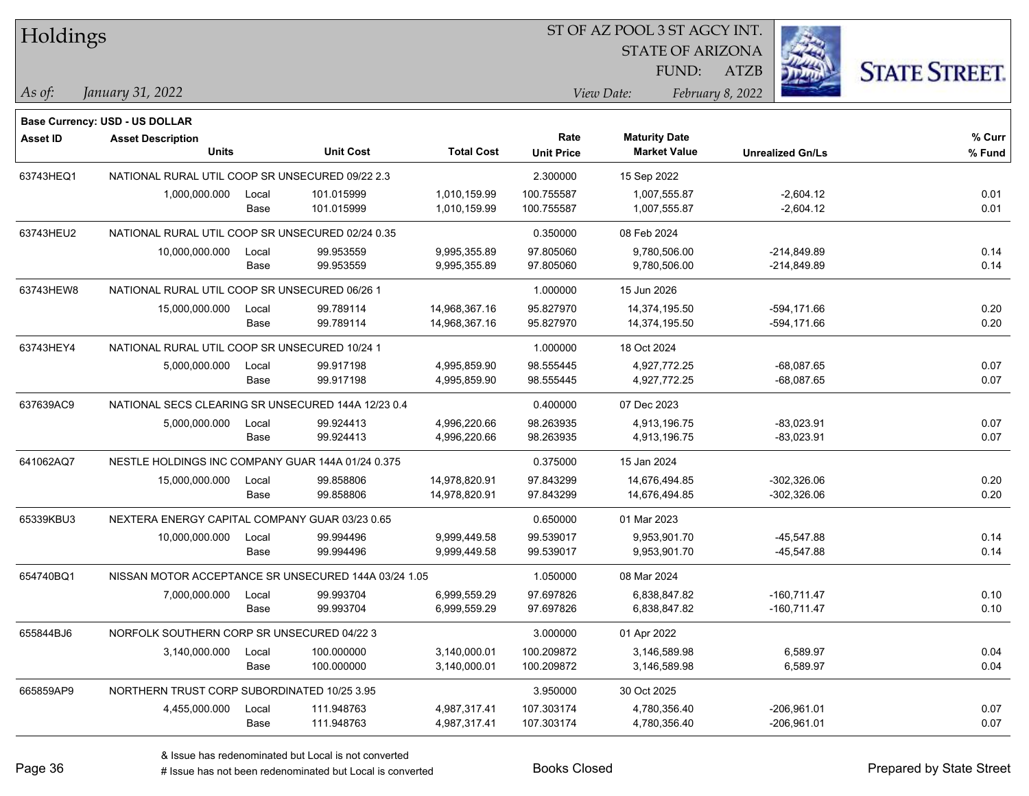# Holdings

ST OF AZ POOL 3 ST AGCY INT.
STATE OF ARIZONA
FUND: ATZB

*As of:* *January 31, 2022*

*View Date:* *February 8, 2022*

**Base Currency: USD - US DOLLAR**

| Asset ID | Asset Description / Units | | Unit Cost | Total Cost | Rate / Unit Price | Maturity Date / Market Value | Unrealized Gn/Ls | % Curr / % Fund |
|---|---|---|---|---|---|---|---|---|
| 63743HEQ1 | NATIONAL RURAL UTIL COOP SR UNSECURED 09/22 2.3 | | | | 2.300000 | 15 Sep 2022 | | |
| | 1,000,000.000 | Local | 101.015999 | 1,010,159.99 | 100.755587 | 1,007,555.87 | -2,604.12 | 0.01 |
| | | Base | 101.015999 | 1,010,159.99 | 100.755587 | 1,007,555.87 | -2,604.12 | 0.01 |
| 63743HEU2 | NATIONAL RURAL UTIL COOP SR UNSECURED 02/24 0.35 | | | | 0.350000 | 08 Feb 2024 | | |
| | 10,000,000.000 | Local | 99.953559 | 9,995,355.89 | 97.805060 | 9,780,506.00 | -214,849.89 | 0.14 |
| | | Base | 99.953559 | 9,995,355.89 | 97.805060 | 9,780,506.00 | -214,849.89 | 0.14 |
| 63743HEW8 | NATIONAL RURAL UTIL COOP SR UNSECURED 06/26 1 | | | | 1.000000 | 15 Jun 2026 | | |
| | 15,000,000.000 | Local | 99.789114 | 14,968,367.16 | 95.827970 | 14,374,195.50 | -594,171.66 | 0.20 |
| | | Base | 99.789114 | 14,968,367.16 | 95.827970 | 14,374,195.50 | -594,171.66 | 0.20 |
| 63743HEY4 | NATIONAL RURAL UTIL COOP SR UNSECURED 10/24 1 | | | | 1.000000 | 18 Oct 2024 | | |
| | 5,000,000.000 | Local | 99.917198 | 4,995,859.90 | 98.555445 | 4,927,772.25 | -68,087.65 | 0.07 |
| | | Base | 99.917198 | 4,995,859.90 | 98.555445 | 4,927,772.25 | -68,087.65 | 0.07 |
| 637639AC9 | NATIONAL SECS CLEARING SR UNSECURED 144A 12/23 0.4 | | | | 0.400000 | 07 Dec 2023 | | |
| | 5,000,000.000 | Local | 99.924413 | 4,996,220.66 | 98.263935 | 4,913,196.75 | -83,023.91 | 0.07 |
| | | Base | 99.924413 | 4,996,220.66 | 98.263935 | 4,913,196.75 | -83,023.91 | 0.07 |
| 641062AQ7 | NESTLE HOLDINGS INC COMPANY GUAR 144A 01/24 0.375 | | | | 0.375000 | 15 Jan 2024 | | |
| | 15,000,000.000 | Local | 99.858806 | 14,978,820.91 | 97.843299 | 14,676,494.85 | -302,326.06 | 0.20 |
| | | Base | 99.858806 | 14,978,820.91 | 97.843299 | 14,676,494.85 | -302,326.06 | 0.20 |
| 65339KBU3 | NEXTERA ENERGY CAPITAL COMPANY GUAR 03/23 0.65 | | | | 0.650000 | 01 Mar 2023 | | |
| | 10,000,000.000 | Local | 99.994496 | 9,999,449.58 | 99.539017 | 9,953,901.70 | -45,547.88 | 0.14 |
| | | Base | 99.994496 | 9,999,449.58 | 99.539017 | 9,953,901.70 | -45,547.88 | 0.14 |
| 654740BQ1 | NISSAN MOTOR ACCEPTANCE SR UNSECURED 144A 03/24 1.05 | | | | 1.050000 | 08 Mar 2024 | | |
| | 7,000,000.000 | Local | 99.993704 | 6,999,559.29 | 97.697826 | 6,838,847.82 | -160,711.47 | 0.10 |
| | | Base | 99.993704 | 6,999,559.29 | 97.697826 | 6,838,847.82 | -160,711.47 | 0.10 |
| 655844BJ6 | NORFOLK SOUTHERN CORP SR UNSECURED 04/22 3 | | | | 3.000000 | 01 Apr 2022 | | |
| | 3,140,000.000 | Local | 100.000000 | 3,140,000.01 | 100.209872 | 3,146,589.98 | 6,589.97 | 0.04 |
| | | Base | 100.000000 | 3,140,000.01 | 100.209872 | 3,146,589.98 | 6,589.97 | 0.04 |
| 665859AP9 | NORTHERN TRUST CORP SUBORDINATED 10/25 3.95 | | | | 3.950000 | 30 Oct 2025 | | |
| | 4,455,000.000 | Local | 111.948763 | 4,987,317.41 | 107.303174 | 4,780,356.40 | -206,961.01 | 0.07 |
| | | Base | 111.948763 | 4,987,317.41 | 107.303174 | 4,780,356.40 | -206,961.01 | 0.07 |

& Issue has redenominated but Local is not converted
# Issue has not been redenominated but Local is converted

Books Closed

Prepared by State Street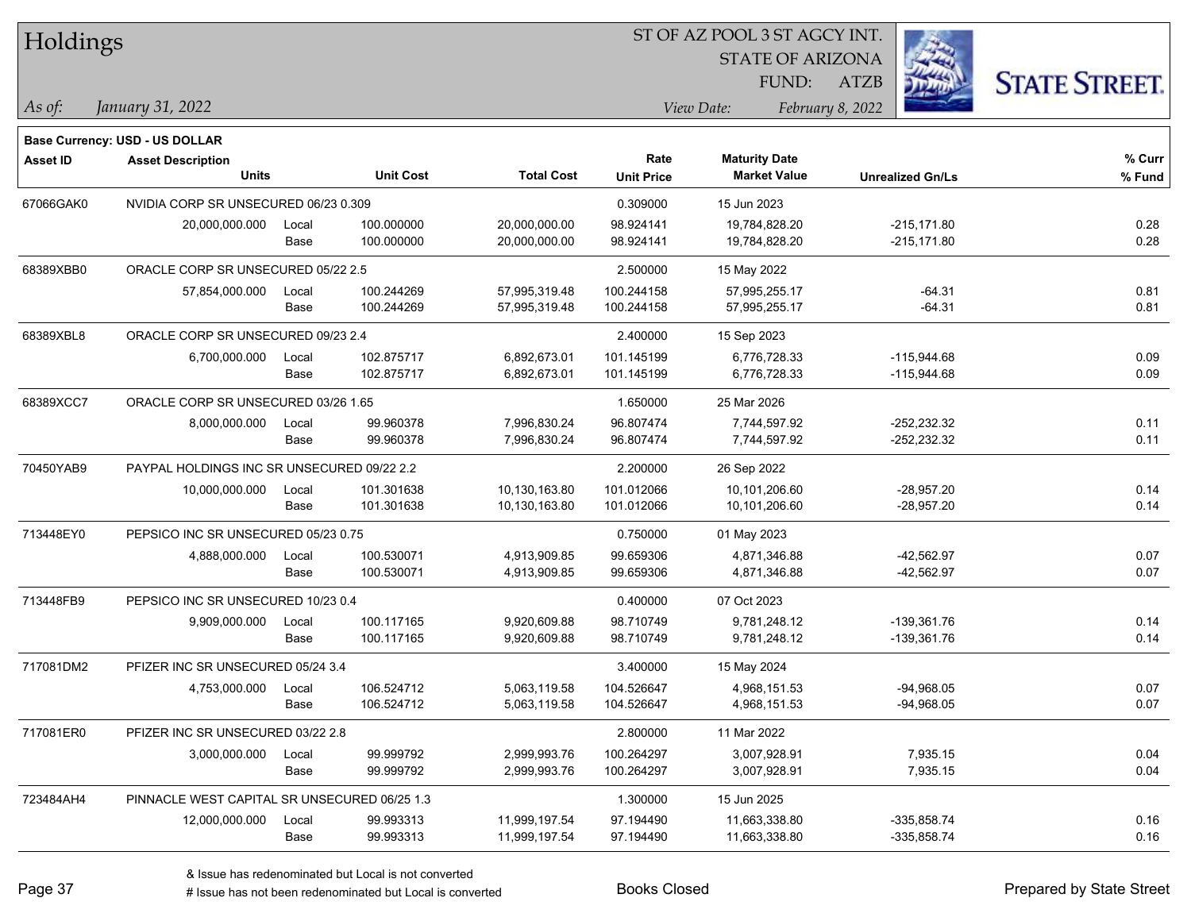# Holdings

ST OF AZ POOL 3 ST AGCY INT.
STATE OF ARIZONA
FUND: ATZB

*As of:* *January 31, 2022*

*View Date:* *February 8, 2022*

**Base Currency: USD - US DOLLAR**

| Asset ID | Asset Description / Units | | Unit Cost | Total Cost | Rate / Unit Price | Maturity Date / Market Value | Unrealized Gn/Ls | % Curr / % Fund |
|---|---|---|---|---|---|---|---|---|
| 67066GAK0 | NVIDIA CORP SR UNSECURED 06/23 0.309 | | | | 0.309000 | 15 Jun 2023 | | |
| | 20,000,000.000 | Local | 100.000000 | 20,000,000.00 | 98.924141 | 19,784,828.20 | -215,171.80 | 0.28 |
| | | Base | 100.000000 | 20,000,000.00 | 98.924141 | 19,784,828.20 | -215,171.80 | 0.28 |
| 68389XBB0 | ORACLE CORP SR UNSECURED 05/22 2.5 | | | | 2.500000 | 15 May 2022 | | |
| | 57,854,000.000 | Local | 100.244269 | 57,995,319.48 | 100.244158 | 57,995,255.17 | -64.31 | 0.81 |
| | | Base | 100.244269 | 57,995,319.48 | 100.244158 | 57,995,255.17 | -64.31 | 0.81 |
| 68389XBL8 | ORACLE CORP SR UNSECURED 09/23 2.4 | | | | 2.400000 | 15 Sep 2023 | | |
| | 6,700,000.000 | Local | 102.875717 | 6,892,673.01 | 101.145199 | 6,776,728.33 | -115,944.68 | 0.09 |
| | | Base | 102.875717 | 6,892,673.01 | 101.145199 | 6,776,728.33 | -115,944.68 | 0.09 |
| 68389XCC7 | ORACLE CORP SR UNSECURED 03/26 1.65 | | | | 1.650000 | 25 Mar 2026 | | |
| | 8,000,000.000 | Local | 99.960378 | 7,996,830.24 | 96.807474 | 7,744,597.92 | -252,232.32 | 0.11 |
| | | Base | 99.960378 | 7,996,830.24 | 96.807474 | 7,744,597.92 | -252,232.32 | 0.11 |
| 70450YAB9 | PAYPAL HOLDINGS INC SR UNSECURED 09/22 2.2 | | | | 2.200000 | 26 Sep 2022 | | |
| | 10,000,000.000 | Local | 101.301638 | 10,130,163.80 | 101.012066 | 10,101,206.60 | -28,957.20 | 0.14 |
| | | Base | 101.301638 | 10,130,163.80 | 101.012066 | 10,101,206.60 | -28,957.20 | 0.14 |
| 713448EY0 | PEPSICO INC SR UNSECURED 05/23 0.75 | | | | 0.750000 | 01 May 2023 | | |
| | 4,888,000.000 | Local | 100.530071 | 4,913,909.85 | 99.659306 | 4,871,346.88 | -42,562.97 | 0.07 |
| | | Base | 100.530071 | 4,913,909.85 | 99.659306 | 4,871,346.88 | -42,562.97 | 0.07 |
| 713448FB9 | PEPSICO INC SR UNSECURED 10/23 0.4 | | | | 0.400000 | 07 Oct 2023 | | |
| | 9,909,000.000 | Local | 100.117165 | 9,920,609.88 | 98.710749 | 9,781,248.12 | -139,361.76 | 0.14 |
| | | Base | 100.117165 | 9,920,609.88 | 98.710749 | 9,781,248.12 | -139,361.76 | 0.14 |
| 717081DM2 | PFIZER INC SR UNSECURED 05/24 3.4 | | | | 3.400000 | 15 May 2024 | | |
| | 4,753,000.000 | Local | 106.524712 | 5,063,119.58 | 104.526647 | 4,968,151.53 | -94,968.05 | 0.07 |
| | | Base | 106.524712 | 5,063,119.58 | 104.526647 | 4,968,151.53 | -94,968.05 | 0.07 |
| 717081ER0 | PFIZER INC SR UNSECURED 03/22 2.8 | | | | 2.800000 | 11 Mar 2022 | | |
| | 3,000,000.000 | Local | 99.999792 | 2,999,993.76 | 100.264297 | 3,007,928.91 | 7,935.15 | 0.04 |
| | | Base | 99.999792 | 2,999,993.76 | 100.264297 | 3,007,928.91 | 7,935.15 | 0.04 |
| 723484AH4 | PINNACLE WEST CAPITAL SR UNSECURED 06/25 1.3 | | | | 1.300000 | 15 Jun 2025 | | |
| | 12,000,000.000 | Local | 99.993313 | 11,999,197.54 | 97.194490 | 11,663,338.80 | -335,858.74 | 0.16 |
| | | Base | 99.993313 | 11,999,197.54 | 97.194490 | 11,663,338.80 | -335,858.74 | 0.16 |

& Issue has redenominated but Local is not converted
# Issue has not been redenominated but Local is converted

Books Closed

Prepared by State Street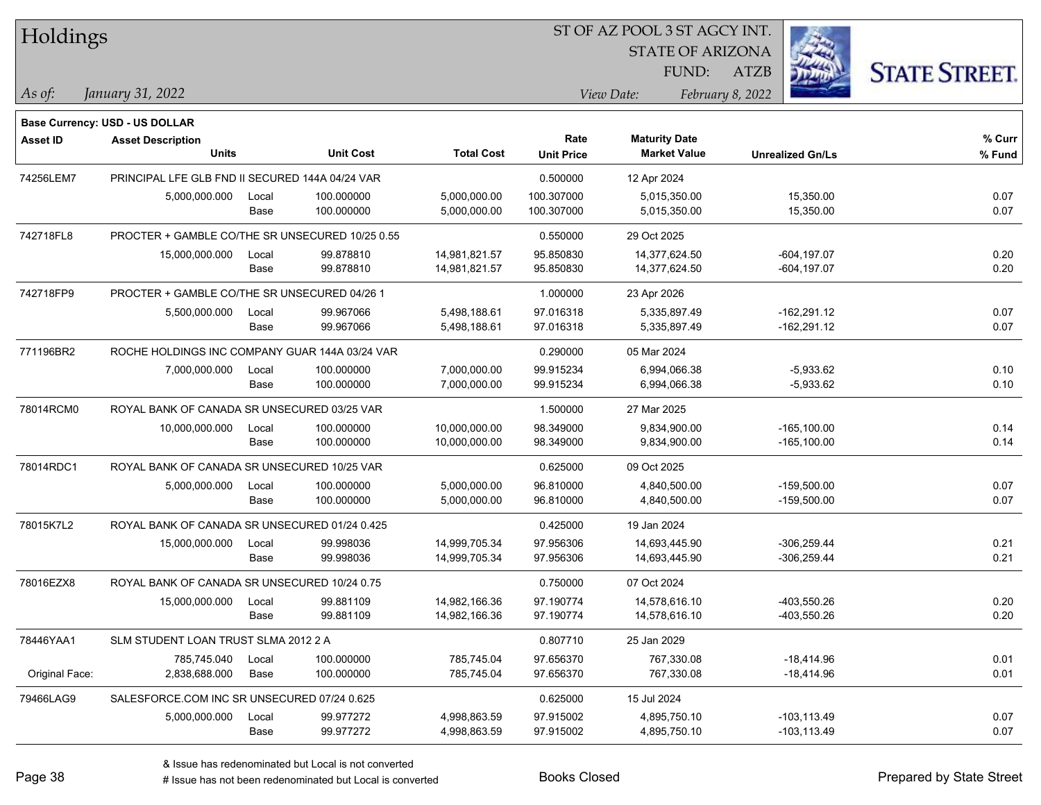# Holdings

ST OF AZ POOL 3 ST AGCY INT.
STATE OF ARIZONA
FUND: ATZB

*As of:* *January 31, 2022*

*View Date:* *February 8, 2022*

**Base Currency: USD - US DOLLAR**

| Asset ID | Asset Description / Units | | Unit Cost | Total Cost | Rate / Unit Price | Maturity Date / Market Value | Unrealized Gn/Ls | % Curr / % Fund |
|---|---|---|---|---|---|---|---|---|
| 74256LEM7 | PRINCIPAL LFE GLB FND II SECURED 144A 04/24 VAR | | | | 0.500000 | 12 Apr 2024 | | |
| | 5,000,000.000 | Local | 100.000000 | 5,000,000.00 | 100.307000 | 5,015,350.00 | 15,350.00 | 0.07 |
| | | Base | 100.000000 | 5,000,000.00 | 100.307000 | 5,015,350.00 | 15,350.00 | 0.07 |
| 742718FL8 | PROCTER + GAMBLE CO/THE SR UNSECURED 10/25 0.55 | | | | 0.550000 | 29 Oct 2025 | | |
| | 15,000,000.000 | Local | 99.878810 | 14,981,821.57 | 95.850830 | 14,377,624.50 | -604,197.07 | 0.20 |
| | | Base | 99.878810 | 14,981,821.57 | 95.850830 | 14,377,624.50 | -604,197.07 | 0.20 |
| 742718FP9 | PROCTER + GAMBLE CO/THE SR UNSECURED 04/26 1 | | | | 1.000000 | 23 Apr 2026 | | |
| | 5,500,000.000 | Local | 99.967066 | 5,498,188.61 | 97.016318 | 5,335,897.49 | -162,291.12 | 0.07 |
| | | Base | 99.967066 | 5,498,188.61 | 97.016318 | 5,335,897.49 | -162,291.12 | 0.07 |
| 771196BR2 | ROCHE HOLDINGS INC COMPANY GUAR 144A 03/24 VAR | | | | 0.290000 | 05 Mar 2024 | | |
| | 7,000,000.000 | Local | 100.000000 | 7,000,000.00 | 99.915234 | 6,994,066.38 | -5,933.62 | 0.10 |
| | | Base | 100.000000 | 7,000,000.00 | 99.915234 | 6,994,066.38 | -5,933.62 | 0.10 |
| 78014RCM0 | ROYAL BANK OF CANADA SR UNSECURED 03/25 VAR | | | | 1.500000 | 27 Mar 2025 | | |
| | 10,000,000.000 | Local | 100.000000 | 10,000,000.00 | 98.349000 | 9,834,900.00 | -165,100.00 | 0.14 |
| | | Base | 100.000000 | 10,000,000.00 | 98.349000 | 9,834,900.00 | -165,100.00 | 0.14 |
| 78014RDC1 | ROYAL BANK OF CANADA SR UNSECURED 10/25 VAR | | | | 0.625000 | 09 Oct 2025 | | |
| | 5,000,000.000 | Local | 100.000000 | 5,000,000.00 | 96.810000 | 4,840,500.00 | -159,500.00 | 0.07 |
| | | Base | 100.000000 | 5,000,000.00 | 96.810000 | 4,840,500.00 | -159,500.00 | 0.07 |
| 78015K7L2 | ROYAL BANK OF CANADA SR UNSECURED 01/24 0.425 | | | | 0.425000 | 19 Jan 2024 | | |
| | 15,000,000.000 | Local | 99.998036 | 14,999,705.34 | 97.956306 | 14,693,445.90 | -306,259.44 | 0.21 |
| | | Base | 99.998036 | 14,999,705.34 | 97.956306 | 14,693,445.90 | -306,259.44 | 0.21 |
| 78016EZX8 | ROYAL BANK OF CANADA SR UNSECURED 10/24 0.75 | | | | 0.750000 | 07 Oct 2024 | | |
| | 15,000,000.000 | Local | 99.881109 | 14,982,166.36 | 97.190774 | 14,578,616.10 | -403,550.26 | 0.20 |
| | | Base | 99.881109 | 14,982,166.36 | 97.190774 | 14,578,616.10 | -403,550.26 | 0.20 |
| 78446YAA1 | SLM STUDENT LOAN TRUST SLMA 2012 2 A | | | | 0.807710 | 25 Jan 2029 | | |
| | 785,745.040 | Local | 100.000000 | 785,745.04 | 97.656370 | 767,330.08 | -18,414.96 | 0.01 |
| Original Face: | 2,838,688.000 | Base | 100.000000 | 785,745.04 | 97.656370 | 767,330.08 | -18,414.96 | 0.01 |
| 79466LAG9 | SALESFORCE.COM INC SR UNSECURED 07/24 0.625 | | | | 0.625000 | 15 Jul 2024 | | |
| | 5,000,000.000 | Local | 99.977272 | 4,998,863.59 | 97.915002 | 4,895,750.10 | -103,113.49 | 0.07 |
| | | Base | 99.977272 | 4,998,863.59 | 97.915002 | 4,895,750.10 | -103,113.49 | 0.07 |

& Issue has redenominated but Local is not converted
# Issue has not been redenominated but Local is converted

Books Closed

Prepared by State Street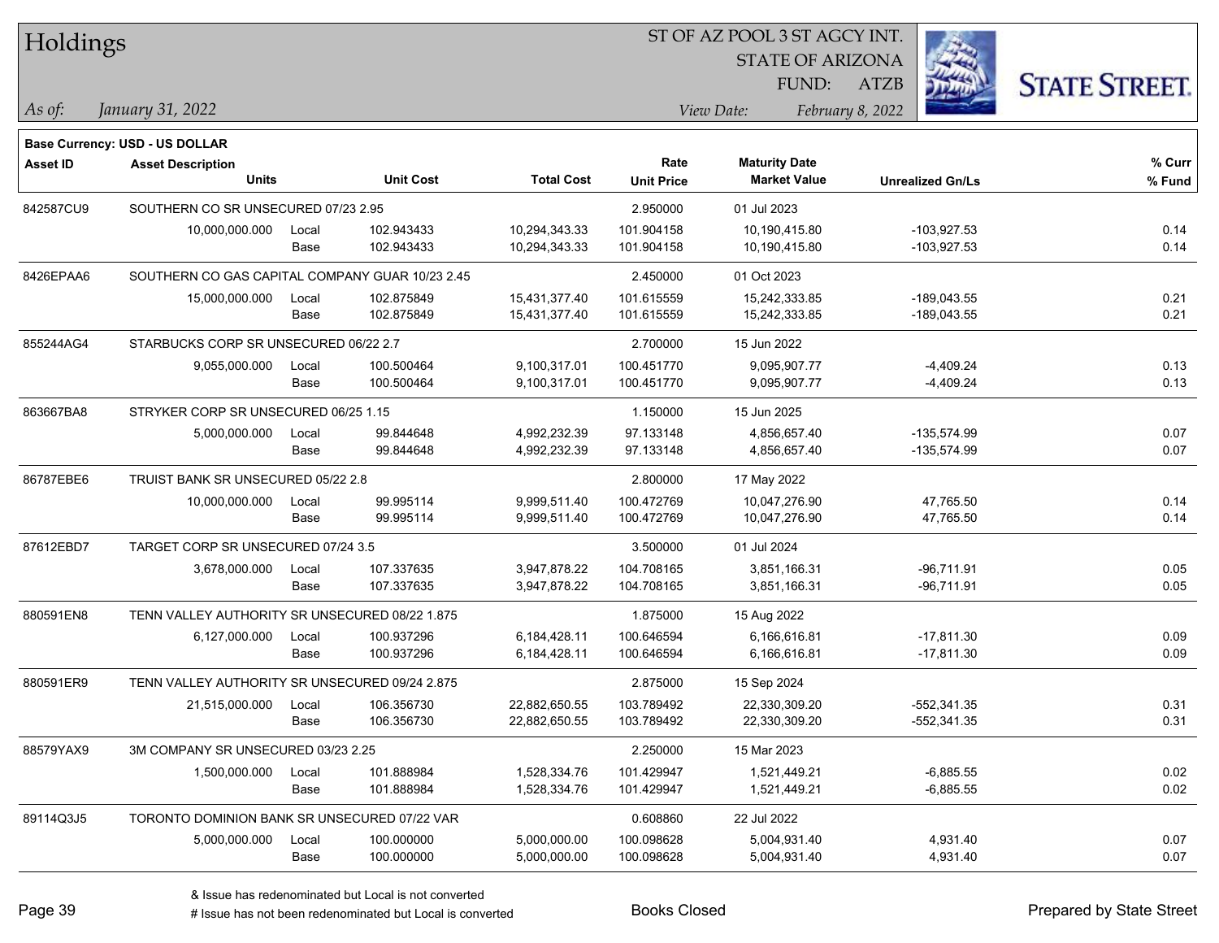# Holdings

ST OF AZ POOL 3 ST AGCY INT.
STATE OF ARIZONA
FUND: ATZB

*As of: January 31, 2022*

*View Date: February 8, 2022*

**Base Currency: USD - US DOLLAR**

| Asset ID | Asset Description / Units | | Unit Cost | Total Cost | Rate / Unit Price | Maturity Date / Market Value | Unrealized Gn/Ls | % Curr / % Fund |
|---|---|---|---|---|---|---|---|---|
| 842587CU9 | SOUTHERN CO SR UNSECURED 07/23 2.95 | | | | 2.950000 | 01 Jul 2023 | | |
| | 10,000,000.000 | Local | 102.943433 | 10,294,343.33 | 101.904158 | 10,190,415.80 | -103,927.53 | 0.14 |
| | | Base | 102.943433 | 10,294,343.33 | 101.904158 | 10,190,415.80 | -103,927.53 | 0.14 |
| 8426EPAA6 | SOUTHERN CO GAS CAPITAL COMPANY GUAR 10/23 2.45 | | | | 2.450000 | 01 Oct 2023 | | |
| | 15,000,000.000 | Local | 102.875849 | 15,431,377.40 | 101.615559 | 15,242,333.85 | -189,043.55 | 0.21 |
| | | Base | 102.875849 | 15,431,377.40 | 101.615559 | 15,242,333.85 | -189,043.55 | 0.21 |
| 855244AG4 | STARBUCKS CORP SR UNSECURED 06/22 2.7 | | | | 2.700000 | 15 Jun 2022 | | |
| | 9,055,000.000 | Local | 100.500464 | 9,100,317.01 | 100.451770 | 9,095,907.77 | -4,409.24 | 0.13 |
| | | Base | 100.500464 | 9,100,317.01 | 100.451770 | 9,095,907.77 | -4,409.24 | 0.13 |
| 863667BA8 | STRYKER CORP SR UNSECURED 06/25 1.15 | | | | 1.150000 | 15 Jun 2025 | | |
| | 5,000,000.000 | Local | 99.844648 | 4,992,232.39 | 97.133148 | 4,856,657.40 | -135,574.99 | 0.07 |
| | | Base | 99.844648 | 4,992,232.39 | 97.133148 | 4,856,657.40 | -135,574.99 | 0.07 |
| 86787EBE6 | TRUIST BANK SR UNSECURED 05/22 2.8 | | | | 2.800000 | 17 May 2022 | | |
| | 10,000,000.000 | Local | 99.995114 | 9,999,511.40 | 100.472769 | 10,047,276.90 | 47,765.50 | 0.14 |
| | | Base | 99.995114 | 9,999,511.40 | 100.472769 | 10,047,276.90 | 47,765.50 | 0.14 |
| 87612EBD7 | TARGET CORP SR UNSECURED 07/24 3.5 | | | | 3.500000 | 01 Jul 2024 | | |
| | 3,678,000.000 | Local | 107.337635 | 3,947,878.22 | 104.708165 | 3,851,166.31 | -96,711.91 | 0.05 |
| | | Base | 107.337635 | 3,947,878.22 | 104.708165 | 3,851,166.31 | -96,711.91 | 0.05 |
| 880591EN8 | TENN VALLEY AUTHORITY SR UNSECURED 08/22 1.875 | | | | 1.875000 | 15 Aug 2022 | | |
| | 6,127,000.000 | Local | 100.937296 | 6,184,428.11 | 100.646594 | 6,166,616.81 | -17,811.30 | 0.09 |
| | | Base | 100.937296 | 6,184,428.11 | 100.646594 | 6,166,616.81 | -17,811.30 | 0.09 |
| 880591ER9 | TENN VALLEY AUTHORITY SR UNSECURED 09/24 2.875 | | | | 2.875000 | 15 Sep 2024 | | |
| | 21,515,000.000 | Local | 106.356730 | 22,882,650.55 | 103.789492 | 22,330,309.20 | -552,341.35 | 0.31 |
| | | Base | 106.356730 | 22,882,650.55 | 103.789492 | 22,330,309.20 | -552,341.35 | 0.31 |
| 88579YAX9 | 3M COMPANY SR UNSECURED 03/23 2.25 | | | | 2.250000 | 15 Mar 2023 | | |
| | 1,500,000.000 | Local | 101.888984 | 1,528,334.76 | 101.429947 | 1,521,449.21 | -6,885.55 | 0.02 |
| | | Base | 101.888984 | 1,528,334.76 | 101.429947 | 1,521,449.21 | -6,885.55 | 0.02 |
| 89114Q3J5 | TORONTO DOMINION BANK SR UNSECURED 07/22 VAR | | | | 0.608860 | 22 Jul 2022 | | |
| | 5,000,000.000 | Local | 100.000000 | 5,000,000.00 | 100.098628 | 5,004,931.40 | 4,931.40 | 0.07 |
| | | Base | 100.000000 | 5,000,000.00 | 100.098628 | 5,004,931.40 | 4,931.40 | 0.07 |

& Issue has redenominated but Local is not converted

# Issue has not been redenominated but Local is converted

Books Closed

Prepared by State Street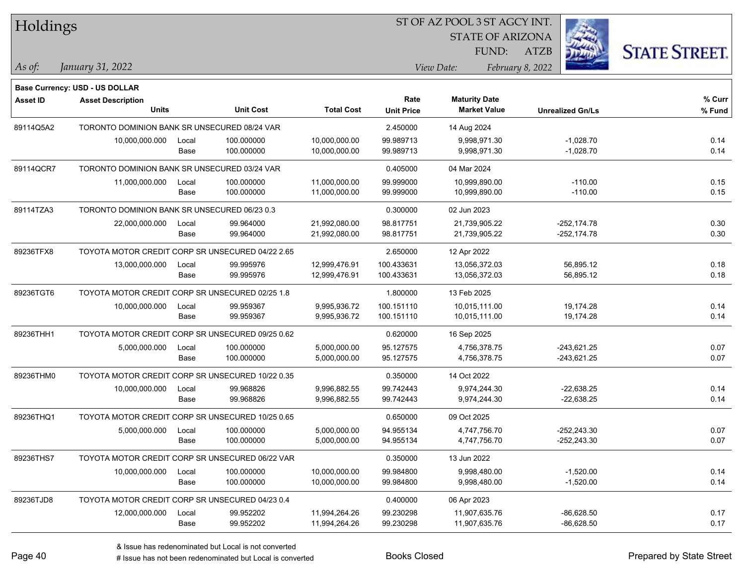# Holdings

ST OF AZ POOL 3 ST AGCY INT.
STATE OF ARIZONA
FUND: ATZB

*As of:* *January 31, 2022*

*View Date:* *February 8, 2022*

**Base Currency: USD - US DOLLAR**

| Asset ID | Asset Description Units | | Unit Cost | Total Cost | Rate Unit Price | Maturity Date Market Value | Unrealized Gn/Ls | % Curr % Fund |
|---|---|---|---|---|---|---|---|---|
| 89114Q5A2 | TORONTO DOMINION BANK SR UNSECURED 08/24 VAR | | | | 2.450000 | 14 Aug 2024 | | |
| | 10,000,000.000 | Local | 100.000000 | 10,000,000.00 | 99.989713 | 9,998,971.30 | -1,028.70 | 0.14 |
| | | Base | 100.000000 | 10,000,000.00 | 99.989713 | 9,998,971.30 | -1,028.70 | 0.14 |
| 89114QCR7 | TORONTO DOMINION BANK SR UNSECURED 03/24 VAR | | | | 0.405000 | 04 Mar 2024 | | |
| | 11,000,000.000 | Local | 100.000000 | 11,000,000.00 | 99.999000 | 10,999,890.00 | -110.00 | 0.15 |
| | | Base | 100.000000 | 11,000,000.00 | 99.999000 | 10,999,890.00 | -110.00 | 0.15 |
| 89114TZA3 | TORONTO DOMINION BANK SR UNSECURED 06/23 0.3 | | | | 0.300000 | 02 Jun 2023 | | |
| | 22,000,000.000 | Local | 99.964000 | 21,992,080.00 | 98.817751 | 21,739,905.22 | -252,174.78 | 0.30 |
| | | Base | 99.964000 | 21,992,080.00 | 98.817751 | 21,739,905.22 | -252,174.78 | 0.30 |
| 89236TFX8 | TOYOTA MOTOR CREDIT CORP SR UNSECURED 04/22 2.65 | | | | 2.650000 | 12 Apr 2022 | | |
| | 13,000,000.000 | Local | 99.995976 | 12,999,476.91 | 100.433631 | 13,056,372.03 | 56,895.12 | 0.18 |
| | | Base | 99.995976 | 12,999,476.91 | 100.433631 | 13,056,372.03 | 56,895.12 | 0.18 |
| 89236TGT6 | TOYOTA MOTOR CREDIT CORP SR UNSECURED 02/25 1.8 | | | | 1.800000 | 13 Feb 2025 | | |
| | 10,000,000.000 | Local | 99.959367 | 9,995,936.72 | 100.151110 | 10,015,111.00 | 19,174.28 | 0.14 |
| | | Base | 99.959367 | 9,995,936.72 | 100.151110 | 10,015,111.00 | 19,174.28 | 0.14 |
| 89236THH1 | TOYOTA MOTOR CREDIT CORP SR UNSECURED 09/25 0.62 | | | | 0.620000 | 16 Sep 2025 | | |
| | 5,000,000.000 | Local | 100.000000 | 5,000,000.00 | 95.127575 | 4,756,378.75 | -243,621.25 | 0.07 |
| | | Base | 100.000000 | 5,000,000.00 | 95.127575 | 4,756,378.75 | -243,621.25 | 0.07 |
| 89236THM0 | TOYOTA MOTOR CREDIT CORP SR UNSECURED 10/22 0.35 | | | | 0.350000 | 14 Oct 2022 | | |
| | 10,000,000.000 | Local | 99.968826 | 9,996,882.55 | 99.742443 | 9,974,244.30 | -22,638.25 | 0.14 |
| | | Base | 99.968826 | 9,996,882.55 | 99.742443 | 9,974,244.30 | -22,638.25 | 0.14 |
| 89236THQ1 | TOYOTA MOTOR CREDIT CORP SR UNSECURED 10/25 0.65 | | | | 0.650000 | 09 Oct 2025 | | |
| | 5,000,000.000 | Local | 100.000000 | 5,000,000.00 | 94.955134 | 4,747,756.70 | -252,243.30 | 0.07 |
| | | Base | 100.000000 | 5,000,000.00 | 94.955134 | 4,747,756.70 | -252,243.30 | 0.07 |
| 89236THS7 | TOYOTA MOTOR CREDIT CORP SR UNSECURED 06/22 VAR | | | | 0.350000 | 13 Jun 2022 | | |
| | 10,000,000.000 | Local | 100.000000 | 10,000,000.00 | 99.984800 | 9,998,480.00 | -1,520.00 | 0.14 |
| | | Base | 100.000000 | 10,000,000.00 | 99.984800 | 9,998,480.00 | -1,520.00 | 0.14 |
| 89236TJD8 | TOYOTA MOTOR CREDIT CORP SR UNSECURED 04/23 0.4 | | | | 0.400000 | 06 Apr 2023 | | |
| | 12,000,000.000 | Local | 99.952202 | 11,994,264.26 | 99.230298 | 11,907,635.76 | -86,628.50 | 0.17 |
| | | Base | 99.952202 | 11,994,264.26 | 99.230298 | 11,907,635.76 | -86,628.50 | 0.17 |

& Issue has redenominated but Local is not converted
# Issue has not been redenominated but Local is converted

Books Closed

Prepared by State Street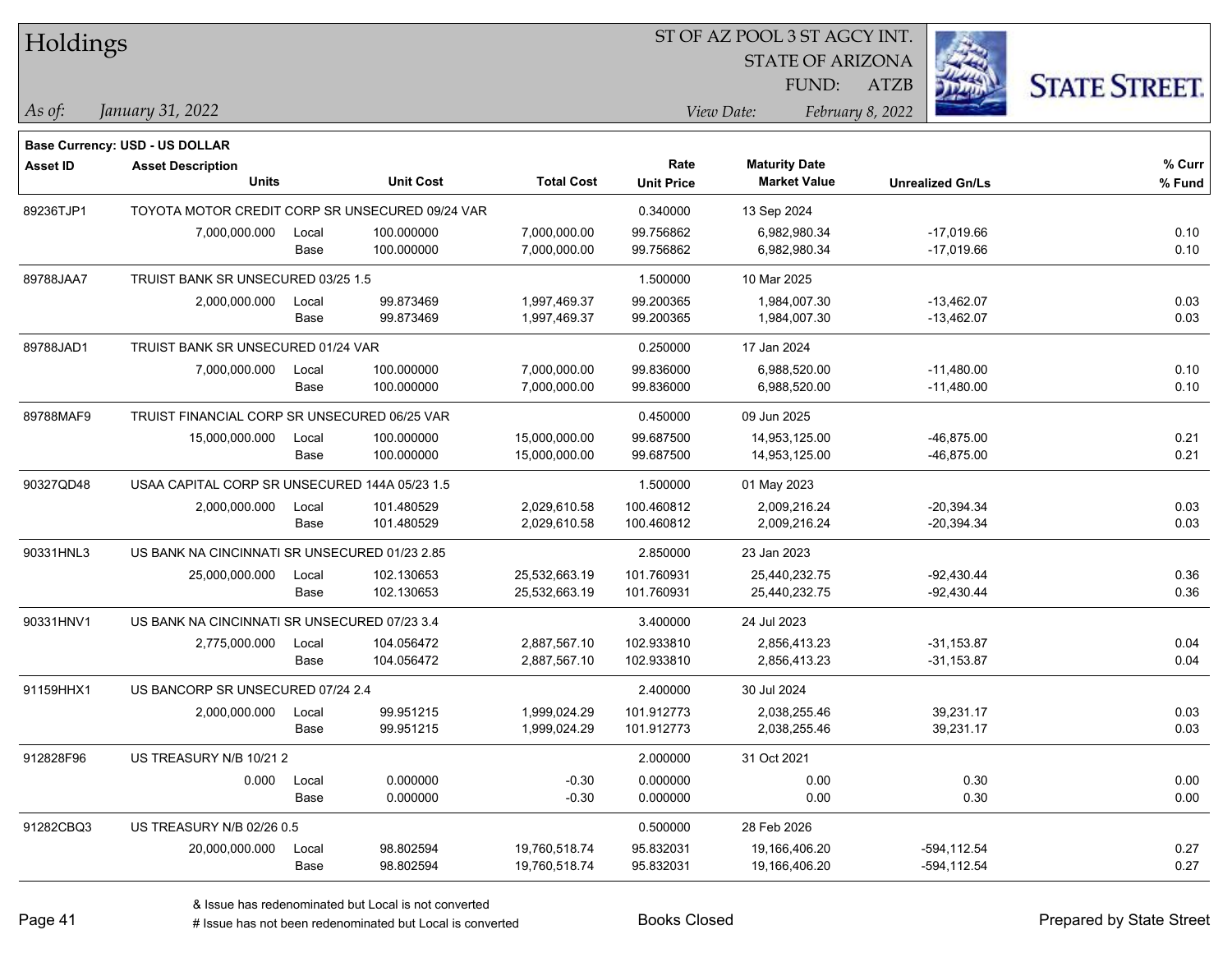# Holdings

ST OF AZ POOL 3 ST AGCY INT.
STATE OF ARIZONA
FUND: ATZB

*As of:* *January 31, 2022*

*View Date:* *February 8, 2022*

**Base Currency: USD - US DOLLAR**

| Asset ID | Asset Description / Units | | Unit Cost | Total Cost | Rate / Unit Price | Maturity Date / Market Value | Unrealized Gn/Ls | % Curr / % Fund |
|---|---|---|---|---|---|---|---|---|
| 89236TJP1 | TOYOTA MOTOR CREDIT CORP SR UNSECURED 09/24 VAR | | | | 0.340000 | 13 Sep 2024 | | |
| | 7,000,000.000 | Local | 100.000000 | 7,000,000.00 | 99.756862 | 6,982,980.34 | -17,019.66 | 0.10 |
| | | Base | 100.000000 | 7,000,000.00 | 99.756862 | 6,982,980.34 | -17,019.66 | 0.10 |
| 89788JAA7 | TRUIST BANK SR UNSECURED 03/25 1.5 | | | | 1.500000 | 10 Mar 2025 | | |
| | 2,000,000.000 | Local | 99.873469 | 1,997,469.37 | 99.200365 | 1,984,007.30 | -13,462.07 | 0.03 |
| | | Base | 99.873469 | 1,997,469.37 | 99.200365 | 1,984,007.30 | -13,462.07 | 0.03 |
| 89788JAD1 | TRUIST BANK SR UNSECURED 01/24 VAR | | | | 0.250000 | 17 Jan 2024 | | |
| | 7,000,000.000 | Local | 100.000000 | 7,000,000.00 | 99.836000 | 6,988,520.00 | -11,480.00 | 0.10 |
| | | Base | 100.000000 | 7,000,000.00 | 99.836000 | 6,988,520.00 | -11,480.00 | 0.10 |
| 89788MAF9 | TRUIST FINANCIAL CORP SR UNSECURED 06/25 VAR | | | | 0.450000 | 09 Jun 2025 | | |
| | 15,000,000.000 | Local | 100.000000 | 15,000,000.00 | 99.687500 | 14,953,125.00 | -46,875.00 | 0.21 |
| | | Base | 100.000000 | 15,000,000.00 | 99.687500 | 14,953,125.00 | -46,875.00 | 0.21 |
| 90327QD48 | USAA CAPITAL CORP SR UNSECURED 144A 05/23 1.5 | | | | 1.500000 | 01 May 2023 | | |
| | 2,000,000.000 | Local | 101.480529 | 2,029,610.58 | 100.460812 | 2,009,216.24 | -20,394.34 | 0.03 |
| | | Base | 101.480529 | 2,029,610.58 | 100.460812 | 2,009,216.24 | -20,394.34 | 0.03 |
| 90331HNL3 | US BANK NA CINCINNATI SR UNSECURED 01/23 2.85 | | | | 2.850000 | 23 Jan 2023 | | |
| | 25,000,000.000 | Local | 102.130653 | 25,532,663.19 | 101.760931 | 25,440,232.75 | -92,430.44 | 0.36 |
| | | Base | 102.130653 | 25,532,663.19 | 101.760931 | 25,440,232.75 | -92,430.44 | 0.36 |
| 90331HNV1 | US BANK NA CINCINNATI SR UNSECURED 07/23 3.4 | | | | 3.400000 | 24 Jul 2023 | | |
| | 2,775,000.000 | Local | 104.056472 | 2,887,567.10 | 102.933810 | 2,856,413.23 | -31,153.87 | 0.04 |
| | | Base | 104.056472 | 2,887,567.10 | 102.933810 | 2,856,413.23 | -31,153.87 | 0.04 |
| 91159HHX1 | US BANCORP SR UNSECURED 07/24 2.4 | | | | 2.400000 | 30 Jul 2024 | | |
| | 2,000,000.000 | Local | 99.951215 | 1,999,024.29 | 101.912773 | 2,038,255.46 | 39,231.17 | 0.03 |
| | | Base | 99.951215 | 1,999,024.29 | 101.912773 | 2,038,255.46 | 39,231.17 | 0.03 |
| 912828F96 | US TREASURY N/B 10/21 2 | | | | 2.000000 | 31 Oct 2021 | | |
| | 0.000 | Local | 0.000000 | -0.30 | 0.000000 | 0.00 | 0.30 | 0.00 |
| | | Base | 0.000000 | -0.30 | 0.000000 | 0.00 | 0.30 | 0.00 |
| 91282CBQ3 | US TREASURY N/B 02/26 0.5 | | | | 0.500000 | 28 Feb 2026 | | |
| | 20,000,000.000 | Local | 98.802594 | 19,760,518.74 | 95.832031 | 19,166,406.20 | -594,112.54 | 0.27 |
| | | Base | 98.802594 | 19,760,518.74 | 95.832031 | 19,166,406.20 | -594,112.54 | 0.27 |

& Issue has redenominated but Local is not converted
# Issue has not been redenominated but Local is converted

Books Closed

Prepared by State Street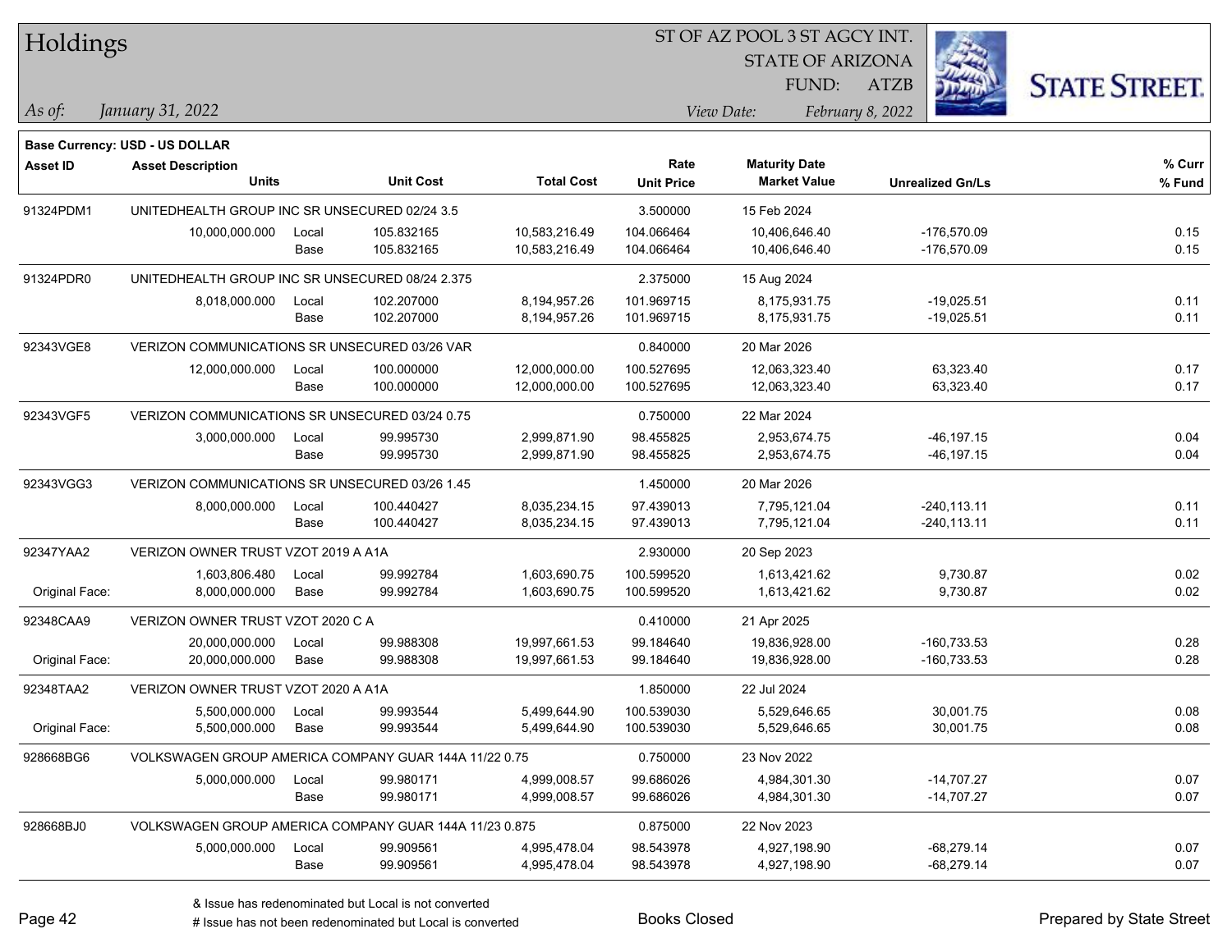# Holdings

ST OF AZ POOL 3 ST AGCY INT.
STATE OF ARIZONA
FUND: ATZB

*As of: January 31, 2022*

*View Date: February 8, 2022*

**Base Currency: USD - US DOLLAR**

| Asset ID | Asset Description Units | | Unit Cost | Total Cost | Rate Unit Price | Maturity Date Market Value | Unrealized Gn/Ls | % Curr % Fund |
|---|---|---|---|---|---|---|---|---|
| 91324PDM1 | UNITEDHEALTH GROUP INC SR UNSECURED 02/24 3.5 | | | | 3.500000 | 15 Feb 2024 | | |
| | 10,000,000.000 | Local | 105.832165 | 10,583,216.49 | 104.066464 | 10,406,646.40 | -176,570.09 | 0.15 |
| | | Base | 105.832165 | 10,583,216.49 | 104.066464 | 10,406,646.40 | -176,570.09 | 0.15 |
| 91324PDR0 | UNITEDHEALTH GROUP INC SR UNSECURED 08/24 2.375 | | | | 2.375000 | 15 Aug 2024 | | |
| | 8,018,000.000 | Local | 102.207000 | 8,194,957.26 | 101.969715 | 8,175,931.75 | -19,025.51 | 0.11 |
| | | Base | 102.207000 | 8,194,957.26 | 101.969715 | 8,175,931.75 | -19,025.51 | 0.11 |
| 92343VGE8 | VERIZON COMMUNICATIONS SR UNSECURED 03/26 VAR | | | | 0.840000 | 20 Mar 2026 | | |
| | 12,000,000.000 | Local | 100.000000 | 12,000,000.00 | 100.527695 | 12,063,323.40 | 63,323.40 | 0.17 |
| | | Base | 100.000000 | 12,000,000.00 | 100.527695 | 12,063,323.40 | 63,323.40 | 0.17 |
| 92343VGF5 | VERIZON COMMUNICATIONS SR UNSECURED 03/24 0.75 | | | | 0.750000 | 22 Mar 2024 | | |
| | 3,000,000.000 | Local | 99.995730 | 2,999,871.90 | 98.455825 | 2,953,674.75 | -46,197.15 | 0.04 |
| | | Base | 99.995730 | 2,999,871.90 | 98.455825 | 2,953,674.75 | -46,197.15 | 0.04 |
| 92343VGG3 | VERIZON COMMUNICATIONS SR UNSECURED 03/26 1.45 | | | | 1.450000 | 20 Mar 2026 | | |
| | 8,000,000.000 | Local | 100.440427 | 8,035,234.15 | 97.439013 | 7,795,121.04 | -240,113.11 | 0.11 |
| | | Base | 100.440427 | 8,035,234.15 | 97.439013 | 7,795,121.04 | -240,113.11 | 0.11 |
| 92347YAA2 | VERIZON OWNER TRUST VZOT 2019 A A1A | | | | 2.930000 | 20 Sep 2023 | | |
| | 1,603,806.480 | Local | 99.992784 | 1,603,690.75 | 100.599520 | 1,613,421.62 | 9,730.87 | 0.02 |
| Original Face: | 8,000,000.000 | Base | 99.992784 | 1,603,690.75 | 100.599520 | 1,613,421.62 | 9,730.87 | 0.02 |
| 92348CAA9 | VERIZON OWNER TRUST VZOT 2020 C A | | | | 0.410000 | 21 Apr 2025 | | |
| | 20,000,000.000 | Local | 99.988308 | 19,997,661.53 | 99.184640 | 19,836,928.00 | -160,733.53 | 0.28 |
| Original Face: | 20,000,000.000 | Base | 99.988308 | 19,997,661.53 | 99.184640 | 19,836,928.00 | -160,733.53 | 0.28 |
| 92348TAA2 | VERIZON OWNER TRUST VZOT 2020 A A1A | | | | 1.850000 | 22 Jul 2024 | | |
| | 5,500,000.000 | Local | 99.993544 | 5,499,644.90 | 100.539030 | 5,529,646.65 | 30,001.75 | 0.08 |
| Original Face: | 5,500,000.000 | Base | 99.993544 | 5,499,644.90 | 100.539030 | 5,529,646.65 | 30,001.75 | 0.08 |
| 928668BG6 | VOLKSWAGEN GROUP AMERICA COMPANY GUAR 144A 11/22 0.75 | | | | 0.750000 | 23 Nov 2022 | | |
| | 5,000,000.000 | Local | 99.980171 | 4,999,008.57 | 99.686026 | 4,984,301.30 | -14,707.27 | 0.07 |
| | | Base | 99.980171 | 4,999,008.57 | 99.686026 | 4,984,301.30 | -14,707.27 | 0.07 |
| 928668BJ0 | VOLKSWAGEN GROUP AMERICA COMPANY GUAR 144A 11/23 0.875 | | | | 0.875000 | 22 Nov 2023 | | |
| | 5,000,000.000 | Local | 99.909561 | 4,995,478.04 | 98.543978 | 4,927,198.90 | -68,279.14 | 0.07 |
| | | Base | 99.909561 | 4,995,478.04 | 98.543978 | 4,927,198.90 | -68,279.14 | 0.07 |

& Issue has redenominated but Local is not converted
# Issue has not been redenominated but Local is converted

Books Closed

Prepared by State Street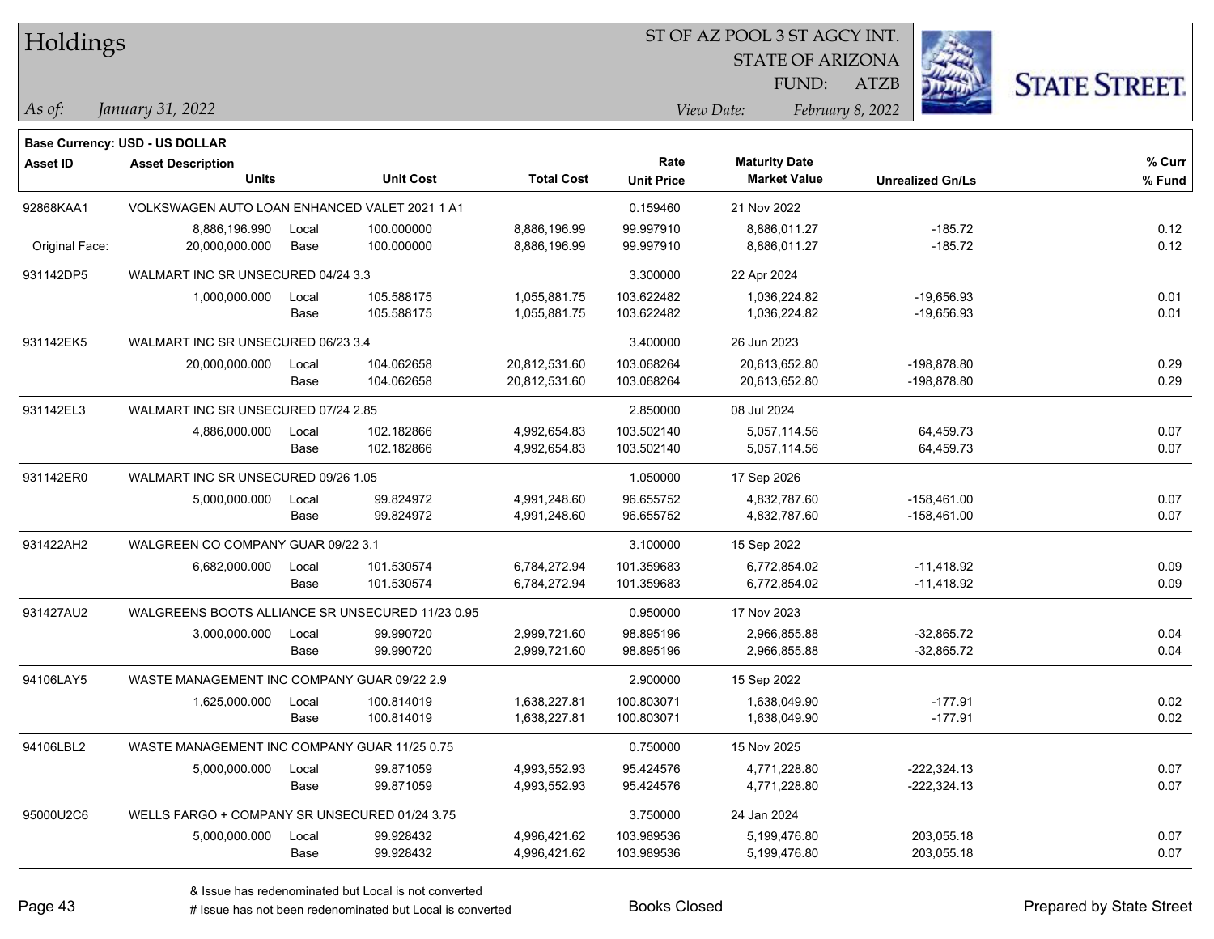# Holdings

ST OF AZ POOL 3 ST AGCY INT.
STATE OF ARIZONA
FUND: ATZB

*As of:* *January 31, 2022*

*View Date:* *February 8, 2022*

**Base Currency: USD - US DOLLAR**

| Asset ID | Asset Description / Units | | Unit Cost | Total Cost | Rate / Unit Price | Maturity Date / Market Value | Unrealized Gn/Ls | % Curr / % Fund |
|---|---|---|---|---|---|---|---|---|
| 92868KAA1 | VOLKSWAGEN AUTO LOAN ENHANCED VALET 2021 1 A1 | | | | 0.159460 | 21 Nov 2022 | | |
| | 8,886,196.990 | Local | 100.000000 | 8,886,196.99 | 99.997910 | 8,886,011.27 | -185.72 | 0.12 |
| Original Face: | 20,000,000.000 | Base | 100.000000 | 8,886,196.99 | 99.997910 | 8,886,011.27 | -185.72 | 0.12 |
| 931142DP5 | WALMART INC SR UNSECURED 04/24 3.3 | | | | 3.300000 | 22 Apr 2024 | | |
| | 1,000,000.000 | Local | 105.588175 | 1,055,881.75 | 103.622482 | 1,036,224.82 | -19,656.93 | 0.01 |
| | | Base | 105.588175 | 1,055,881.75 | 103.622482 | 1,036,224.82 | -19,656.93 | 0.01 |
| 931142EK5 | WALMART INC SR UNSECURED 06/23 3.4 | | | | 3.400000 | 26 Jun 2023 | | |
| | 20,000,000.000 | Local | 104.062658 | 20,812,531.60 | 103.068264 | 20,613,652.80 | -198,878.80 | 0.29 |
| | | Base | 104.062658 | 20,812,531.60 | 103.068264 | 20,613,652.80 | -198,878.80 | 0.29 |
| 931142EL3 | WALMART INC SR UNSECURED 07/24 2.85 | | | | 2.850000 | 08 Jul 2024 | | |
| | 4,886,000.000 | Local | 102.182866 | 4,992,654.83 | 103.502140 | 5,057,114.56 | 64,459.73 | 0.07 |
| | | Base | 102.182866 | 4,992,654.83 | 103.502140 | 5,057,114.56 | 64,459.73 | 0.07 |
| 931142ER0 | WALMART INC SR UNSECURED 09/26 1.05 | | | | 1.050000 | 17 Sep 2026 | | |
| | 5,000,000.000 | Local | 99.824972 | 4,991,248.60 | 96.655752 | 4,832,787.60 | -158,461.00 | 0.07 |
| | | Base | 99.824972 | 4,991,248.60 | 96.655752 | 4,832,787.60 | -158,461.00 | 0.07 |
| 931422AH2 | WALGREEN CO COMPANY GUAR 09/22 3.1 | | | | 3.100000 | 15 Sep 2022 | | |
| | 6,682,000.000 | Local | 101.530574 | 6,784,272.94 | 101.359683 | 6,772,854.02 | -11,418.92 | 0.09 |
| | | Base | 101.530574 | 6,784,272.94 | 101.359683 | 6,772,854.02 | -11,418.92 | 0.09 |
| 931427AU2 | WALGREENS BOOTS ALLIANCE SR UNSECURED 11/23 0.95 | | | | 0.950000 | 17 Nov 2023 | | |
| | 3,000,000.000 | Local | 99.990720 | 2,999,721.60 | 98.895196 | 2,966,855.88 | -32,865.72 | 0.04 |
| | | Base | 99.990720 | 2,999,721.60 | 98.895196 | 2,966,855.88 | -32,865.72 | 0.04 |
| 94106LAY5 | WASTE MANAGEMENT INC COMPANY GUAR 09/22 2.9 | | | | 2.900000 | 15 Sep 2022 | | |
| | 1,625,000.000 | Local | 100.814019 | 1,638,227.81 | 100.803071 | 1,638,049.90 | -177.91 | 0.02 |
| | | Base | 100.814019 | 1,638,227.81 | 100.803071 | 1,638,049.90 | -177.91 | 0.02 |
| 94106LBL2 | WASTE MANAGEMENT INC COMPANY GUAR 11/25 0.75 | | | | 0.750000 | 15 Nov 2025 | | |
| | 5,000,000.000 | Local | 99.871059 | 4,993,552.93 | 95.424576 | 4,771,228.80 | -222,324.13 | 0.07 |
| | | Base | 99.871059 | 4,993,552.93 | 95.424576 | 4,771,228.80 | -222,324.13 | 0.07 |
| 95000U2C6 | WELLS FARGO + COMPANY SR UNSECURED 01/24 3.75 | | | | 3.750000 | 24 Jan 2024 | | |
| | 5,000,000.000 | Local | 99.928432 | 4,996,421.62 | 103.989536 | 5,199,476.80 | 203,055.18 | 0.07 |
| | | Base | 99.928432 | 4,996,421.62 | 103.989536 | 5,199,476.80 | 203,055.18 | 0.07 |

& Issue has redenominated but Local is not converted
# Issue has not been redenominated but Local is converted

Books Closed

Prepared by State Street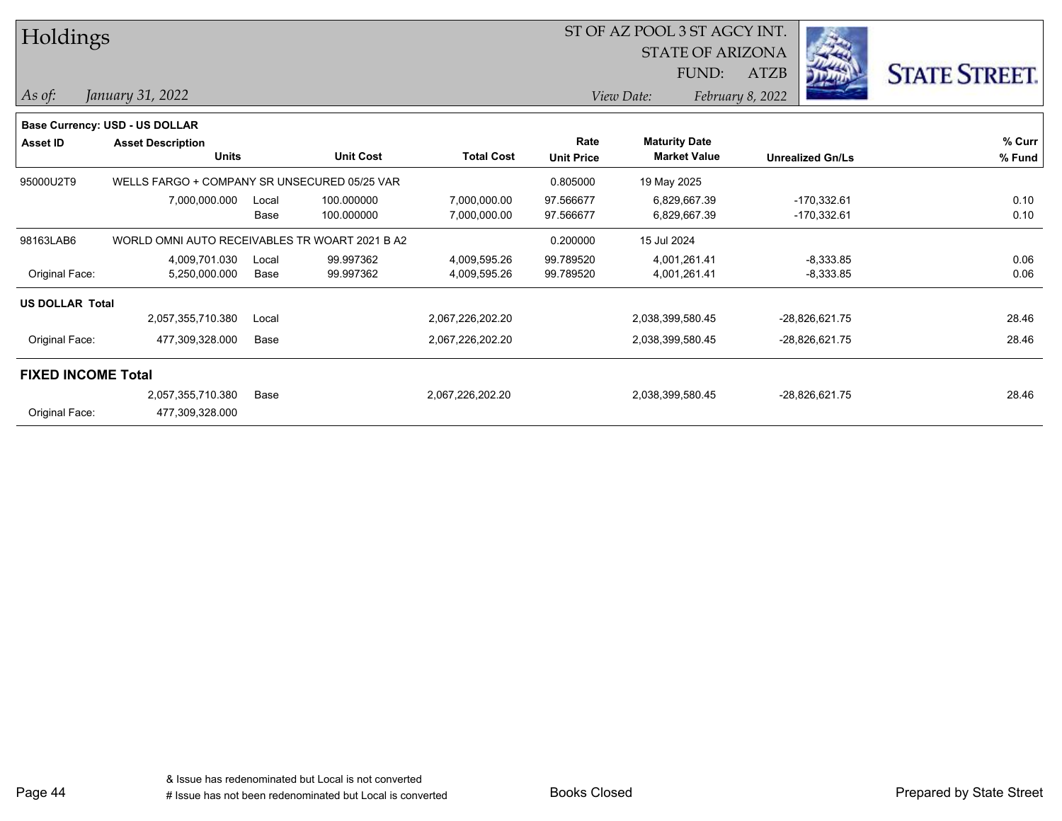# Holdings

ST OF AZ POOL 3 ST AGCY INT.
STATE OF ARIZONA
FUND: ATZB

*As of:* *January 31, 2022*
*View Date:* *February 8, 2022*

**Base Currency: USD - US DOLLAR**

| Asset ID | Asset Description / Units | | Unit Cost | Total Cost | Rate / Unit Price | Maturity Date / Market Value | Unrealized Gn/Ls | % Curr / % Fund |
|---|---|---|---|---|---|---|---|---|
| 95000U2T9 | WELLS FARGO + COMPANY SR UNSECURED 05/25 VAR | | | | 0.805000 | 19 May 2025 | | |
| | 7,000,000.000 | Local | 100.000000 | 7,000,000.00 | 97.566677 | 6,829,667.39 | -170,332.61 | 0.10 |
| | | Base | 100.000000 | 7,000,000.00 | 97.566677 | 6,829,667.39 | -170,332.61 | 0.10 |
| 98163LAB6 | WORLD OMNI AUTO RECEIVABLES TR WOART 2021 B A2 | | | | 0.200000 | 15 Jul 2024 | | |
| | 4,009,701.030 | Local | 99.997362 | 4,009,595.26 | 99.789520 | 4,001,261.41 | -8,333.85 | 0.06 |
| Original Face: | 5,250,000.000 | Base | 99.997362 | 4,009,595.26 | 99.789520 | 4,001,261.41 | -8,333.85 | 0.06 |
| **US DOLLAR Total** | | | | | | | | |
| | 2,057,355,710.380 | Local | | 2,067,226,202.20 | | 2,038,399,580.45 | -28,826,621.75 | 28.46 |
| Original Face: | 477,309,328.000 | Base | | 2,067,226,202.20 | | 2,038,399,580.45 | -28,826,621.75 | 28.46 |
| **FIXED INCOME Total** | | | | | | | | |
| | 2,057,355,710.380 | Base | | 2,067,226,202.20 | | 2,038,399,580.45 | -28,826,621.75 | 28.46 |
| Original Face: | 477,309,328.000 | | | | | | | |

& Issue has redenominated but Local is not converted
# Issue has not been redenominated but Local is converted

Books Closed

Prepared by State Street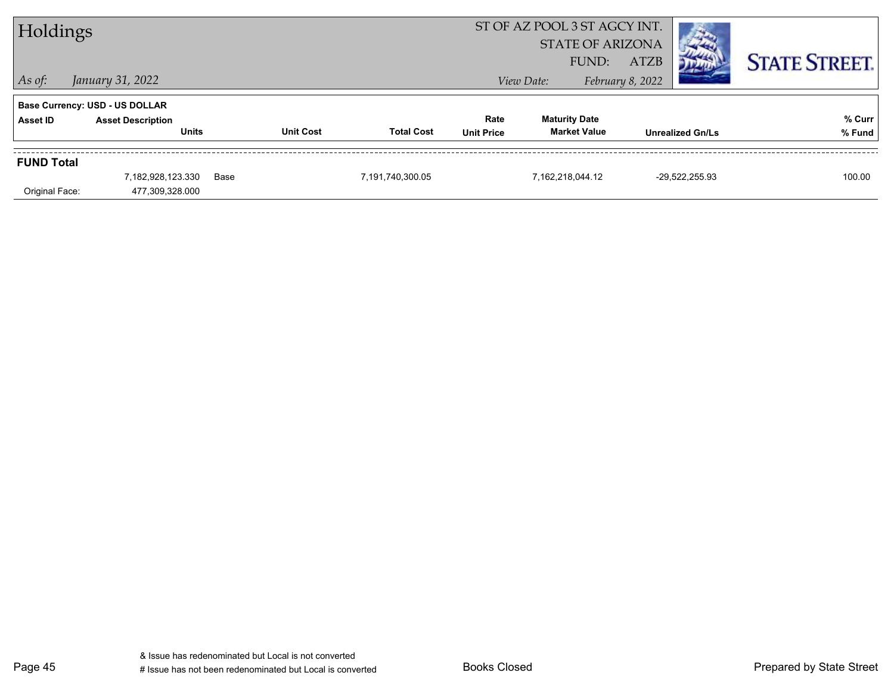# Holdings

ST OF AZ POOL 3 ST AGCY INT.
STATE OF ARIZONA
FUND: ATZB

*As of:* *January 31, 2022*

*View Date:* *February 8, 2022*

STATE STREET.

**Base Currency: USD - US DOLLAR**

| Asset ID | Asset Description / Units | | Unit Cost | Total Cost | Rate / Unit Price | Maturity Date / Market Value | Unrealized Gn/Ls | % Curr / % Fund |
|---|---|---|---|---|---|---|---|---|
| **FUND Total** | | | | | | | | |
| | 7,182,928,123.330 | Base | | 7,191,740,300.05 | | 7,162,218,044.12 | -29,522,255.93 | 100.00 |
| Original Face: | 477,309,328.000 | | | | | | | |

& Issue has redenominated but Local is not converted
# Issue has not been redenominated but Local is converted

Books Closed

Prepared by State Street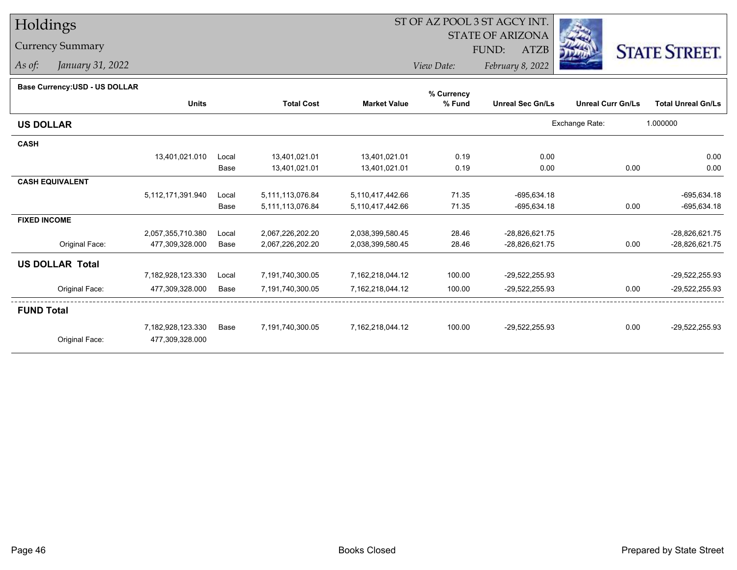# Holdings

## Currency Summary

*As of:* *January 31, 2022*

ST OF AZ POOL 3 ST AGCY INT.
STATE OF ARIZONA
FUND: ATZB

*View Date:* *February 8, 2022*

STATE STREET.

**Base Currency:USD - US DOLLAR**

| | Units | | Total Cost | Market Value | % Currency % Fund | Unreal Sec Gn/Ls | Unreal Curr Gn/Ls | Total Unreal Gn/Ls |
|---|---|---|---|---|---|---|---|---|
| **US DOLLAR** | | | | | | | Exchange Rate: | 1.000000 |
| **CASH** | | | | | | | | |
| | 13,401,021.010 | Local | 13,401,021.01 | 13,401,021.01 | 0.19 | 0.00 | | 0.00 |
| | | Base | 13,401,021.01 | 13,401,021.01 | 0.19 | 0.00 | 0.00 | 0.00 |
| **CASH EQUIVALENT** | | | | | | | | |
| | 5,112,171,391.940 | Local | 5,111,113,076.84 | 5,110,417,442.66 | 71.35 | -695,634.18 | | -695,634.18 |
| | | Base | 5,111,113,076.84 | 5,110,417,442.66 | 71.35 | -695,634.18 | 0.00 | -695,634.18 |
| **FIXED INCOME** | | | | | | | | |
| | 2,057,355,710.380 | Local | 2,067,226,202.20 | 2,038,399,580.45 | 28.46 | -28,826,621.75 | | -28,826,621.75 |
| Original Face: | 477,309,328.000 | Base | 2,067,226,202.20 | 2,038,399,580.45 | 28.46 | -28,826,621.75 | 0.00 | -28,826,621.75 |
| **US DOLLAR Total** | | | | | | | | |
| | 7,182,928,123.330 | Local | 7,191,740,300.05 | 7,162,218,044.12 | 100.00 | -29,522,255.93 | | -29,522,255.93 |
| Original Face: | 477,309,328.000 | Base | 7,191,740,300.05 | 7,162,218,044.12 | 100.00 | -29,522,255.93 | 0.00 | -29,522,255.93 |
| **FUND Total** | | | | | | | | |
| | 7,182,928,123.330 | Base | 7,191,740,300.05 | 7,162,218,044.12 | 100.00 | -29,522,255.93 | 0.00 | -29,522,255.93 |
| Original Face: | 477,309,328.000 | | | | | | | |

Books Closed

Prepared by State Street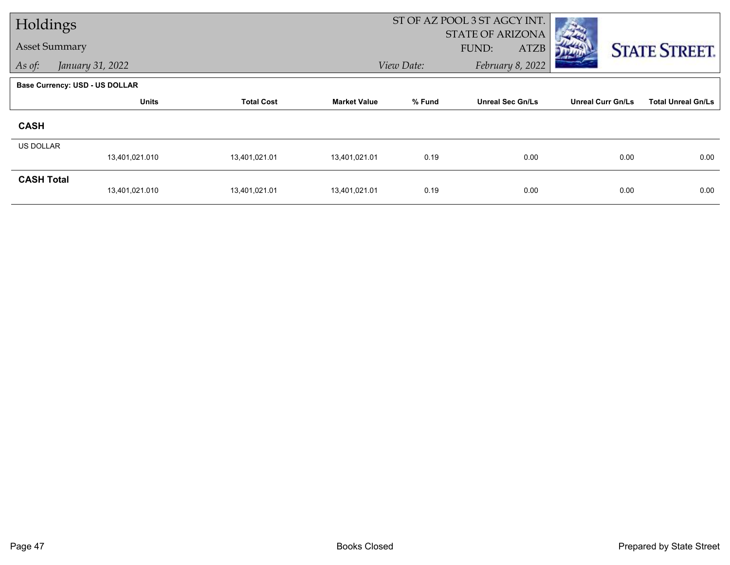# Holdings

## Asset Summary

*As of:* *January 31, 2022*

ST OF AZ POOL 3 ST AGCY INT.
STATE OF ARIZONA
FUND: ATZB

*View Date:* *February 8, 2022*

**Base Currency: USD - US DOLLAR**

| | Units | Total Cost | Market Value | % Fund | Unreal Sec Gn/Ls | Unreal Curr Gn/Ls | Total Unreal Gn/Ls |
|---|---|---|---|---|---|---|---|
| **CASH** | | | | | | | |
| US DOLLAR | 13,401,021.010 | 13,401,021.01 | 13,401,021.01 | 0.19 | 0.00 | 0.00 | 0.00 |
| **CASH Total** | 13,401,021.010 | 13,401,021.01 | 13,401,021.01 | 0.19 | 0.00 | 0.00 | 0.00 |

Books Closed

Prepared by State Street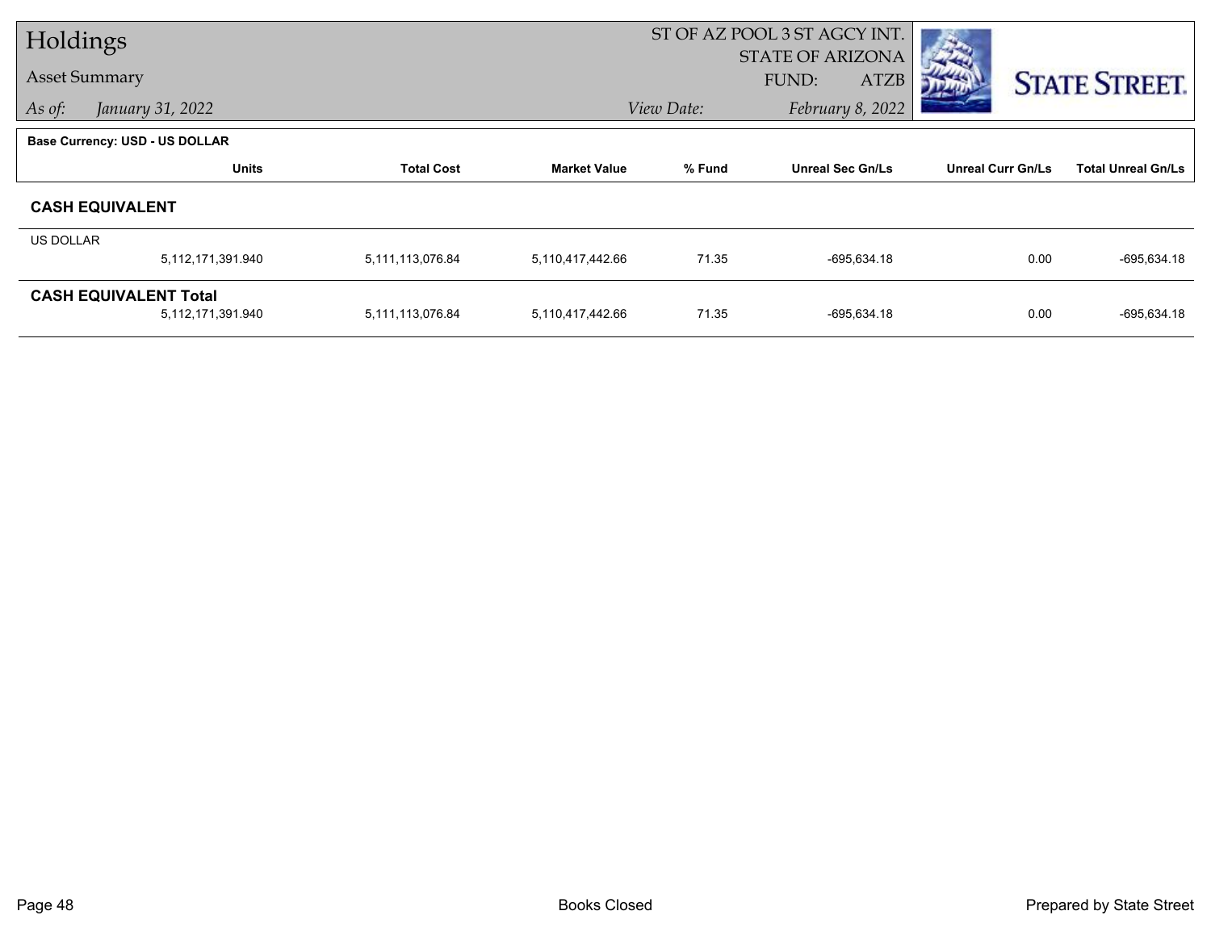# Holdings

**Asset Summary**

*As of:* *January 31, 2022*

ST OF AZ POOL 3 ST AGCY INT.
STATE OF ARIZONA
FUND: ATZB

*View Date:* *February 8, 2022*

STATE STREET.

**Base Currency: USD - US DOLLAR**

| | Units | Total Cost | Market Value | % Fund | Unreal Sec Gn/Ls | Unreal Curr Gn/Ls | Total Unreal Gn/Ls |
|---|---|---|---|---|---|---|---|
| **CASH EQUIVALENT** | | | | | | | |
| US DOLLAR | 5,112,171,391.940 | 5,111,113,076.84 | 5,110,417,442.66 | 71.35 | -695,634.18 | 0.00 | -695,634.18 |
| **CASH EQUIVALENT Total** | 5,112,171,391.940 | 5,111,113,076.84 | 5,110,417,442.66 | 71.35 | -695,634.18 | 0.00 | -695,634.18 |

Books Closed

Prepared by State Street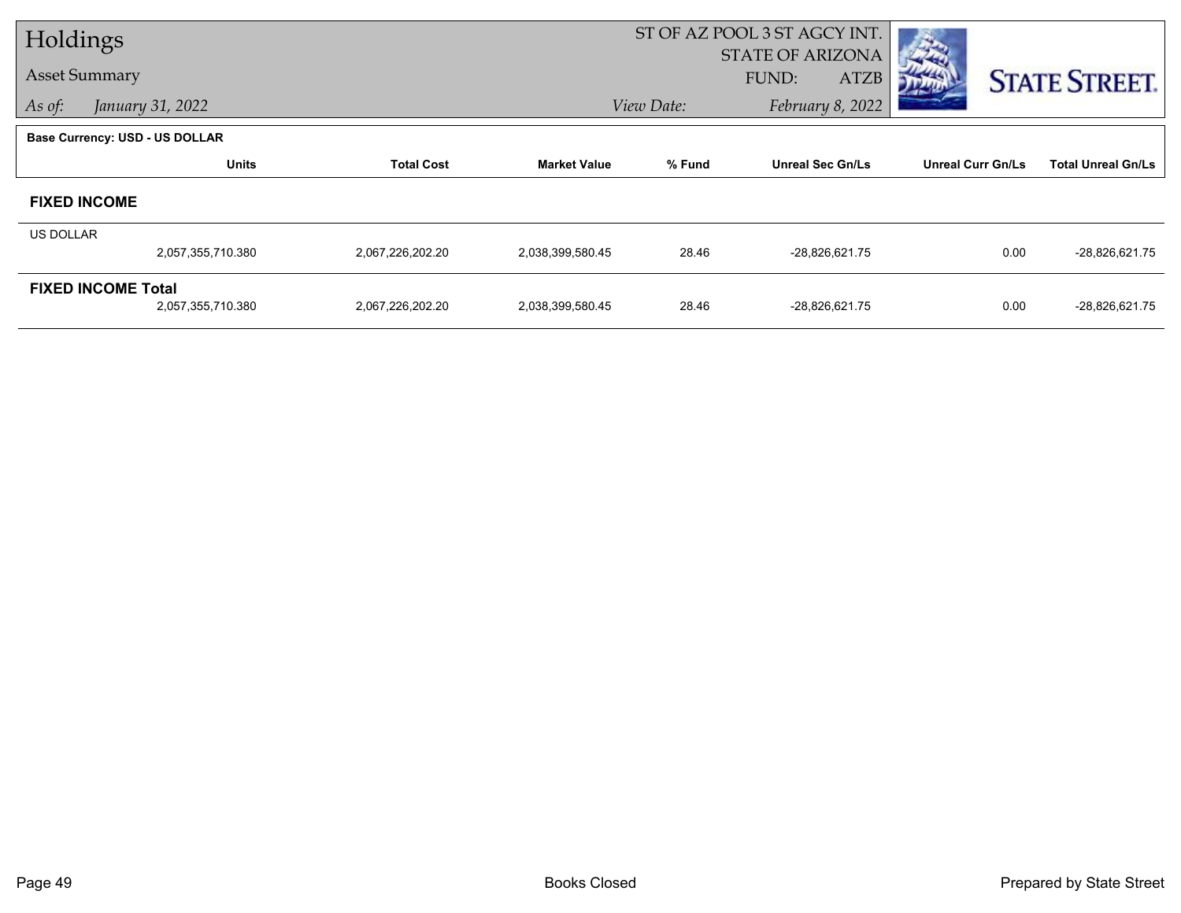# Holdings

**Asset Summary**

*As of:* *January 31, 2022*

ST OF AZ POOL 3 ST AGCY INT.
STATE OF ARIZONA
FUND: ATZB
*View Date:* *February 8, 2022*

STATE STREET.

**Base Currency: USD - US DOLLAR**

| | Units | Total Cost | Market Value | % Fund | Unreal Sec Gn/Ls | Unreal Curr Gn/Ls | Total Unreal Gn/Ls |
|---|---|---|---|---|---|---|---|
| **FIXED INCOME** | | | | | | | |
| US DOLLAR | 2,057,355,710.380 | 2,067,226,202.20 | 2,038,399,580.45 | 28.46 | -28,826,621.75 | 0.00 | -28,826,621.75 |
| **FIXED INCOME Total** | 2,057,355,710.380 | 2,067,226,202.20 | 2,038,399,580.45 | 28.46 | -28,826,621.75 | 0.00 | -28,826,621.75 |

Books Closed

Prepared by State Street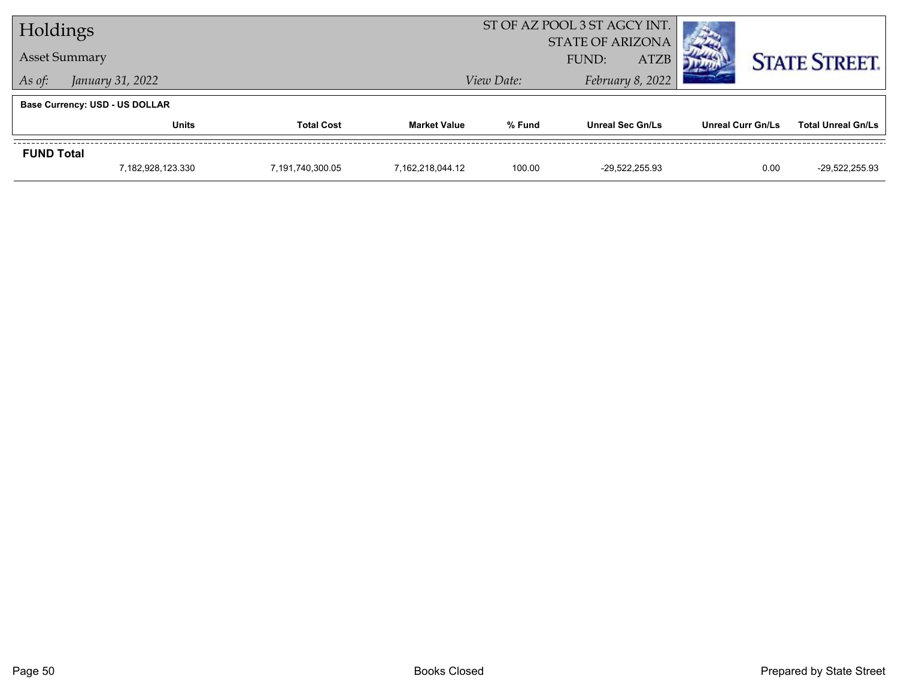# Holdings

**Asset Summary**

*As of:* *January 31, 2022*

ST OF AZ POOL 3 ST AGCY INT.
STATE OF ARIZONA
FUND: ATZB
*View Date:* *February 8, 2022*

STATE STREET.

**Base Currency: USD - US DOLLAR**

| | Units | Total Cost | Market Value | % Fund | Unreal Sec Gn/Ls | Unreal Curr Gn/Ls | Total Unreal Gn/Ls |
|---|---|---|---|---|---|---|---|
| **FUND Total** | | | | | | | |
| | 7,182,928,123.330 | 7,191,740,300.05 | 7,162,218,044.12 | 100.00 | -29,522,255.93 | 0.00 | -29,522,255.93 |

Books Closed

Prepared by State Street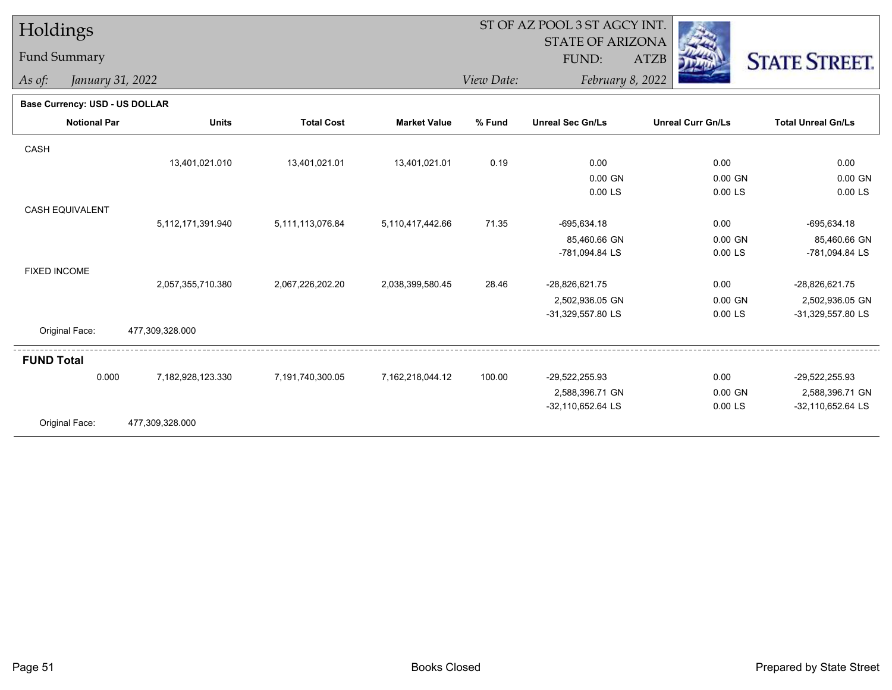# Holdings

Fund Summary

*As of:* *January 31, 2022*

ST OF AZ POOL 3 ST AGCY INT.
STATE OF ARIZONA
FUND: ATZB

*View Date:* *February 8, 2022*

STATE STREET.

**Base Currency: USD - US DOLLAR**

| Notional Par | Units | Total Cost | Market Value | % Fund | Unreal Sec Gn/Ls | Unreal Curr Gn/Ls | Total Unreal Gn/Ls |
|---|---|---|---|---|---|---|---|
| CASH | | | | | | | |
| | 13,401,021.010 | 13,401,021.01 | 13,401,021.01 | 0.19 | 0.00 | 0.00 | 0.00 |
| | | | | | 0.00 GN | 0.00 GN | 0.00 GN |
| | | | | | 0.00 LS | 0.00 LS | 0.00 LS |
| CASH EQUIVALENT | | | | | | | |
| | 5,112,171,391.940 | 5,111,113,076.84 | 5,110,417,442.66 | 71.35 | -695,634.18 | 0.00 | -695,634.18 |
| | | | | | 85,460.66 GN | 0.00 GN | 85,460.66 GN |
| | | | | | -781,094.84 LS | 0.00 LS | -781,094.84 LS |
| FIXED INCOME | | | | | | | |
| | 2,057,355,710.380 | 2,067,226,202.20 | 2,038,399,580.45 | 28.46 | -28,826,621.75 | 0.00 | -28,826,621.75 |
| | | | | | 2,502,936.05 GN | 0.00 GN | 2,502,936.05 GN |
| | | | | | -31,329,557.80 LS | 0.00 LS | -31,329,557.80 LS |
| Original Face: | 477,309,328.000 | | | | | | |
| **FUND Total** | | | | | | | |
| 0.000 | 7,182,928,123.330 | 7,191,740,300.05 | 7,162,218,044.12 | 100.00 | -29,522,255.93 | 0.00 | -29,522,255.93 |
| | | | | | 2,588,396.71 GN | 0.00 GN | 2,588,396.71 GN |
| | | | | | -32,110,652.64 LS | 0.00 LS | -32,110,652.64 LS |
| Original Face: | 477,309,328.000 | | | | | | |

Books Closed

Prepared by State Street